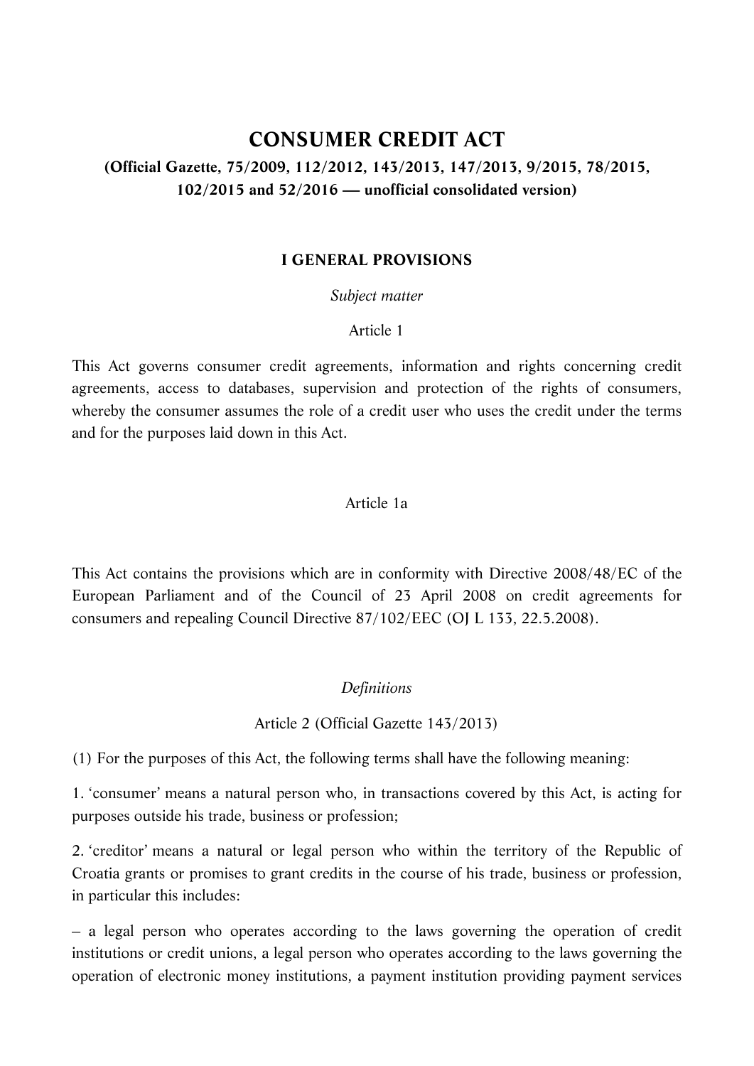# CONSUMER CREDIT ACT

**(Official Gazette, 75/2009, 112/2012, 143/2013, 147/2013, 9/2015, 78/2015, 102/2015 and 52/2016 — unofficial consolidated version)**

## I GENERAL PROVISIONS

*Subject matter*

Article 1

This Act governs consumer credit agreements, information and rights concerning credit agreements, access to databases, supervision and protection of the rights of consumers, whereby the consumer assumes the role of a credit user who uses the credit under the terms and for the purposes laid down in this Act.

Article 1a

This Act contains the provisions which are in conformity with Directive 2008/48/EC of the European Parliament and of the Council of 23 April 2008 on credit agreements for consumers and repealing Council Directive 87/102/EEC (OJ L 133, 22.5.2008).

*Definitions*

Article 2 (Official Gazette 143/2013)

(1) For the purposes of this Act, the following terms shall have the following meaning:

1. 'consumer' means a natural person who, in transactions covered by this Act, is acting for purposes outside his trade, business or profession;

2. 'creditor' means a natural or legal person who within the territory of the Republic of Croatia grants or promises to grant credits in the course of his trade, business or profession, in particular this includes:

– a legal person who operates according to the laws governing the operation of credit institutions or credit unions, a legal person who operates according to the laws governing the operation of electronic money institutions, a payment institution providing payment services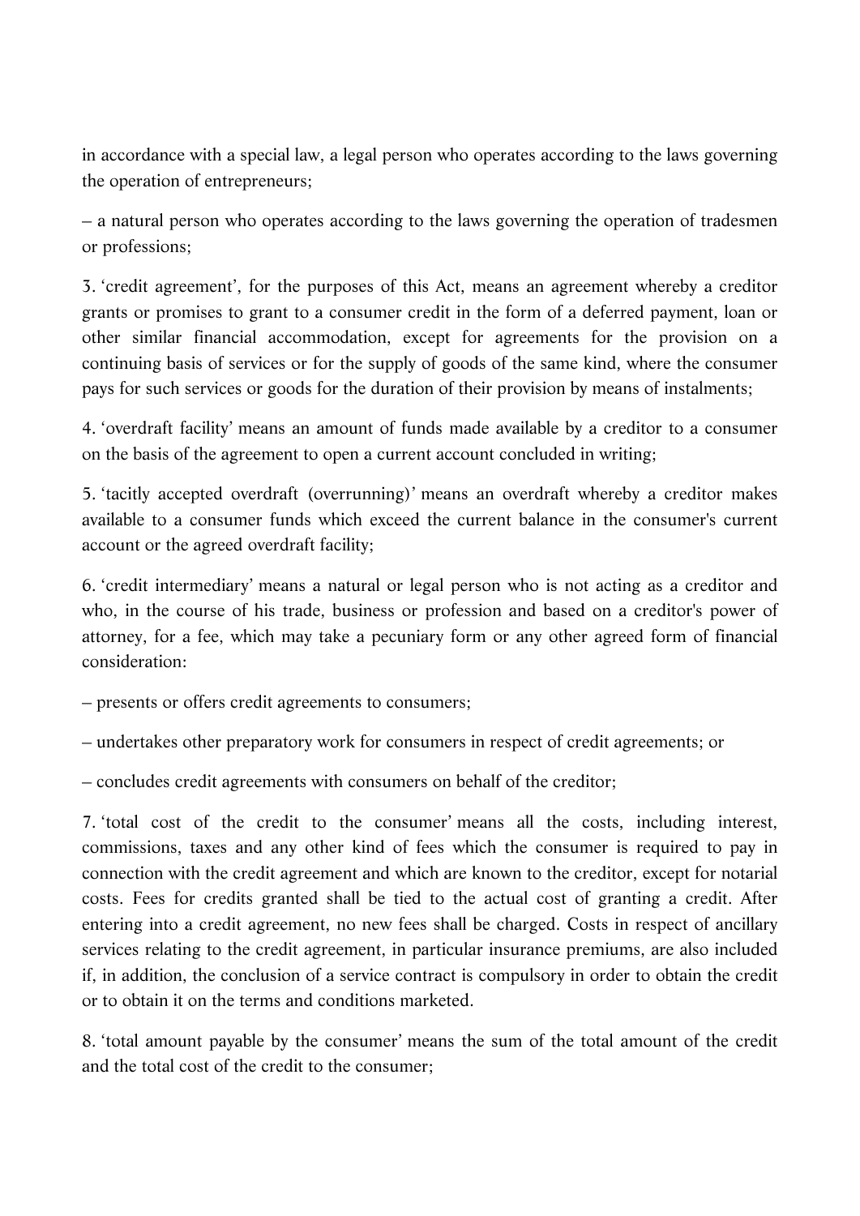in accordance with a special law, a legal person who operates according to the laws governing the operation of entrepreneurs;

– a natural person who operates according to the laws governing the operation of tradesmen or professions;

3. 'credit agreement', for the purposes of this Act, means an agreement whereby a creditor grants or promises to grant to a consumer credit in the form of a deferred payment, loan or other similar financial accommodation, except for agreements for the provision on a continuing basis of services or for the supply of goods of the same kind, where the consumer pays for such services or goods for the duration of their provision by means of instalments;

4. 'overdraft facility' means an amount of funds made available by a creditor to a consumer on the basis of the agreement to open a current account concluded in writing;

5. 'tacitly accepted overdraft (overrunning)' means an overdraft whereby a creditor makes available to a consumer funds which exceed the current balance in the consumer's current account or the agreed overdraft facility;

6. 'credit intermediary' means a natural or legal person who is not acting as a creditor and who, in the course of his trade, business or profession and based on a creditor's power of attorney, for a fee, which may take a pecuniary form or any other agreed form of financial consideration:

– presents or offers credit agreements to consumers;

– undertakes other preparatory work for consumers in respect of credit agreements; or

– concludes credit agreements with consumers on behalf of the creditor;

7. 'total cost of the credit to the consumer' means all the costs, including interest, commissions, taxes and any other kind of fees which the consumer is required to pay in connection with the credit agreement and which are known to the creditor, except for notarial costs. Fees for credits granted shall be tied to the actual cost of granting a credit. After entering into a credit agreement, no new fees shall be charged. Costs in respect of ancillary services relating to the credit agreement, in particular insurance premiums, are also included if, in addition, the conclusion of a service contract is compulsory in order to obtain the credit or to obtain it on the terms and conditions marketed.

8. 'total amount payable by the consumer' means the sum of the total amount of the credit and the total cost of the credit to the consumer;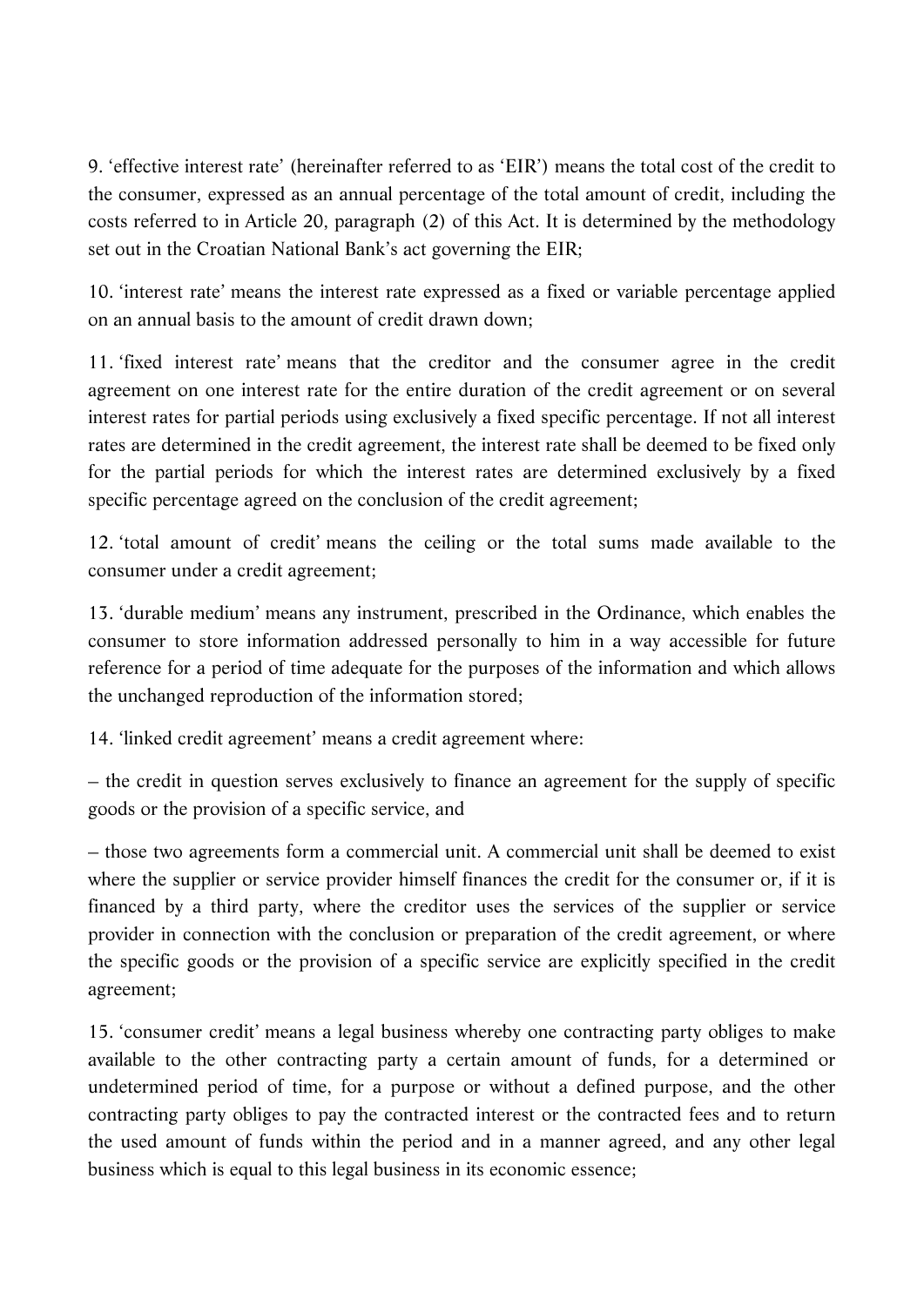9. ‘effective interest rate’ (hereinafter referred to as ‘EIR’) means the total cost of the credit to the consumer, expressed as an annual percentage of the total amount of credit, including the costs referred to in Article 20, paragraph (2) of this Act. It is determined by the methodology set out in the Croatian National Bank’s act governing the EIR;

10. ‘interest rate’ means the interest rate expressed as a fixed or variable percentage applied on an annual basis to the amount of credit drawn down;

11. ‘fixed interest rate’ means that the creditor and the consumer agree in the credit agreement on one interest rate for the entire duration of the credit agreement or on several interest rates for partial periods using exclusively a fixed specific percentage. If not all interest rates are determined in the credit agreement, the interest rate shall be deemed to be fixed only for the partial periods for which the interest rates are determined exclusively by a fixed specific percentage agreed on the conclusion of the credit agreement;

12. ‘total amount of credit’ means the ceiling or the total sums made available to the consumer under a credit agreement;

13. ‘durable medium’ means any instrument, prescribed in the Ordinance, which enables the consumer to store information addressed personally to him in a way accessible for future reference for a period of time adequate for the purposes of the information and which allows the unchanged reproduction of the information stored;

14. ‘linked credit agreement’ means a credit agreement where:

– the credit in question serves exclusively to finance an agreement for the supply of specific goods or the provision of a specific service, and

– those two agreements form a commercial unit. A commercial unit shall be deemed to exist where the supplier or service provider himself finances the credit for the consumer or, if it is financed by a third party, where the creditor uses the services of the supplier or service provider in connection with the conclusion or preparation of the credit agreement, or where the specific goods or the provision of a specific service are explicitly specified in the credit agreement;

15. ‘consumer credit’ means a legal business whereby one contracting party obliges to make available to the other contracting party a certain amount of funds, for a determined or undetermined period of time, for a purpose or without a defined purpose, and the other contracting party obliges to pay the contracted interest or the contracted fees and to return the used amount of funds within the period and in a manner agreed, and any other legal business which is equal to this legal business in its economic essence;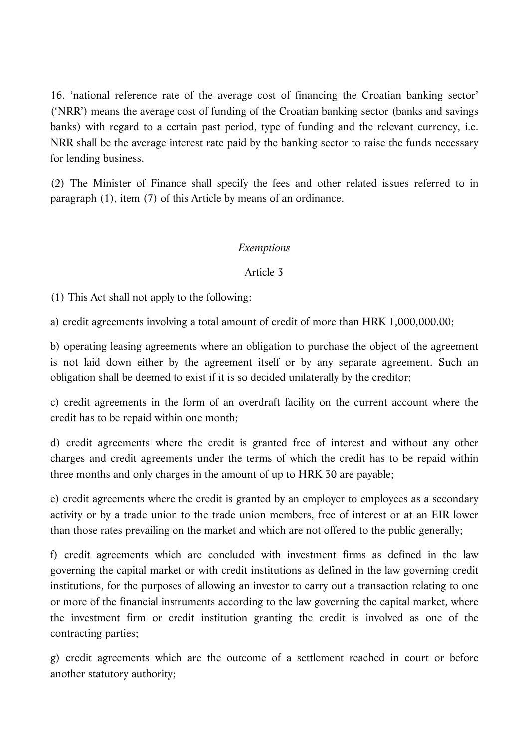16. 'national reference rate of the average cost of financing the Croatian banking sector' ('NRR') means the average cost of funding of the Croatian banking sector (banks and savings banks) with regard to a certain past period, type of funding and the relevant currency, i.e. NRR shall be the average interest rate paid by the banking sector to raise the funds necessary for lending business.

(2) The Minister of Finance shall specify the fees and other related issues referred to in paragraph (1), item (7) of this Article by means of an ordinance.

*Exemptions*

Article 3

(1) This Act shall not apply to the following:

a) credit agreements involving a total amount of credit of more than HRK 1,000,000.00;

b) operating leasing agreements where an obligation to purchase the object of the agreement is not laid down either by the agreement itself or by any separate agreement. Such an obligation shall be deemed to exist if it is so decided unilaterally by the creditor;

c) credit agreements in the form of an overdraft facility on the current account where the credit has to be repaid within one month;

d) credit agreements where the credit is granted free of interest and without any other charges and credit agreements under the terms of which the credit has to be repaid within three months and only charges in the amount of up to HRK 30 are payable;

e) credit agreements where the credit is granted by an employer to employees as a secondary activity or by a trade union to the trade union members, free of interest or at an EIR lower than those rates prevailing on the market and which are not offered to the public generally;

f) credit agreements which are concluded with investment firms as defined in the law governing the capital market or with credit institutions as defined in the law governing credit institutions, for the purposes of allowing an investor to carry out a transaction relating to one or more of the financial instruments according to the law governing the capital market, where the investment firm or credit institution granting the credit is involved as one of the contracting parties;

g) credit agreements which are the outcome of a settlement reached in court or before another statutory authority;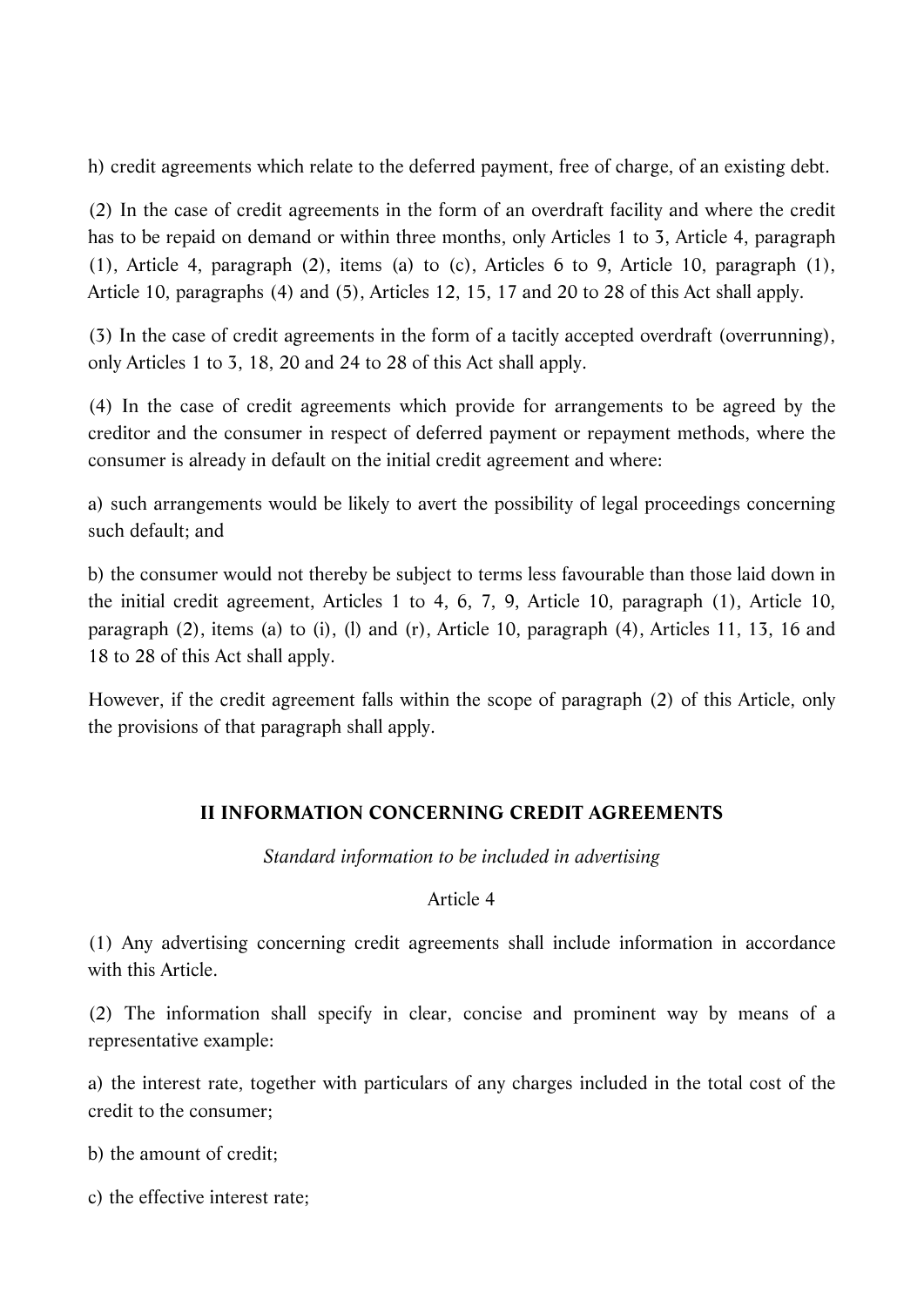h) credit agreements which relate to the deferred payment, free of charge, of an existing debt.

(2) In the case of credit agreements in the form of an overdraft facility and where the credit has to be repaid on demand or within three months, only Articles 1 to 3, Article 4, paragraph (1), Article 4, paragraph (2), items (a) to (c), Articles 6 to 9, Article 10, paragraph (1), Article 10, paragraphs (4) and (5), Articles 12, 15, 17 and 20 to 28 of this Act shall apply.

(3) In the case of credit agreements in the form of a tacitly accepted overdraft (overrunning), only Articles 1 to 3, 18, 20 and 24 to 28 of this Act shall apply.

(4) In the case of credit agreements which provide for arrangements to be agreed by the creditor and the consumer in respect of deferred payment or repayment methods, where the consumer is already in default on the initial credit agreement and where:

a) such arrangements would be likely to avert the possibility of legal proceedings concerning such default; and

b) the consumer would not thereby be subject to terms less favourable than those laid down in the initial credit agreement, Articles 1 to 4, 6, 7, 9, Article 10, paragraph (1), Article 10, paragraph (2), items (a) to (i), (l) and (r), Article 10, paragraph (4), Articles 11, 13, 16 and 18 to 28 of this Act shall apply.

However, if the credit agreement falls within the scope of paragraph (2) of this Article, only the provisions of that paragraph shall apply.

## II INFORMATION CONCERNING CREDIT AGREEMENTS

*Standard information to be included in advertising*

Article 4

(1) Any advertising concerning credit agreements shall include information in accordance with this Article.

(2) The information shall specify in clear, concise and prominent way by means of a representative example:

a) the interest rate, together with particulars of any charges included in the total cost of the credit to the consumer;

b) the amount of credit;

c) the effective interest rate;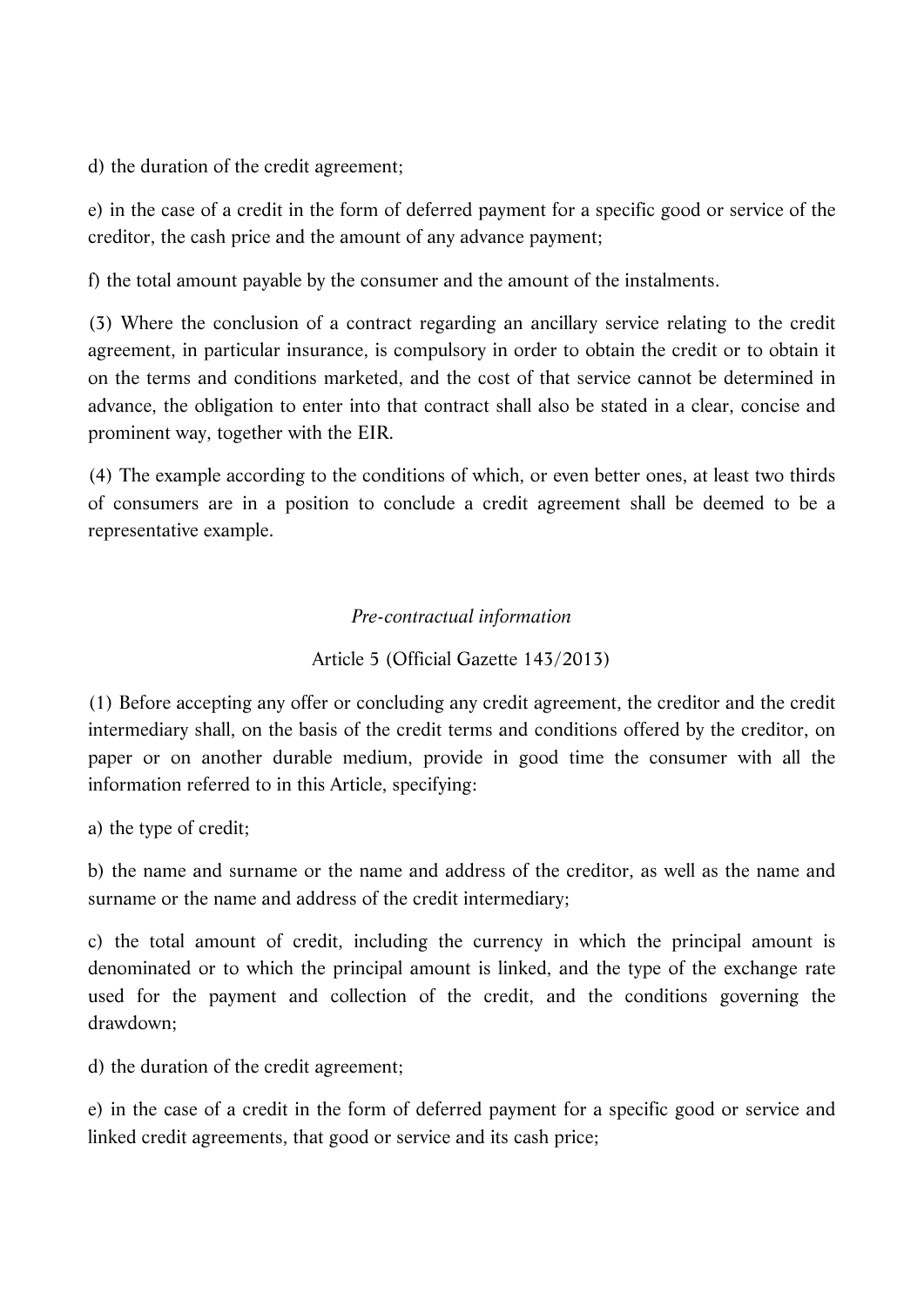d) the duration of the credit agreement;

e) in the case of a credit in the form of deferred payment for a specific good or service of the creditor, the cash price and the amount of any advance payment;

f) the total amount payable by the consumer and the amount of the instalments.

(3) Where the conclusion of a contract regarding an ancillary service relating to the credit agreement, in particular insurance, is compulsory in order to obtain the credit or to obtain it on the terms and conditions marketed, and the cost of that service cannot be determined in advance, the obligation to enter into that contract shall also be stated in a clear, concise and prominent way, together with the EIR.

(4) The example according to the conditions of which, or even better ones, at least two thirds of consumers are in a position to conclude a credit agreement shall be deemed to be a representative example.

*Pre-contractual information*

Article 5 (Official Gazette 143/2013)

(1) Before accepting any offer or concluding any credit agreement, the creditor and the credit intermediary shall, on the basis of the credit terms and conditions offered by the creditor, on paper or on another durable medium, provide in good time the consumer with all the information referred to in this Article, specifying:

a) the type of credit;

b) the name and surname or the name and address of the creditor, as well as the name and surname or the name and address of the credit intermediary;

c) the total amount of credit, including the currency in which the principal amount is denominated or to which the principal amount is linked, and the type of the exchange rate used for the payment and collection of the credit, and the conditions governing the drawdown;

d) the duration of the credit agreement;

e) in the case of a credit in the form of deferred payment for a specific good or service and linked credit agreements, that good or service and its cash price;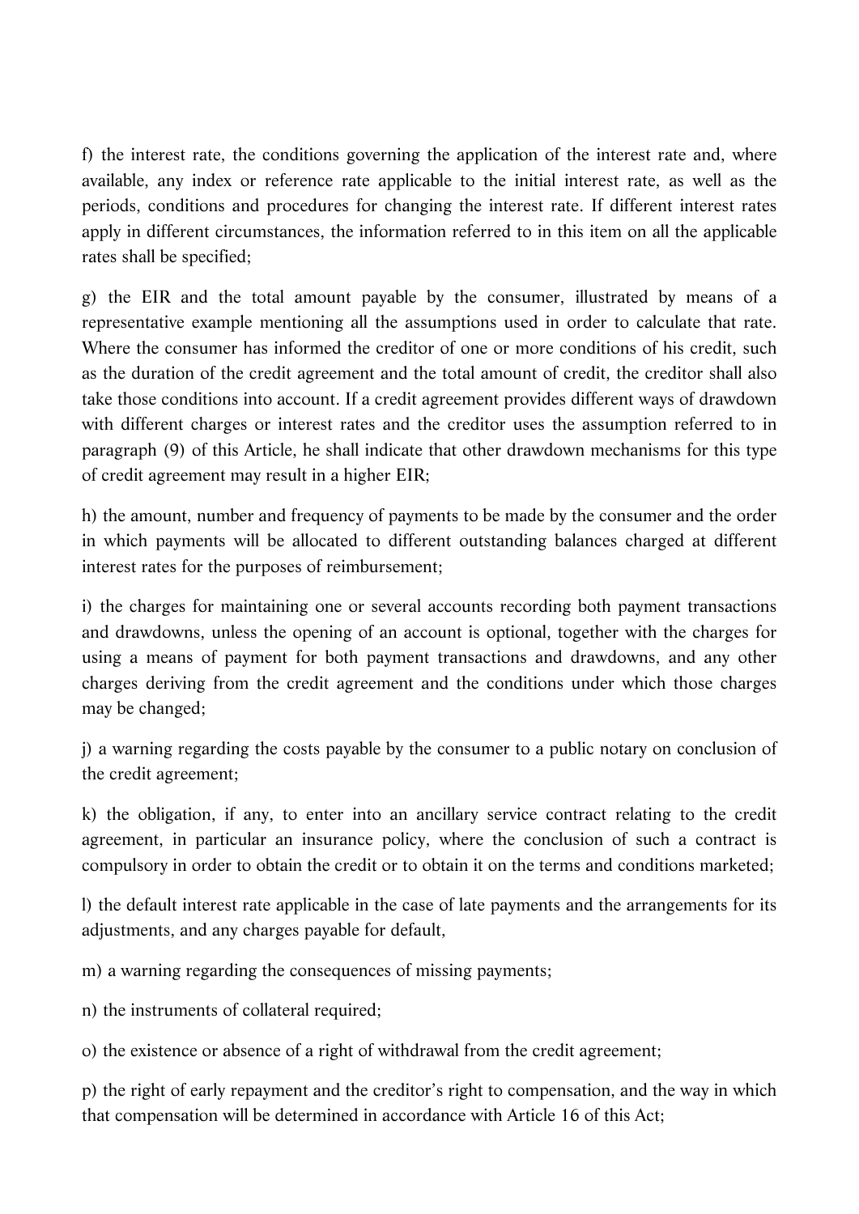f) the interest rate, the conditions governing the application of the interest rate and, where available, any index or reference rate applicable to the initial interest rate, as well as the periods, conditions and procedures for changing the interest rate. If different interest rates apply in different circumstances, the information referred to in this item on all the applicable rates shall be specified;

g) the EIR and the total amount payable by the consumer, illustrated by means of a representative example mentioning all the assumptions used in order to calculate that rate. Where the consumer has informed the creditor of one or more conditions of his credit, such as the duration of the credit agreement and the total amount of credit, the creditor shall also take those conditions into account. If a credit agreement provides different ways of drawdown with different charges or interest rates and the creditor uses the assumption referred to in paragraph (9) of this Article, he shall indicate that other drawdown mechanisms for this type of credit agreement may result in a higher EIR;

h) the amount, number and frequency of payments to be made by the consumer and the order in which payments will be allocated to different outstanding balances charged at different interest rates for the purposes of reimbursement;

i) the charges for maintaining one or several accounts recording both payment transactions and drawdowns, unless the opening of an account is optional, together with the charges for using a means of payment for both payment transactions and drawdowns, and any other charges deriving from the credit agreement and the conditions under which those charges may be changed;

j) a warning regarding the costs payable by the consumer to a public notary on conclusion of the credit agreement;

k) the obligation, if any, to enter into an ancillary service contract relating to the credit agreement, in particular an insurance policy, where the conclusion of such a contract is compulsory in order to obtain the credit or to obtain it on the terms and conditions marketed;

l) the default interest rate applicable in the case of late payments and the arrangements for its adjustments, and any charges payable for default,

m) a warning regarding the consequences of missing payments;

n) the instruments of collateral required;

o) the existence or absence of a right of withdrawal from the credit agreement;

p) the right of early repayment and the creditor's right to compensation, and the way in which that compensation will be determined in accordance with Article 16 of this Act;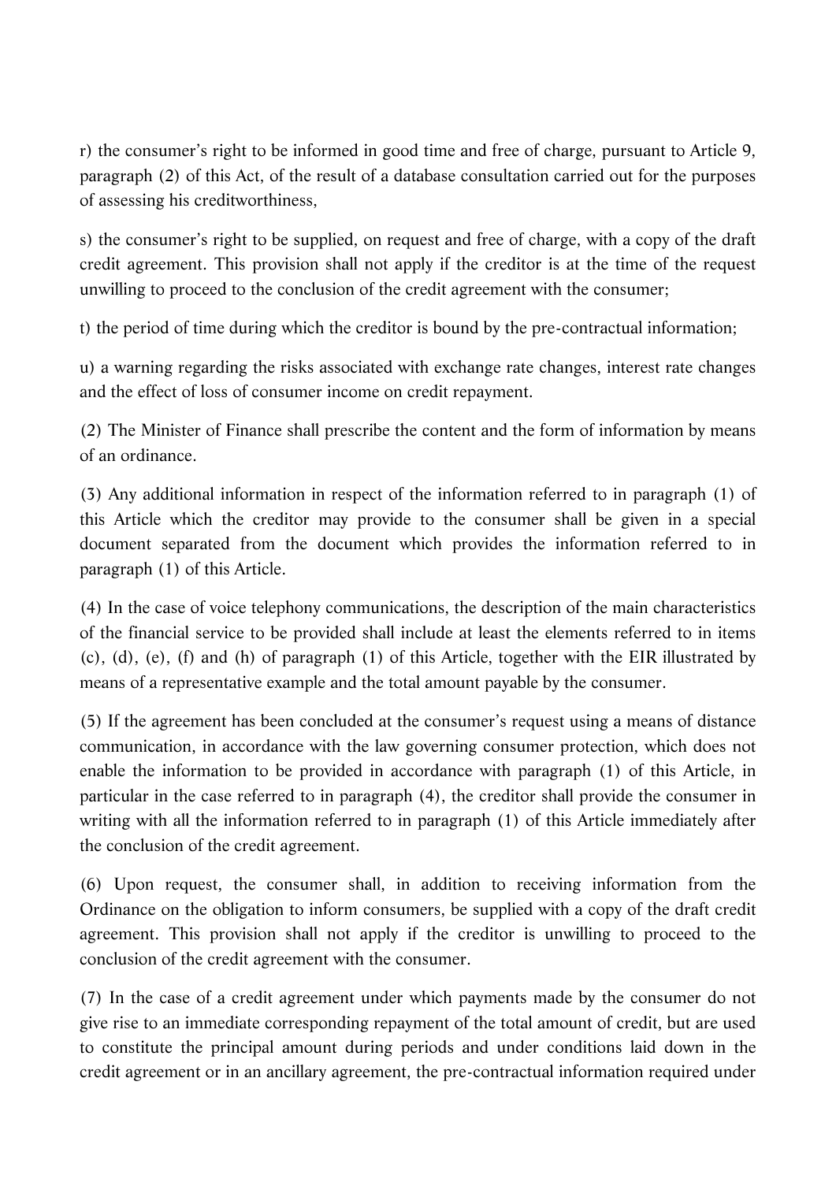r) the consumer's right to be informed in good time and free of charge, pursuant to Article 9, paragraph (2) of this Act, of the result of a database consultation carried out for the purposes of assessing his creditworthiness,

s) the consumer's right to be supplied, on request and free of charge, with a copy of the draft credit agreement. This provision shall not apply if the creditor is at the time of the request unwilling to proceed to the conclusion of the credit agreement with the consumer;

t) the period of time during which the creditor is bound by the pre-contractual information;

u) a warning regarding the risks associated with exchange rate changes, interest rate changes and the effect of loss of consumer income on credit repayment.

(2) The Minister of Finance shall prescribe the content and the form of information by means of an ordinance.

(3) Any additional information in respect of the information referred to in paragraph (1) of this Article which the creditor may provide to the consumer shall be given in a special document separated from the document which provides the information referred to in paragraph (1) of this Article.

(4) In the case of voice telephony communications, the description of the main characteristics of the financial service to be provided shall include at least the elements referred to in items (c), (d), (e), (f) and (h) of paragraph (1) of this Article, together with the EIR illustrated by means of a representative example and the total amount payable by the consumer.

(5) If the agreement has been concluded at the consumer's request using a means of distance communication, in accordance with the law governing consumer protection, which does not enable the information to be provided in accordance with paragraph (1) of this Article, in particular in the case referred to in paragraph (4), the creditor shall provide the consumer in writing with all the information referred to in paragraph (1) of this Article immediately after the conclusion of the credit agreement.

(6) Upon request, the consumer shall, in addition to receiving information from the Ordinance on the obligation to inform consumers, be supplied with a copy of the draft credit agreement. This provision shall not apply if the creditor is unwilling to proceed to the conclusion of the credit agreement with the consumer.

(7) In the case of a credit agreement under which payments made by the consumer do not give rise to an immediate corresponding repayment of the total amount of credit, but are used to constitute the principal amount during periods and under conditions laid down in the credit agreement or in an ancillary agreement, the pre-contractual information required under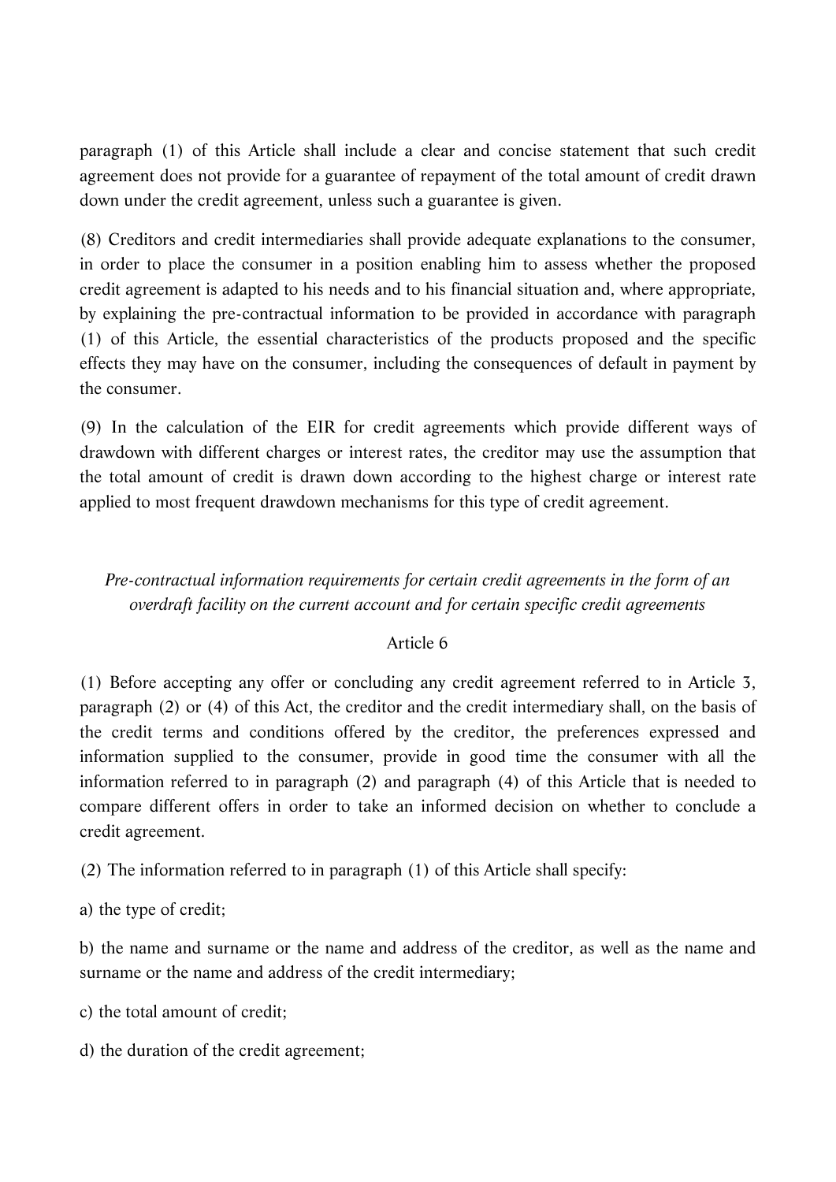paragraph (1) of this Article shall include a clear and concise statement that such credit agreement does not provide for a guarantee of repayment of the total amount of credit drawn down under the credit agreement, unless such a guarantee is given.

(8) Creditors and credit intermediaries shall provide adequate explanations to the consumer, in order to place the consumer in a position enabling him to assess whether the proposed credit agreement is adapted to his needs and to his financial situation and, where appropriate, by explaining the pre-contractual information to be provided in accordance with paragraph (1) of this Article, the essential characteristics of the products proposed and the specific effects they may have on the consumer, including the consequences of default in payment by the consumer.

(9) In the calculation of the EIR for credit agreements which provide different ways of drawdown with different charges or interest rates, the creditor may use the assumption that the total amount of credit is drawn down according to the highest charge or interest rate applied to most frequent drawdown mechanisms for this type of credit agreement.

*Pre-contractual information requirements for certain credit agreements in the form of an overdraft facility on the current account and for certain specific credit agreements*

Article 6

(1) Before accepting any offer or concluding any credit agreement referred to in Article 3, paragraph (2) or (4) of this Act, the creditor and the credit intermediary shall, on the basis of the credit terms and conditions offered by the creditor, the preferences expressed and information supplied to the consumer, provide in good time the consumer with all the information referred to in paragraph (2) and paragraph (4) of this Article that is needed to compare different offers in order to take an informed decision on whether to conclude a credit agreement.

(2) The information referred to in paragraph (1) of this Article shall specify:

a) the type of credit;

b) the name and surname or the name and address of the creditor, as well as the name and surname or the name and address of the credit intermediary;

c) the total amount of credit;

d) the duration of the credit agreement;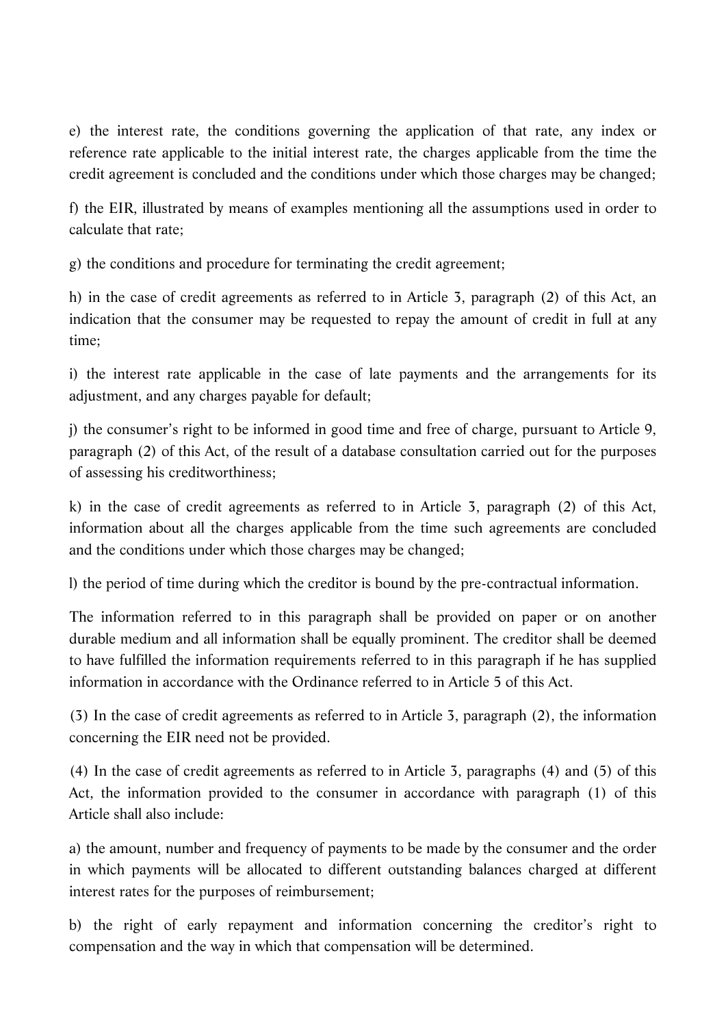e) the interest rate, the conditions governing the application of that rate, any index or reference rate applicable to the initial interest rate, the charges applicable from the time the credit agreement is concluded and the conditions under which those charges may be changed;

f) the EIR, illustrated by means of examples mentioning all the assumptions used in order to calculate that rate;

g) the conditions and procedure for terminating the credit agreement;

h) in the case of credit agreements as referred to in Article 3, paragraph (2) of this Act, an indication that the consumer may be requested to repay the amount of credit in full at any time;

i) the interest rate applicable in the case of late payments and the arrangements for its adjustment, and any charges payable for default;

j) the consumer's right to be informed in good time and free of charge, pursuant to Article 9, paragraph (2) of this Act, of the result of a database consultation carried out for the purposes of assessing his creditworthiness;

k) in the case of credit agreements as referred to in Article 3, paragraph (2) of this Act, information about all the charges applicable from the time such agreements are concluded and the conditions under which those charges may be changed;

l) the period of time during which the creditor is bound by the pre-contractual information.

The information referred to in this paragraph shall be provided on paper or on another durable medium and all information shall be equally prominent. The creditor shall be deemed to have fulfilled the information requirements referred to in this paragraph if he has supplied information in accordance with the Ordinance referred to in Article 5 of this Act.

(3) In the case of credit agreements as referred to in Article 3, paragraph (2), the information concerning the EIR need not be provided.

(4) In the case of credit agreements as referred to in Article 3, paragraphs (4) and (5) of this Act, the information provided to the consumer in accordance with paragraph (1) of this Article shall also include:

a) the amount, number and frequency of payments to be made by the consumer and the order in which payments will be allocated to different outstanding balances charged at different interest rates for the purposes of reimbursement;

b) the right of early repayment and information concerning the creditor's right to compensation and the way in which that compensation will be determined.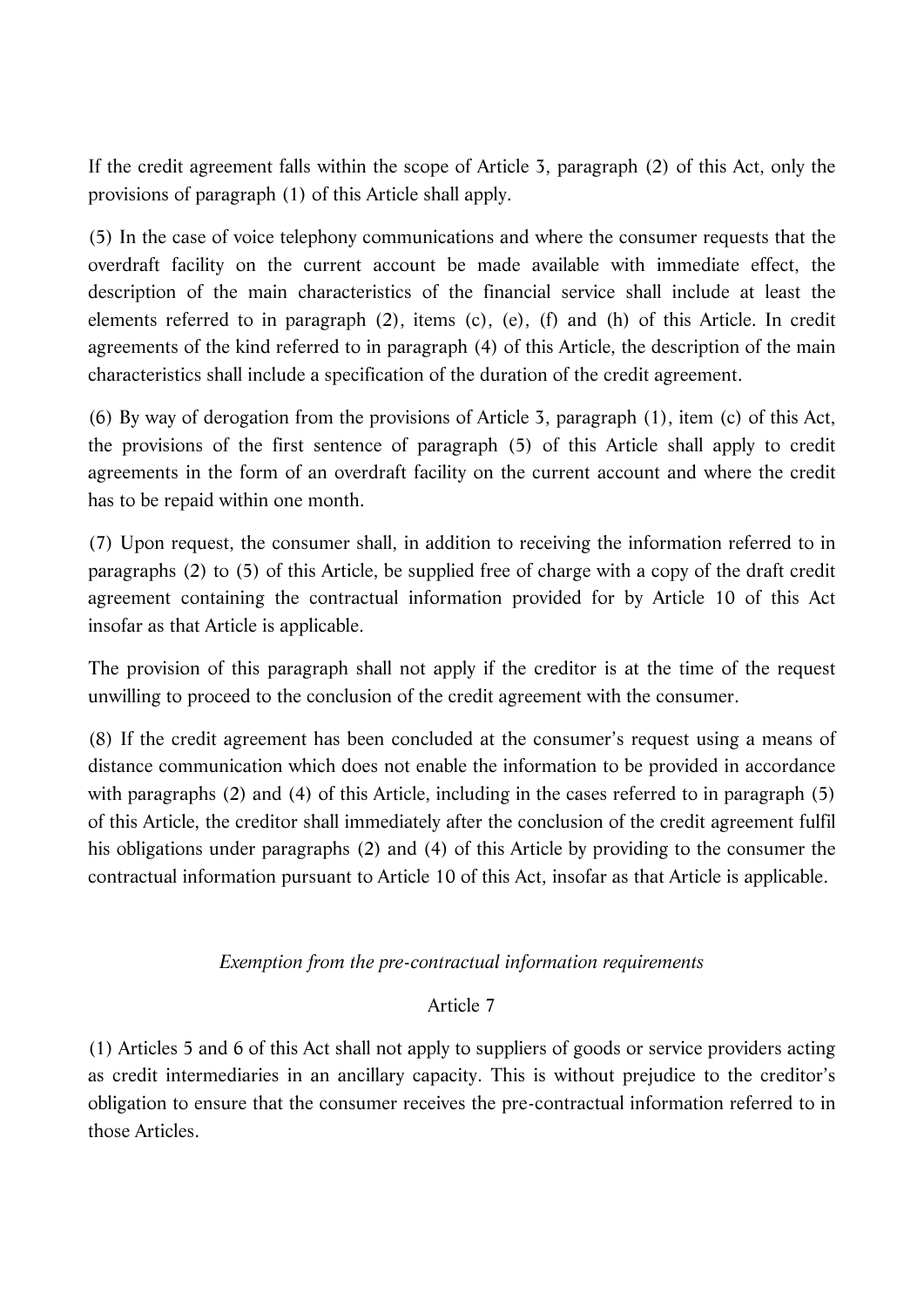If the credit agreement falls within the scope of Article 3, paragraph (2) of this Act, only the provisions of paragraph (1) of this Article shall apply.

(5) In the case of voice telephony communications and where the consumer requests that the overdraft facility on the current account be made available with immediate effect, the description of the main characteristics of the financial service shall include at least the elements referred to in paragraph (2), items (c), (e), (f) and (h) of this Article. In credit agreements of the kind referred to in paragraph (4) of this Article, the description of the main characteristics shall include a specification of the duration of the credit agreement.

(6) By way of derogation from the provisions of Article 3, paragraph (1), item (c) of this Act, the provisions of the first sentence of paragraph (5) of this Article shall apply to credit agreements in the form of an overdraft facility on the current account and where the credit has to be repaid within one month.

(7) Upon request, the consumer shall, in addition to receiving the information referred to in paragraphs (2) to (5) of this Article, be supplied free of charge with a copy of the draft credit agreement containing the contractual information provided for by Article 10 of this Act insofar as that Article is applicable.

The provision of this paragraph shall not apply if the creditor is at the time of the request unwilling to proceed to the conclusion of the credit agreement with the consumer.

(8) If the credit agreement has been concluded at the consumer's request using a means of distance communication which does not enable the information to be provided in accordance with paragraphs (2) and (4) of this Article, including in the cases referred to in paragraph (5) of this Article, the creditor shall immediately after the conclusion of the credit agreement fulfil his obligations under paragraphs (2) and (4) of this Article by providing to the consumer the contractual information pursuant to Article 10 of this Act, insofar as that Article is applicable.

*Exemption from the pre-contractual information requirements*

Article 7

(1) Articles 5 and 6 of this Act shall not apply to suppliers of goods or service providers acting as credit intermediaries in an ancillary capacity. This is without prejudice to the creditor's obligation to ensure that the consumer receives the pre-contractual information referred to in those Articles.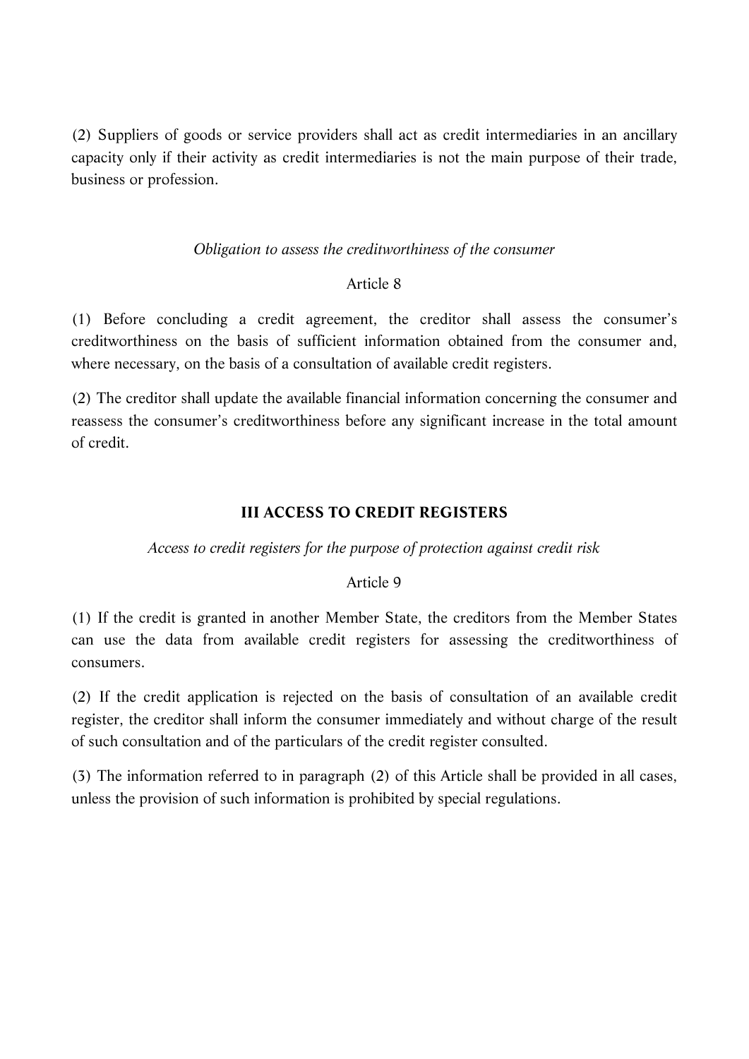(2) Suppliers of goods or service providers shall act as credit intermediaries in an ancillary capacity only if their activity as credit intermediaries is not the main purpose of their trade, business or profession.

*Obligation to assess the creditworthiness of the consumer*

Article 8

(1) Before concluding a credit agreement, the creditor shall assess the consumer's creditworthiness on the basis of sufficient information obtained from the consumer and, where necessary, on the basis of a consultation of available credit registers.

(2) The creditor shall update the available financial information concerning the consumer and reassess the consumer's creditworthiness before any significant increase in the total amount of credit.

## III ACCESS TO CREDIT REGISTERS

*Access to credit registers for the purpose of protection against credit risk*

Article 9

(1) If the credit is granted in another Member State, the creditors from the Member States can use the data from available credit registers for assessing the creditworthiness of consumers.

(2) If the credit application is rejected on the basis of consultation of an available credit register, the creditor shall inform the consumer immediately and without charge of the result of such consultation and of the particulars of the credit register consulted.

(3) The information referred to in paragraph (2) of this Article shall be provided in all cases, unless the provision of such information is prohibited by special regulations.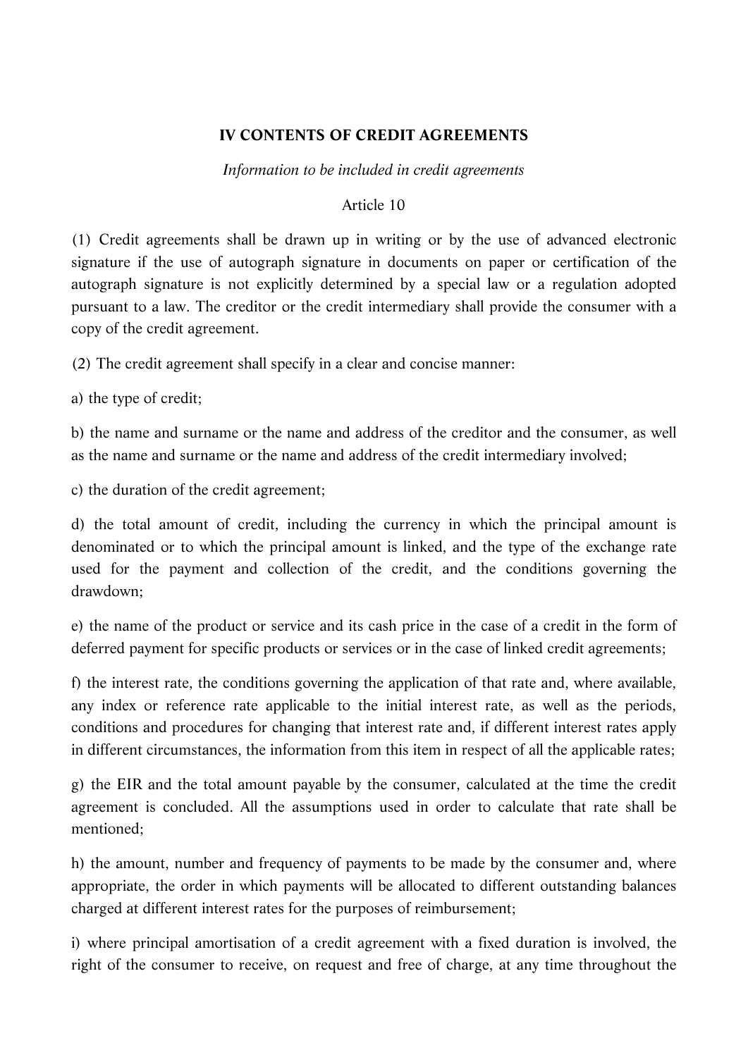## IV CONTENTS OF CREDIT AGREEMENTS

*Information to be included in credit agreements*

Article 10

(1) Credit agreements shall be drawn up in writing or by the use of advanced electronic signature if the use of autograph signature in documents on paper or certification of the autograph signature is not explicitly determined by a special law or a regulation adopted pursuant to a law. The creditor or the credit intermediary shall provide the consumer with a copy of the credit agreement.

(2) The credit agreement shall specify in a clear and concise manner:

a) the type of credit;

b) the name and surname or the name and address of the creditor and the consumer, as well as the name and surname or the name and address of the credit intermediary involved;

c) the duration of the credit agreement;

d) the total amount of credit, including the currency in which the principal amount is denominated or to which the principal amount is linked, and the type of the exchange rate used for the payment and collection of the credit, and the conditions governing the drawdown;

e) the name of the product or service and its cash price in the case of a credit in the form of deferred payment for specific products or services or in the case of linked credit agreements;

f) the interest rate, the conditions governing the application of that rate and, where available, any index or reference rate applicable to the initial interest rate, as well as the periods, conditions and procedures for changing that interest rate and, if different interest rates apply in different circumstances, the information from this item in respect of all the applicable rates;

g) the EIR and the total amount payable by the consumer, calculated at the time the credit agreement is concluded. All the assumptions used in order to calculate that rate shall be mentioned;

h) the amount, number and frequency of payments to be made by the consumer and, where appropriate, the order in which payments will be allocated to different outstanding balances charged at different interest rates for the purposes of reimbursement;

i) where principal amortisation of a credit agreement with a fixed duration is involved, the right of the consumer to receive, on request and free of charge, at any time throughout the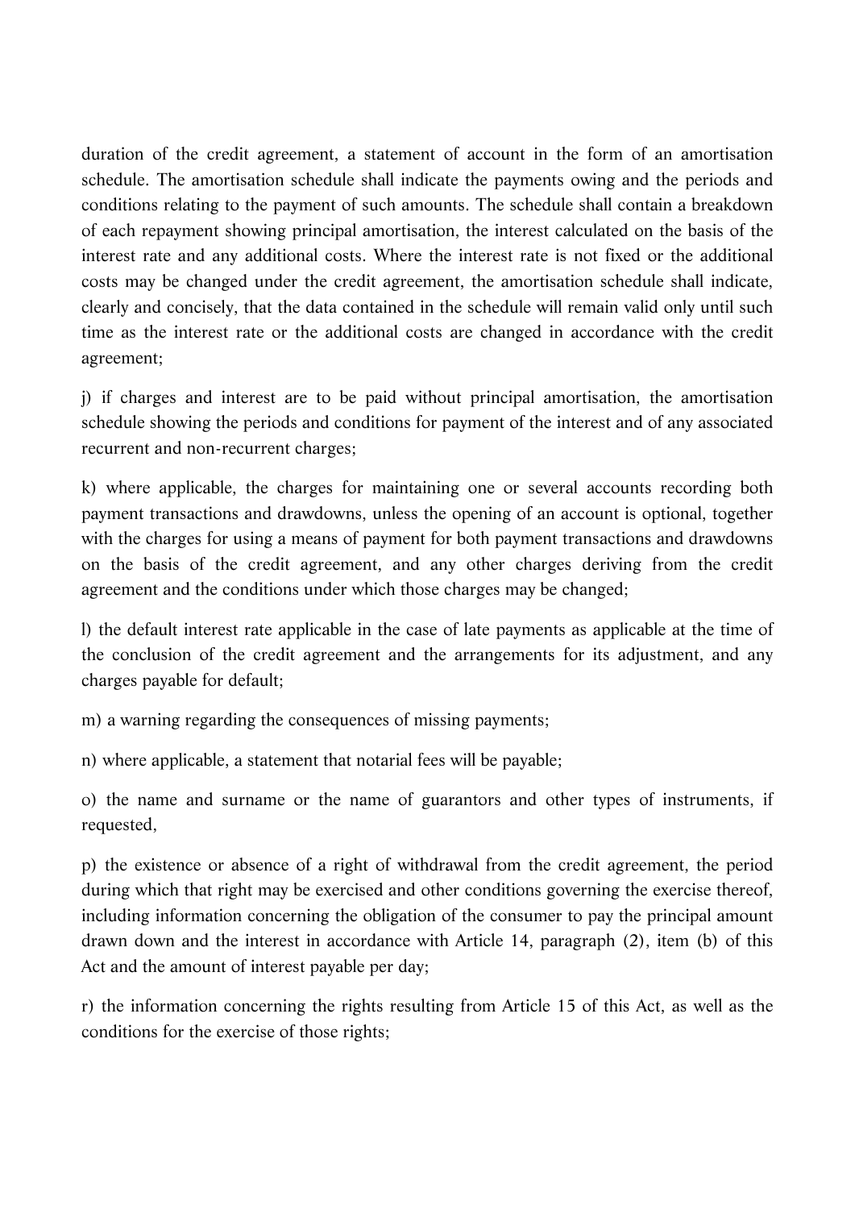duration of the credit agreement, a statement of account in the form of an amortisation schedule. The amortisation schedule shall indicate the payments owing and the periods and conditions relating to the payment of such amounts. The schedule shall contain a breakdown of each repayment showing principal amortisation, the interest calculated on the basis of the interest rate and any additional costs. Where the interest rate is not fixed or the additional costs may be changed under the credit agreement, the amortisation schedule shall indicate, clearly and concisely, that the data contained in the schedule will remain valid only until such time as the interest rate or the additional costs are changed in accordance with the credit agreement;

j) if charges and interest are to be paid without principal amortisation, the amortisation schedule showing the periods and conditions for payment of the interest and of any associated recurrent and non-recurrent charges;

k) where applicable, the charges for maintaining one or several accounts recording both payment transactions and drawdowns, unless the opening of an account is optional, together with the charges for using a means of payment for both payment transactions and drawdowns on the basis of the credit agreement, and any other charges deriving from the credit agreement and the conditions under which those charges may be changed;

l) the default interest rate applicable in the case of late payments as applicable at the time of the conclusion of the credit agreement and the arrangements for its adjustment, and any charges payable for default;

m) a warning regarding the consequences of missing payments;

n) where applicable, a statement that notarial fees will be payable;

o) the name and surname or the name of guarantors and other types of instruments, if requested,

p) the existence or absence of a right of withdrawal from the credit agreement, the period during which that right may be exercised and other conditions governing the exercise thereof, including information concerning the obligation of the consumer to pay the principal amount drawn down and the interest in accordance with Article 14, paragraph (2), item (b) of this Act and the amount of interest payable per day;

r) the information concerning the rights resulting from Article 15 of this Act, as well as the conditions for the exercise of those rights;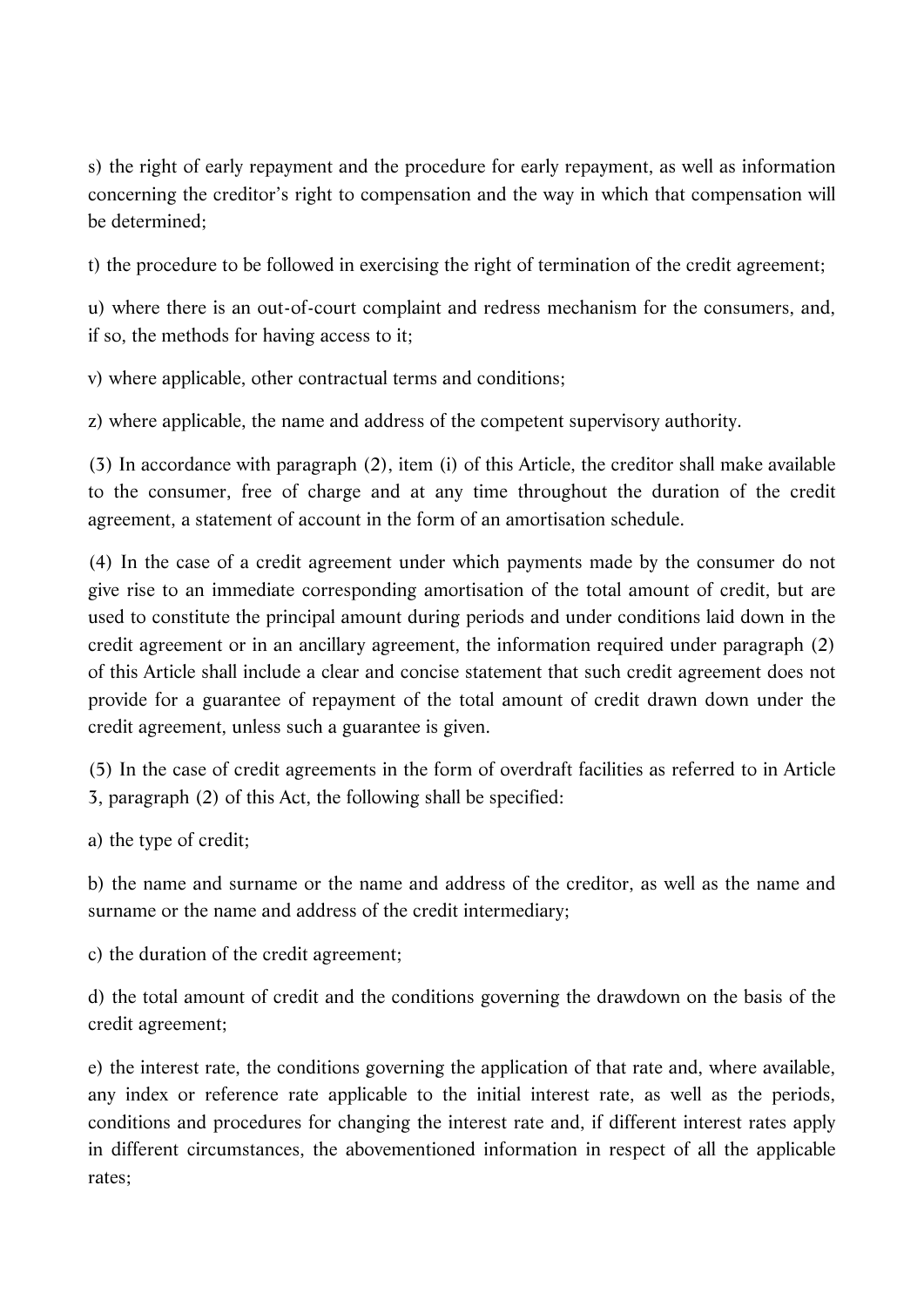s) the right of early repayment and the procedure for early repayment, as well as information concerning the creditor's right to compensation and the way in which that compensation will be determined;

t) the procedure to be followed in exercising the right of termination of the credit agreement;

u) where there is an out-of-court complaint and redress mechanism for the consumers, and, if so, the methods for having access to it;

v) where applicable, other contractual terms and conditions;

z) where applicable, the name and address of the competent supervisory authority.

(3) In accordance with paragraph (2), item (i) of this Article, the creditor shall make available to the consumer, free of charge and at any time throughout the duration of the credit agreement, a statement of account in the form of an amortisation schedule.

(4) In the case of a credit agreement under which payments made by the consumer do not give rise to an immediate corresponding amortisation of the total amount of credit, but are used to constitute the principal amount during periods and under conditions laid down in the credit agreement or in an ancillary agreement, the information required under paragraph (2) of this Article shall include a clear and concise statement that such credit agreement does not provide for a guarantee of repayment of the total amount of credit drawn down under the credit agreement, unless such a guarantee is given.

(5) In the case of credit agreements in the form of overdraft facilities as referred to in Article 3, paragraph (2) of this Act, the following shall be specified:

a) the type of credit;

b) the name and surname or the name and address of the creditor, as well as the name and surname or the name and address of the credit intermediary;

c) the duration of the credit agreement;

d) the total amount of credit and the conditions governing the drawdown on the basis of the credit agreement;

e) the interest rate, the conditions governing the application of that rate and, where available, any index or reference rate applicable to the initial interest rate, as well as the periods, conditions and procedures for changing the interest rate and, if different interest rates apply in different circumstances, the abovementioned information in respect of all the applicable rates;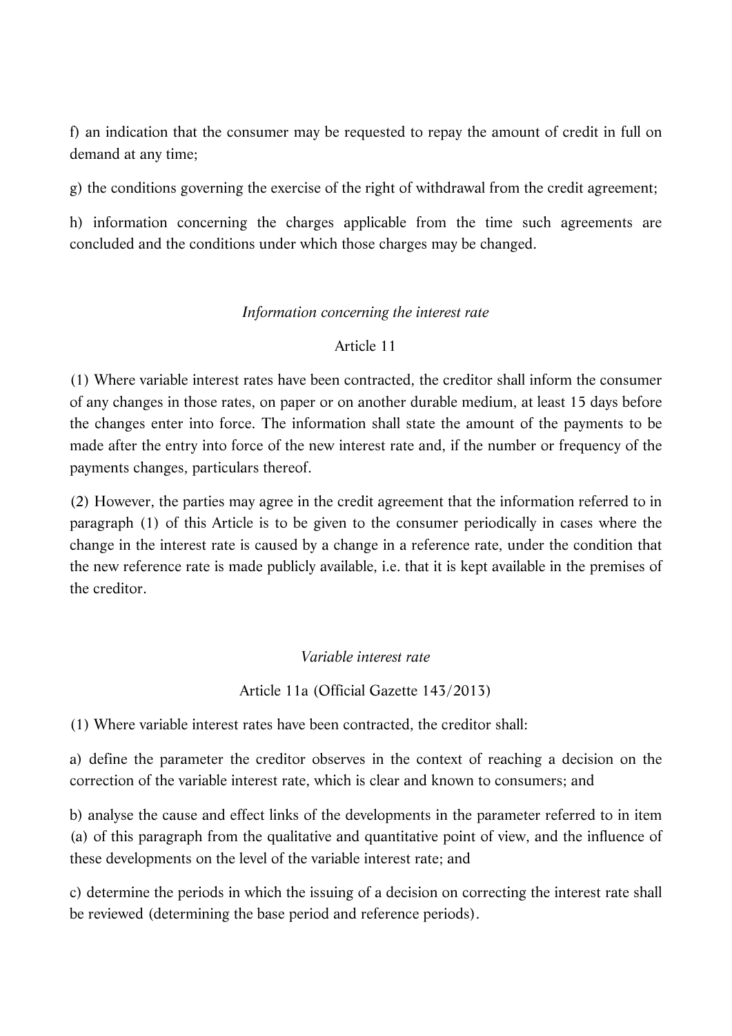f) an indication that the consumer may be requested to repay the amount of credit in full on demand at any time;

g) the conditions governing the exercise of the right of withdrawal from the credit agreement;

h) information concerning the charges applicable from the time such agreements are concluded and the conditions under which those charges may be changed.

*Information concerning the interest rate*

Article 11

(1) Where variable interest rates have been contracted, the creditor shall inform the consumer of any changes in those rates, on paper or on another durable medium, at least 15 days before the changes enter into force. The information shall state the amount of the payments to be made after the entry into force of the new interest rate and, if the number or frequency of the payments changes, particulars thereof.

(2) However, the parties may agree in the credit agreement that the information referred to in paragraph (1) of this Article is to be given to the consumer periodically in cases where the change in the interest rate is caused by a change in a reference rate, under the condition that the new reference rate is made publicly available, i.e. that it is kept available in the premises of the creditor.

*Variable interest rate*

Article 11a (Official Gazette 143/2013)

(1) Where variable interest rates have been contracted, the creditor shall:

a) define the parameter the creditor observes in the context of reaching a decision on the correction of the variable interest rate, which is clear and known to consumers; and

b) analyse the cause and effect links of the developments in the parameter referred to in item (a) of this paragraph from the qualitative and quantitative point of view, and the influence of these developments on the level of the variable interest rate; and

c) determine the periods in which the issuing of a decision on correcting the interest rate shall be reviewed (determining the base period and reference periods).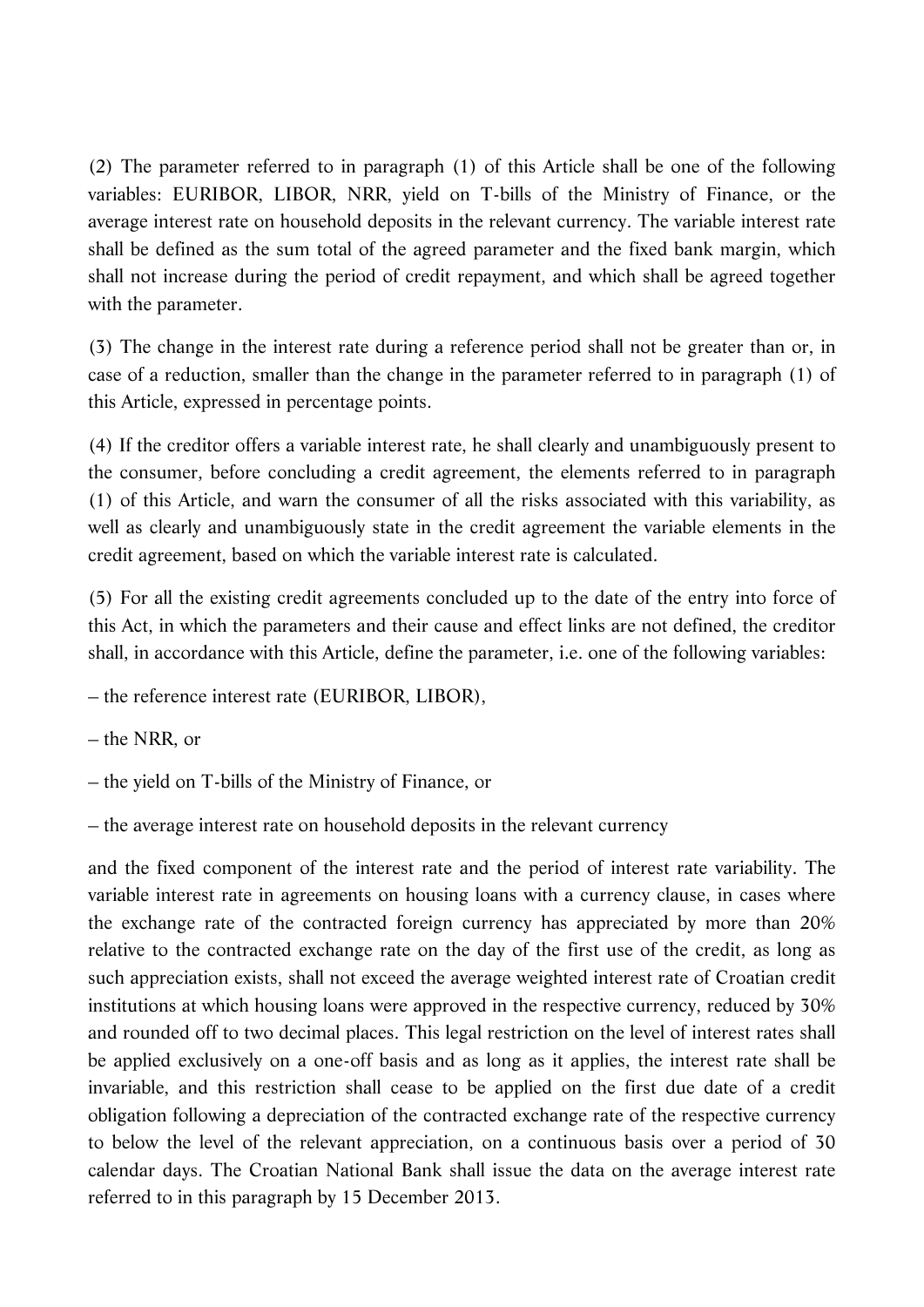(2) The parameter referred to in paragraph (1) of this Article shall be one of the following variables: EURIBOR, LIBOR, NRR, yield on T-bills of the Ministry of Finance, or the average interest rate on household deposits in the relevant currency. The variable interest rate shall be defined as the sum total of the agreed parameter and the fixed bank margin, which shall not increase during the period of credit repayment, and which shall be agreed together with the parameter.

(3) The change in the interest rate during a reference period shall not be greater than or, in case of a reduction, smaller than the change in the parameter referred to in paragraph (1) of this Article, expressed in percentage points.

(4) If the creditor offers a variable interest rate, he shall clearly and unambiguously present to the consumer, before concluding a credit agreement, the elements referred to in paragraph (1) of this Article, and warn the consumer of all the risks associated with this variability, as well as clearly and unambiguously state in the credit agreement the variable elements in the credit agreement, based on which the variable interest rate is calculated.

(5) For all the existing credit agreements concluded up to the date of the entry into force of this Act, in which the parameters and their cause and effect links are not defined, the creditor shall, in accordance with this Article, define the parameter, i.e. one of the following variables:

– the reference interest rate (EURIBOR, LIBOR),

– the NRR, or

– the yield on T-bills of the Ministry of Finance, or

– the average interest rate on household deposits in the relevant currency

and the fixed component of the interest rate and the period of interest rate variability. The variable interest rate in agreements on housing loans with a currency clause, in cases where the exchange rate of the contracted foreign currency has appreciated by more than 20% relative to the contracted exchange rate on the day of the first use of the credit, as long as such appreciation exists, shall not exceed the average weighted interest rate of Croatian credit institutions at which housing loans were approved in the respective currency, reduced by 30% and rounded off to two decimal places. This legal restriction on the level of interest rates shall be applied exclusively on a one-off basis and as long as it applies, the interest rate shall be invariable, and this restriction shall cease to be applied on the first due date of a credit obligation following a depreciation of the contracted exchange rate of the respective currency to below the level of the relevant appreciation, on a continuous basis over a period of 30 calendar days. The Croatian National Bank shall issue the data on the average interest rate referred to in this paragraph by 15 December 2013.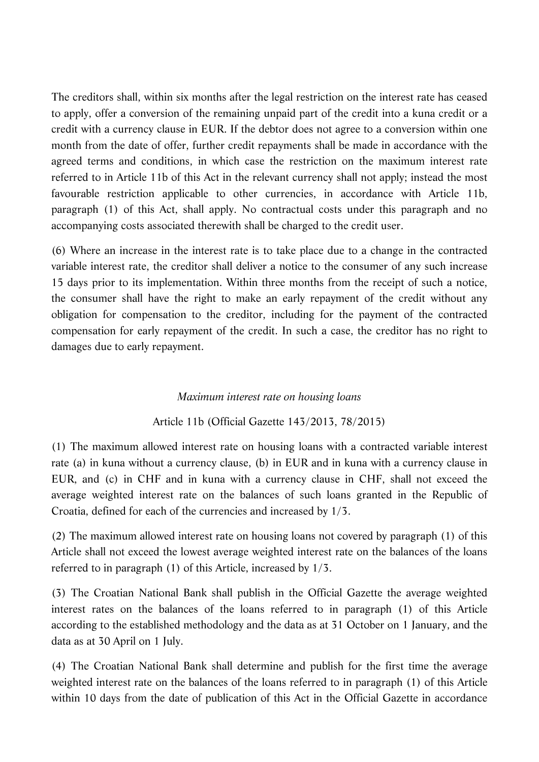The creditors shall, within six months after the legal restriction on the interest rate has ceased to apply, offer a conversion of the remaining unpaid part of the credit into a kuna credit or a credit with a currency clause in EUR. If the debtor does not agree to a conversion within one month from the date of offer, further credit repayments shall be made in accordance with the agreed terms and conditions, in which case the restriction on the maximum interest rate referred to in Article 11b of this Act in the relevant currency shall not apply; instead the most favourable restriction applicable to other currencies, in accordance with Article 11b, paragraph (1) of this Act, shall apply. No contractual costs under this paragraph and no accompanying costs associated therewith shall be charged to the credit user.

(6) Where an increase in the interest rate is to take place due to a change in the contracted variable interest rate, the creditor shall deliver a notice to the consumer of any such increase 15 days prior to its implementation. Within three months from the receipt of such a notice, the consumer shall have the right to make an early repayment of the credit without any obligation for compensation to the creditor, including for the payment of the contracted compensation for early repayment of the credit. In such a case, the creditor has no right to damages due to early repayment.

*Maximum interest rate on housing loans*

Article 11b (Official Gazette 143/2013, 78/2015)

(1) The maximum allowed interest rate on housing loans with a contracted variable interest rate (a) in kuna without a currency clause, (b) in EUR and in kuna with a currency clause in EUR, and (c) in CHF and in kuna with a currency clause in CHF, shall not exceed the average weighted interest rate on the balances of such loans granted in the Republic of Croatia, defined for each of the currencies and increased by 1/3.

(2) The maximum allowed interest rate on housing loans not covered by paragraph (1) of this Article shall not exceed the lowest average weighted interest rate on the balances of the loans referred to in paragraph (1) of this Article, increased by 1/3.

(3) The Croatian National Bank shall publish in the Official Gazette the average weighted interest rates on the balances of the loans referred to in paragraph (1) of this Article according to the established methodology and the data as at 31 October on 1 January, and the data as at 30 April on 1 July.

(4) The Croatian National Bank shall determine and publish for the first time the average weighted interest rate on the balances of the loans referred to in paragraph (1) of this Article within 10 days from the date of publication of this Act in the Official Gazette in accordance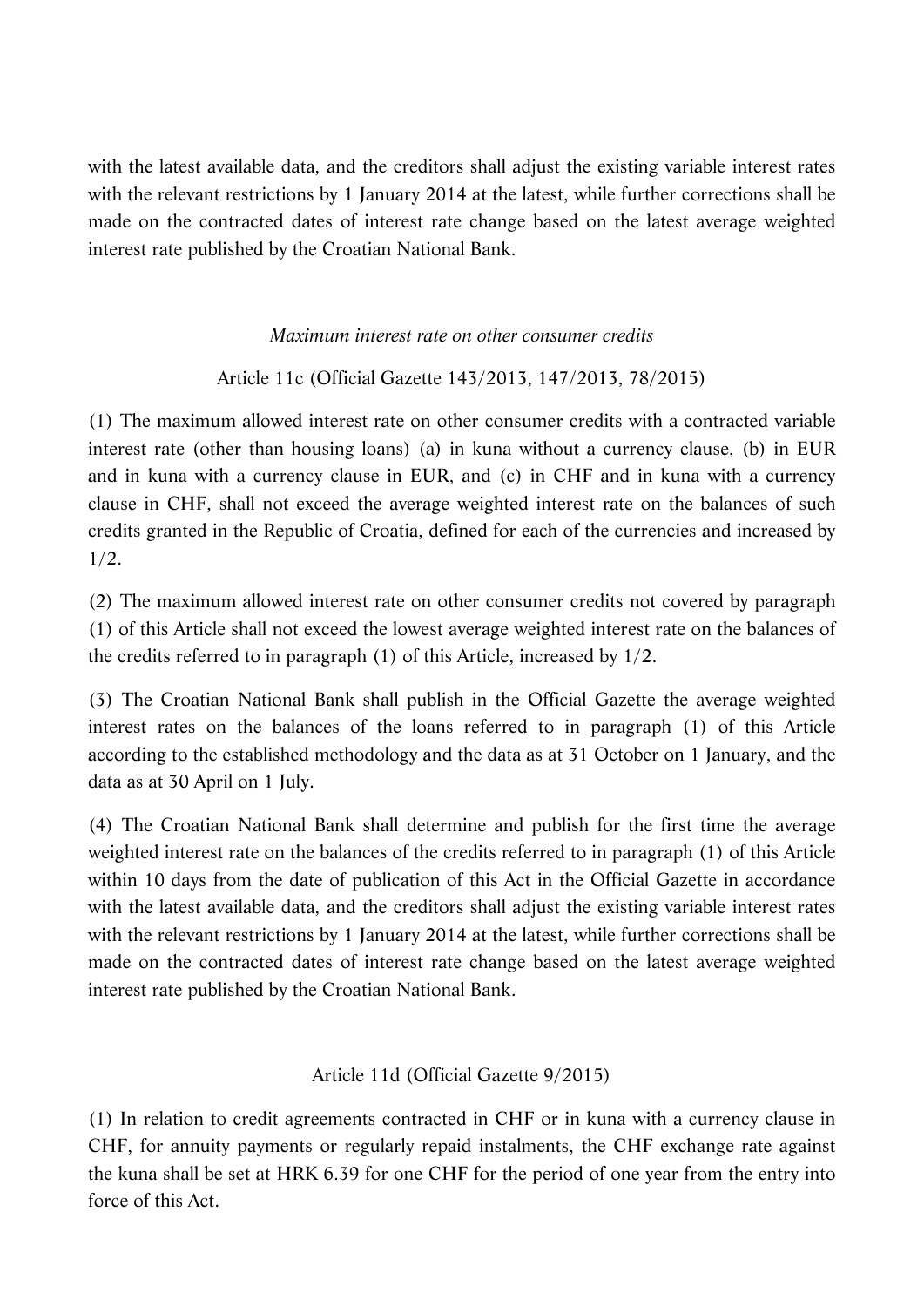with the latest available data, and the creditors shall adjust the existing variable interest rates with the relevant restrictions by 1 January 2014 at the latest, while further corrections shall be made on the contracted dates of interest rate change based on the latest average weighted interest rate published by the Croatian National Bank.

*Maximum interest rate on other consumer credits*

Article 11c (Official Gazette 143/2013, 147/2013, 78/2015)

(1) The maximum allowed interest rate on other consumer credits with a contracted variable interest rate (other than housing loans) (a) in kuna without a currency clause, (b) in EUR and in kuna with a currency clause in EUR, and (c) in CHF and in kuna with a currency clause in CHF, shall not exceed the average weighted interest rate on the balances of such credits granted in the Republic of Croatia, defined for each of the currencies and increased by 1/2.

(2) The maximum allowed interest rate on other consumer credits not covered by paragraph (1) of this Article shall not exceed the lowest average weighted interest rate on the balances of the credits referred to in paragraph (1) of this Article, increased by 1/2.

(3) The Croatian National Bank shall publish in the Official Gazette the average weighted interest rates on the balances of the loans referred to in paragraph (1) of this Article according to the established methodology and the data as at 31 October on 1 January, and the data as at 30 April on 1 July.

(4) The Croatian National Bank shall determine and publish for the first time the average weighted interest rate on the balances of the credits referred to in paragraph (1) of this Article within 10 days from the date of publication of this Act in the Official Gazette in accordance with the latest available data, and the creditors shall adjust the existing variable interest rates with the relevant restrictions by 1 January 2014 at the latest, while further corrections shall be made on the contracted dates of interest rate change based on the latest average weighted interest rate published by the Croatian National Bank.

Article 11d (Official Gazette 9/2015)

(1) In relation to credit agreements contracted in CHF or in kuna with a currency clause in CHF, for annuity payments or regularly repaid instalments, the CHF exchange rate against the kuna shall be set at HRK 6.39 for one CHF for the period of one year from the entry into force of this Act.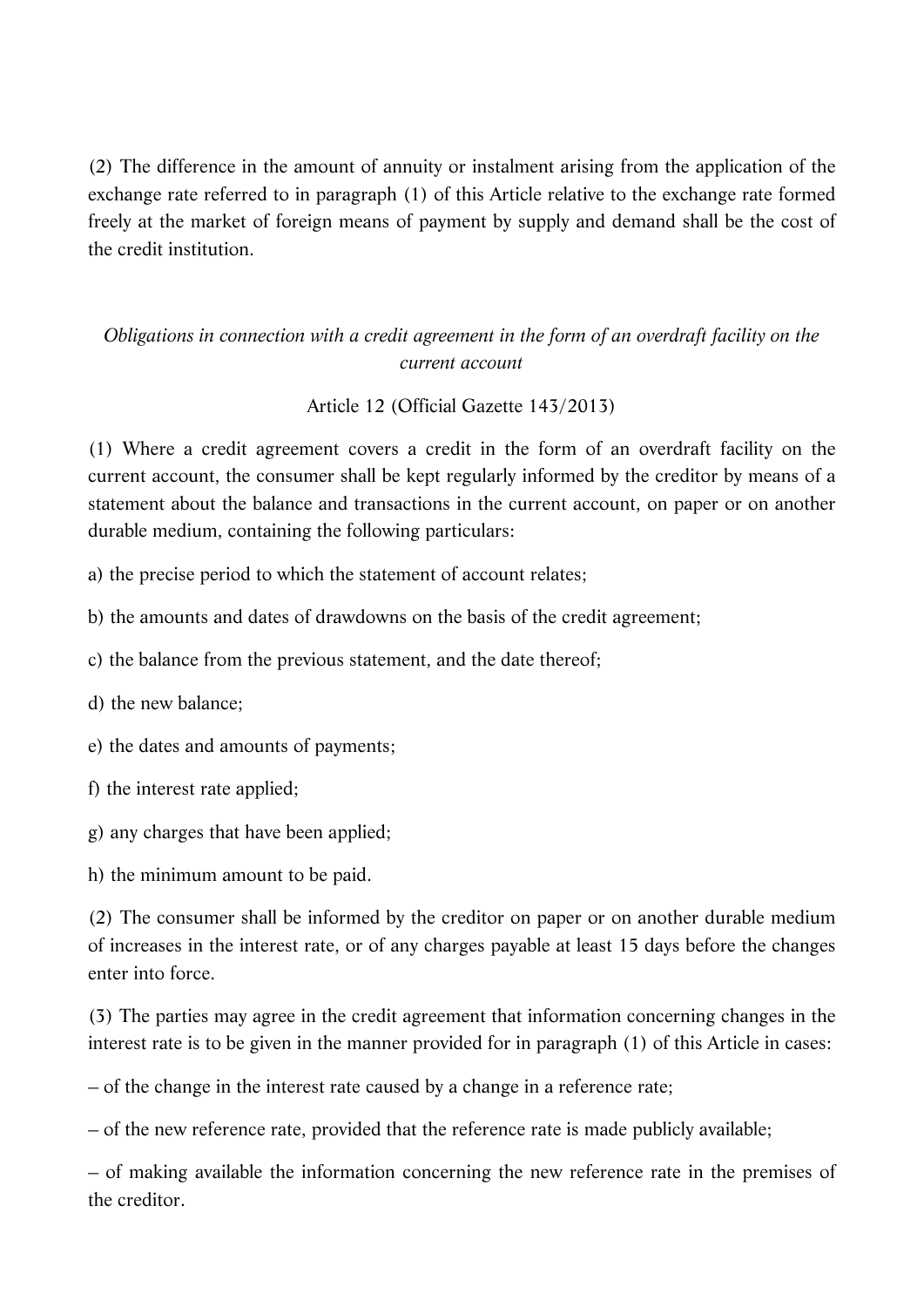(2) The difference in the amount of annuity or instalment arising from the application of the exchange rate referred to in paragraph (1) of this Article relative to the exchange rate formed freely at the market of foreign means of payment by supply and demand shall be the cost of the credit institution.

*Obligations in connection with a credit agreement in the form of an overdraft facility on the current account*

Article 12 (Official Gazette 143/2013)

(1) Where a credit agreement covers a credit in the form of an overdraft facility on the current account, the consumer shall be kept regularly informed by the creditor by means of a statement about the balance and transactions in the current account, on paper or on another durable medium, containing the following particulars:

a) the precise period to which the statement of account relates;

b) the amounts and dates of drawdowns on the basis of the credit agreement;

c) the balance from the previous statement, and the date thereof;

d) the new balance;

e) the dates and amounts of payments;

f) the interest rate applied;

g) any charges that have been applied;

h) the minimum amount to be paid.

(2) The consumer shall be informed by the creditor on paper or on another durable medium of increases in the interest rate, or of any charges payable at least 15 days before the changes enter into force.

(3) The parties may agree in the credit agreement that information concerning changes in the interest rate is to be given in the manner provided for in paragraph (1) of this Article in cases:

– of the change in the interest rate caused by a change in a reference rate;

– of the new reference rate, provided that the reference rate is made publicly available;

– of making available the information concerning the new reference rate in the premises of the creditor.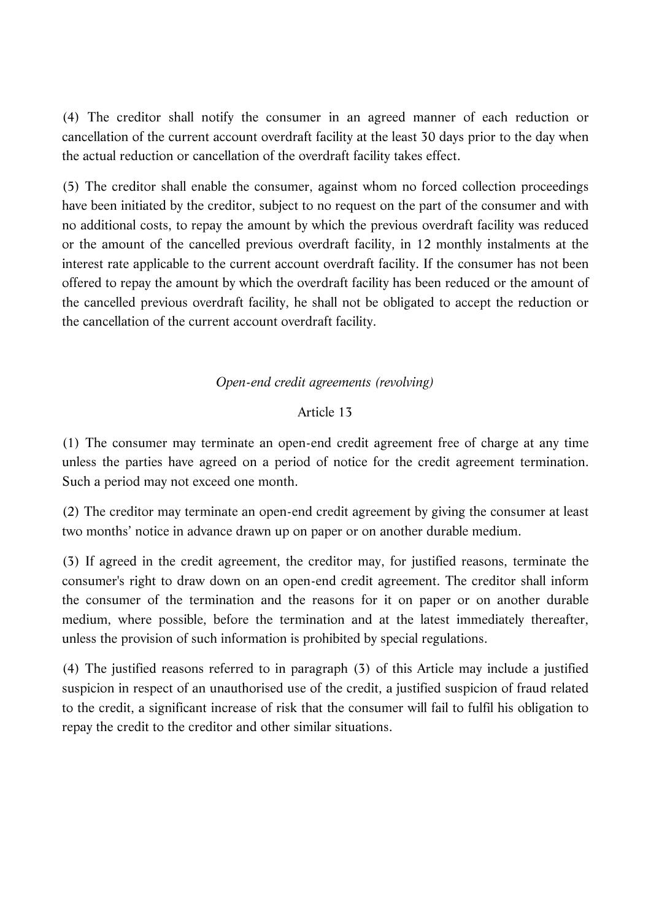(4) The creditor shall notify the consumer in an agreed manner of each reduction or cancellation of the current account overdraft facility at the least 30 days prior to the day when the actual reduction or cancellation of the overdraft facility takes effect.

(5) The creditor shall enable the consumer, against whom no forced collection proceedings have been initiated by the creditor, subject to no request on the part of the consumer and with no additional costs, to repay the amount by which the previous overdraft facility was reduced or the amount of the cancelled previous overdraft facility, in 12 monthly instalments at the interest rate applicable to the current account overdraft facility. If the consumer has not been offered to repay the amount by which the overdraft facility has been reduced or the amount of the cancelled previous overdraft facility, he shall not be obligated to accept the reduction or the cancellation of the current account overdraft facility.

*Open-end credit agreements (revolving)*

Article 13

(1) The consumer may terminate an open-end credit agreement free of charge at any time unless the parties have agreed on a period of notice for the credit agreement termination. Such a period may not exceed one month.

(2) The creditor may terminate an open-end credit agreement by giving the consumer at least two months' notice in advance drawn up on paper or on another durable medium.

(3) If agreed in the credit agreement, the creditor may, for justified reasons, terminate the consumer's right to draw down on an open-end credit agreement. The creditor shall inform the consumer of the termination and the reasons for it on paper or on another durable medium, where possible, before the termination and at the latest immediately thereafter, unless the provision of such information is prohibited by special regulations.

(4) The justified reasons referred to in paragraph (3) of this Article may include a justified suspicion in respect of an unauthorised use of the credit, a justified suspicion of fraud related to the credit, a significant increase of risk that the consumer will fail to fulfil his obligation to repay the credit to the creditor and other similar situations.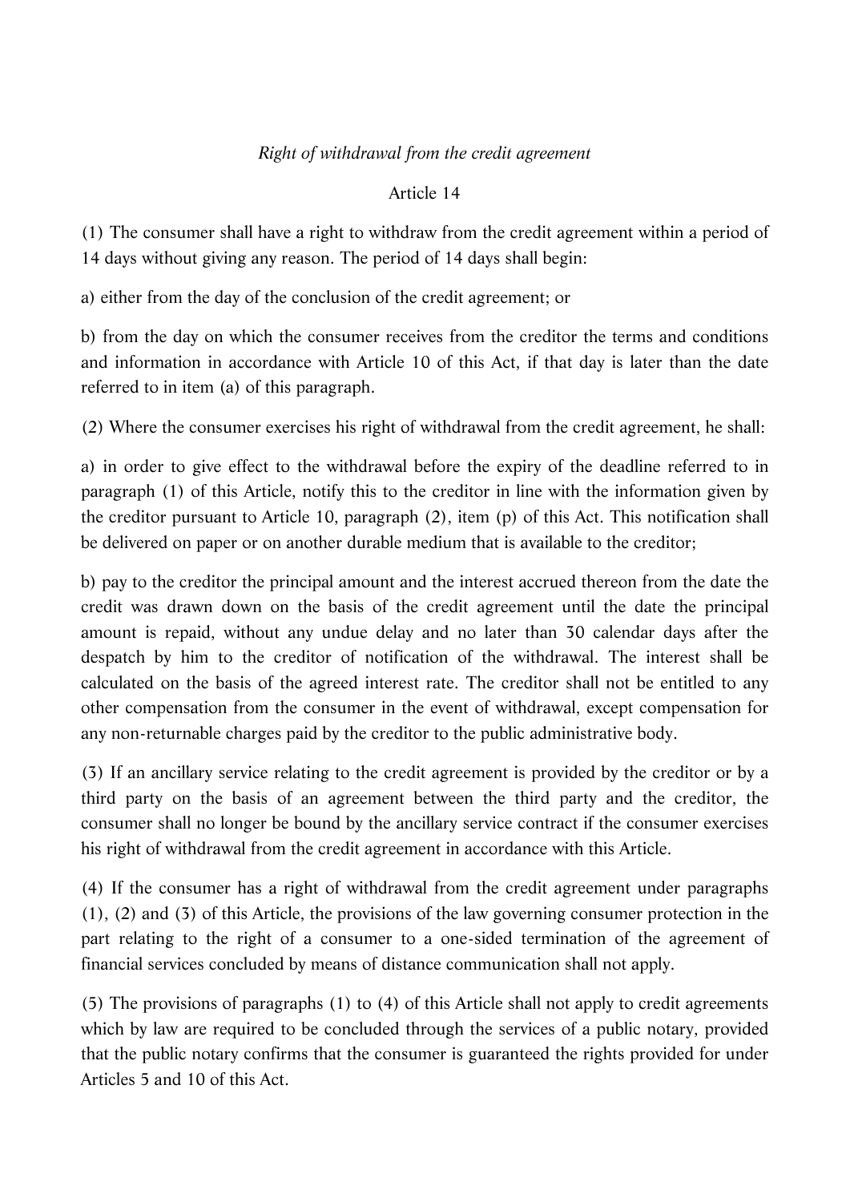*Right of withdrawal from the credit agreement*

Article 14

(1) The consumer shall have a right to withdraw from the credit agreement within a period of 14 days without giving any reason. The period of 14 days shall begin:

a) either from the day of the conclusion of the credit agreement; or

b) from the day on which the consumer receives from the creditor the terms and conditions and information in accordance with Article 10 of this Act, if that day is later than the date referred to in item (a) of this paragraph.

(2) Where the consumer exercises his right of withdrawal from the credit agreement, he shall:

a) in order to give effect to the withdrawal before the expiry of the deadline referred to in paragraph (1) of this Article, notify this to the creditor in line with the information given by the creditor pursuant to Article 10, paragraph (2), item (p) of this Act. This notification shall be delivered on paper or on another durable medium that is available to the creditor;

b) pay to the creditor the principal amount and the interest accrued thereon from the date the credit was drawn down on the basis of the credit agreement until the date the principal amount is repaid, without any undue delay and no later than 30 calendar days after the despatch by him to the creditor of notification of the withdrawal. The interest shall be calculated on the basis of the agreed interest rate. The creditor shall not be entitled to any other compensation from the consumer in the event of withdrawal, except compensation for any non-returnable charges paid by the creditor to the public administrative body.

(3) If an ancillary service relating to the credit agreement is provided by the creditor or by a third party on the basis of an agreement between the third party and the creditor, the consumer shall no longer be bound by the ancillary service contract if the consumer exercises his right of withdrawal from the credit agreement in accordance with this Article.

(4) If the consumer has a right of withdrawal from the credit agreement under paragraphs (1), (2) and (3) of this Article, the provisions of the law governing consumer protection in the part relating to the right of a consumer to a one-sided termination of the agreement of financial services concluded by means of distance communication shall not apply.

(5) The provisions of paragraphs (1) to (4) of this Article shall not apply to credit agreements which by law are required to be concluded through the services of a public notary, provided that the public notary confirms that the consumer is guaranteed the rights provided for under Articles 5 and 10 of this Act.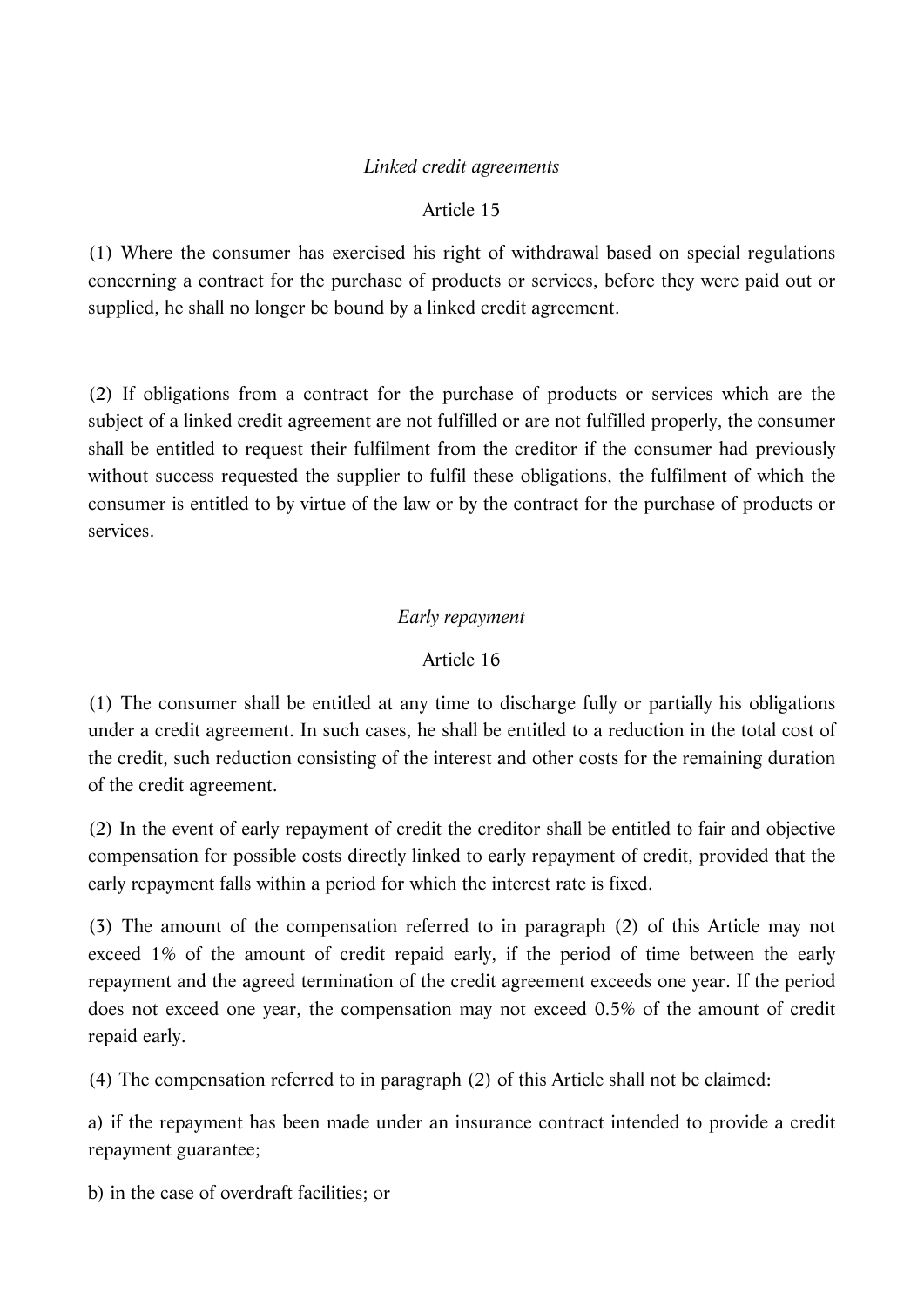*Linked credit agreements*

Article 15

(1) Where the consumer has exercised his right of withdrawal based on special regulations concerning a contract for the purchase of products or services, before they were paid out or supplied, he shall no longer be bound by a linked credit agreement.

(2) If obligations from a contract for the purchase of products or services which are the subject of a linked credit agreement are not fulfilled or are not fulfilled properly, the consumer shall be entitled to request their fulfilment from the creditor if the consumer had previously without success requested the supplier to fulfil these obligations, the fulfilment of which the consumer is entitled to by virtue of the law or by the contract for the purchase of products or services.

*Early repayment*

Article 16

(1) The consumer shall be entitled at any time to discharge fully or partially his obligations under a credit agreement. In such cases, he shall be entitled to a reduction in the total cost of the credit, such reduction consisting of the interest and other costs for the remaining duration of the credit agreement.

(2) In the event of early repayment of credit the creditor shall be entitled to fair and objective compensation for possible costs directly linked to early repayment of credit, provided that the early repayment falls within a period for which the interest rate is fixed.

(3) The amount of the compensation referred to in paragraph (2) of this Article may not exceed 1% of the amount of credit repaid early, if the period of time between the early repayment and the agreed termination of the credit agreement exceeds one year. If the period does not exceed one year, the compensation may not exceed 0.5% of the amount of credit repaid early.

(4) The compensation referred to in paragraph (2) of this Article shall not be claimed:

a) if the repayment has been made under an insurance contract intended to provide a credit repayment guarantee;

b) in the case of overdraft facilities; or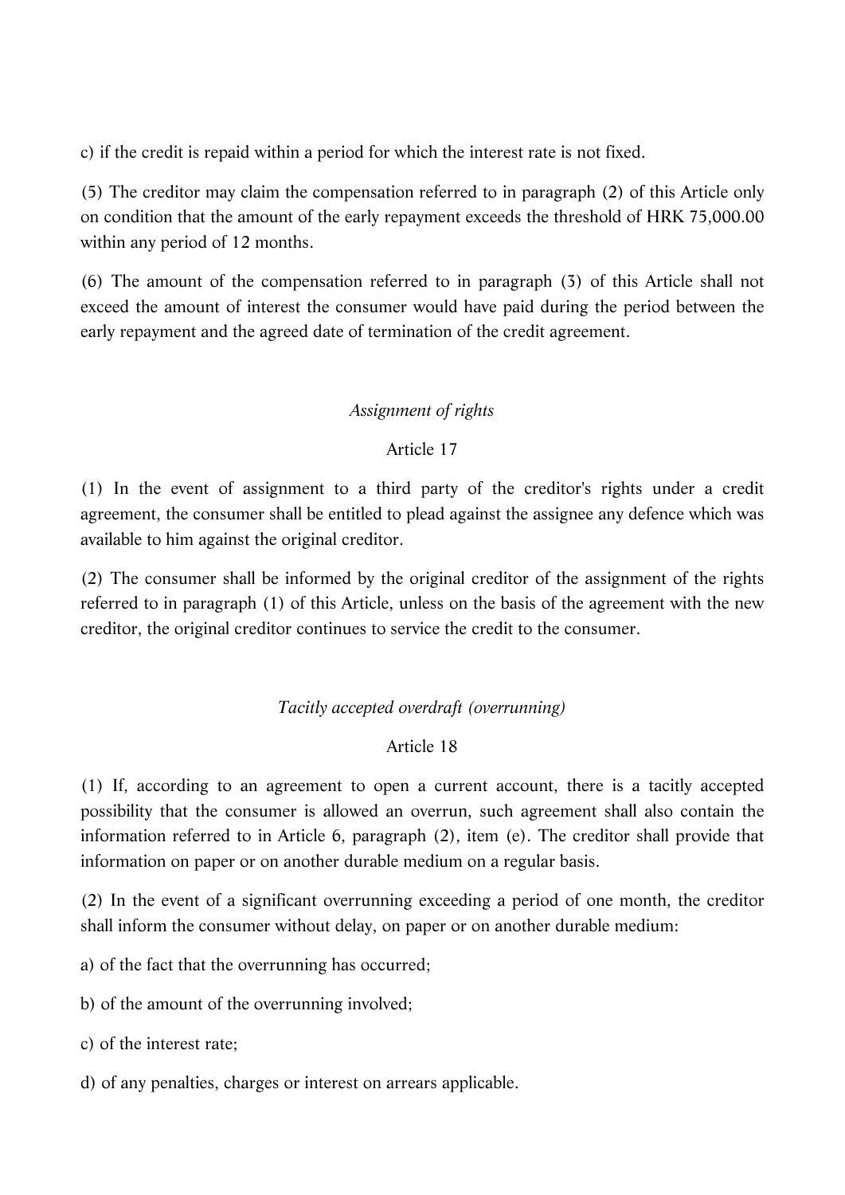c) if the credit is repaid within a period for which the interest rate is not fixed.

(5) The creditor may claim the compensation referred to in paragraph (2) of this Article only on condition that the amount of the early repayment exceeds the threshold of HRK 75,000.00 within any period of 12 months.

(6) The amount of the compensation referred to in paragraph (3) of this Article shall not exceed the amount of interest the consumer would have paid during the period between the early repayment and the agreed date of termination of the credit agreement.

*Assignment of rights*

Article 17

(1) In the event of assignment to a third party of the creditor's rights under a credit agreement, the consumer shall be entitled to plead against the assignee any defence which was available to him against the original creditor.

(2) The consumer shall be informed by the original creditor of the assignment of the rights referred to in paragraph (1) of this Article, unless on the basis of the agreement with the new creditor, the original creditor continues to service the credit to the consumer.

*Tacitly accepted overdraft (overrunning)*

Article 18

(1) If, according to an agreement to open a current account, there is a tacitly accepted possibility that the consumer is allowed an overrun, such agreement shall also contain the information referred to in Article 6, paragraph (2), item (e). The creditor shall provide that information on paper or on another durable medium on a regular basis.

(2) In the event of a significant overrunning exceeding a period of one month, the creditor shall inform the consumer without delay, on paper or on another durable medium:

a) of the fact that the overrunning has occurred;

b) of the amount of the overrunning involved;

c) of the interest rate;

d) of any penalties, charges or interest on arrears applicable.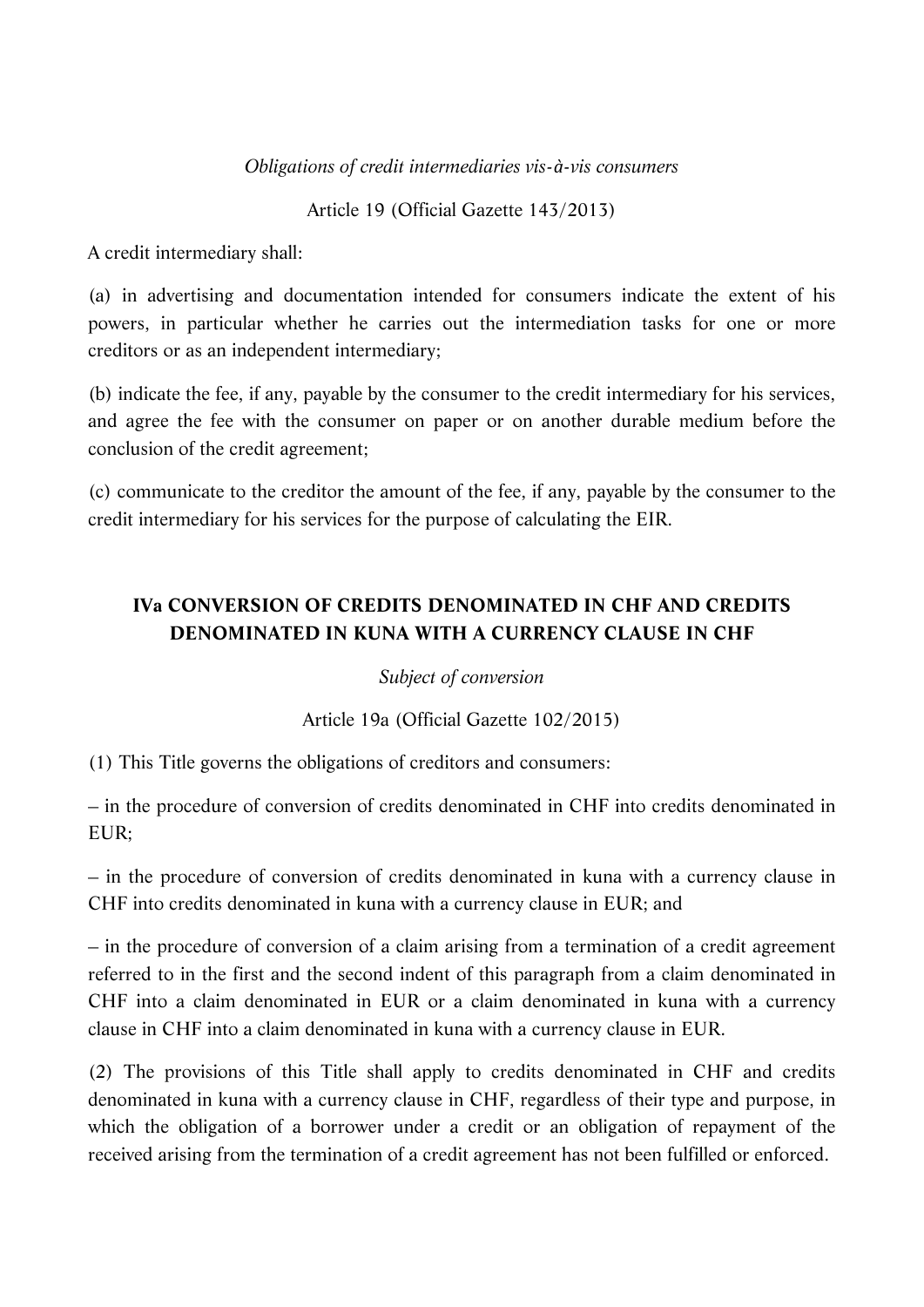*Obligations of credit intermediaries vis-à-vis consumers*

Article 19 (Official Gazette 143/2013)

A credit intermediary shall:

(a) in advertising and documentation intended for consumers indicate the extent of his powers, in particular whether he carries out the intermediation tasks for one or more creditors or as an independent intermediary;

(b) indicate the fee, if any, payable by the consumer to the credit intermediary for his services, and agree the fee with the consumer on paper or on another durable medium before the conclusion of the credit agreement;

(c) communicate to the creditor the amount of the fee, if any, payable by the consumer to the credit intermediary for his services for the purpose of calculating the EIR.

## IVa CONVERSION OF CREDITS DENOMINATED IN CHF AND CREDITS DENOMINATED IN KUNA WITH A CURRENCY CLAUSE IN CHF

*Subject of conversion*

Article 19a (Official Gazette 102/2015)

(1) This Title governs the obligations of creditors and consumers:

– in the procedure of conversion of credits denominated in CHF into credits denominated in EUR;

– in the procedure of conversion of credits denominated in kuna with a currency clause in CHF into credits denominated in kuna with a currency clause in EUR; and

– in the procedure of conversion of a claim arising from a termination of a credit agreement referred to in the first and the second indent of this paragraph from a claim denominated in CHF into a claim denominated in EUR or a claim denominated in kuna with a currency clause in CHF into a claim denominated in kuna with a currency clause in EUR.

(2) The provisions of this Title shall apply to credits denominated in CHF and credits denominated in kuna with a currency clause in CHF, regardless of their type and purpose, in which the obligation of a borrower under a credit or an obligation of repayment of the received arising from the termination of a credit agreement has not been fulfilled or enforced.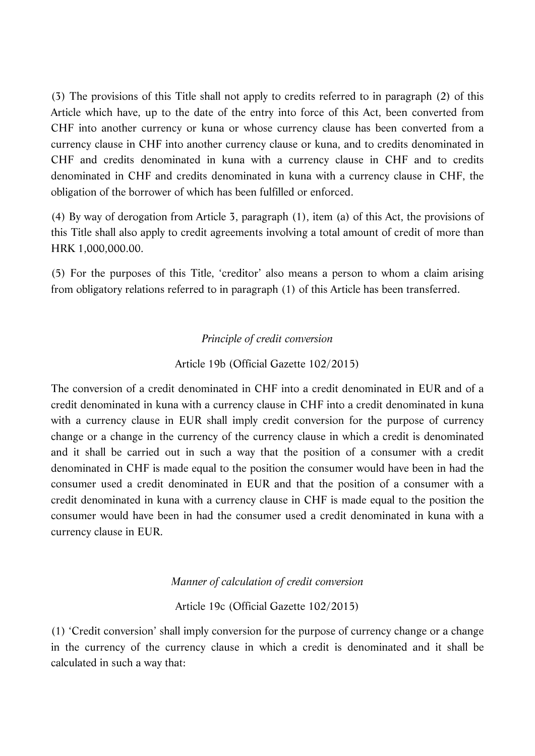(3) The provisions of this Title shall not apply to credits referred to in paragraph (2) of this Article which have, up to the date of the entry into force of this Act, been converted from CHF into another currency or kuna or whose currency clause has been converted from a currency clause in CHF into another currency clause or kuna, and to credits denominated in CHF and credits denominated in kuna with a currency clause in CHF and to credits denominated in CHF and credits denominated in kuna with a currency clause in CHF, the obligation of the borrower of which has been fulfilled or enforced.

(4) By way of derogation from Article 3, paragraph (1), item (a) of this Act, the provisions of this Title shall also apply to credit agreements involving a total amount of credit of more than HRK 1,000,000.00.

(5) For the purposes of this Title, 'creditor' also means a person to whom a claim arising from obligatory relations referred to in paragraph (1) of this Article has been transferred.

*Principle of credit conversion*

Article 19b (Official Gazette 102/2015)

The conversion of a credit denominated in CHF into a credit denominated in EUR and of a credit denominated in kuna with a currency clause in CHF into a credit denominated in kuna with a currency clause in EUR shall imply credit conversion for the purpose of currency change or a change in the currency of the currency clause in which a credit is denominated and it shall be carried out in such a way that the position of a consumer with a credit denominated in CHF is made equal to the position the consumer would have been in had the consumer used a credit denominated in EUR and that the position of a consumer with a credit denominated in kuna with a currency clause in CHF is made equal to the position the consumer would have been in had the consumer used a credit denominated in kuna with a currency clause in EUR.

*Manner of calculation of credit conversion*

Article 19c (Official Gazette 102/2015)

(1) 'Credit conversion' shall imply conversion for the purpose of currency change or a change in the currency of the currency clause in which a credit is denominated and it shall be calculated in such a way that: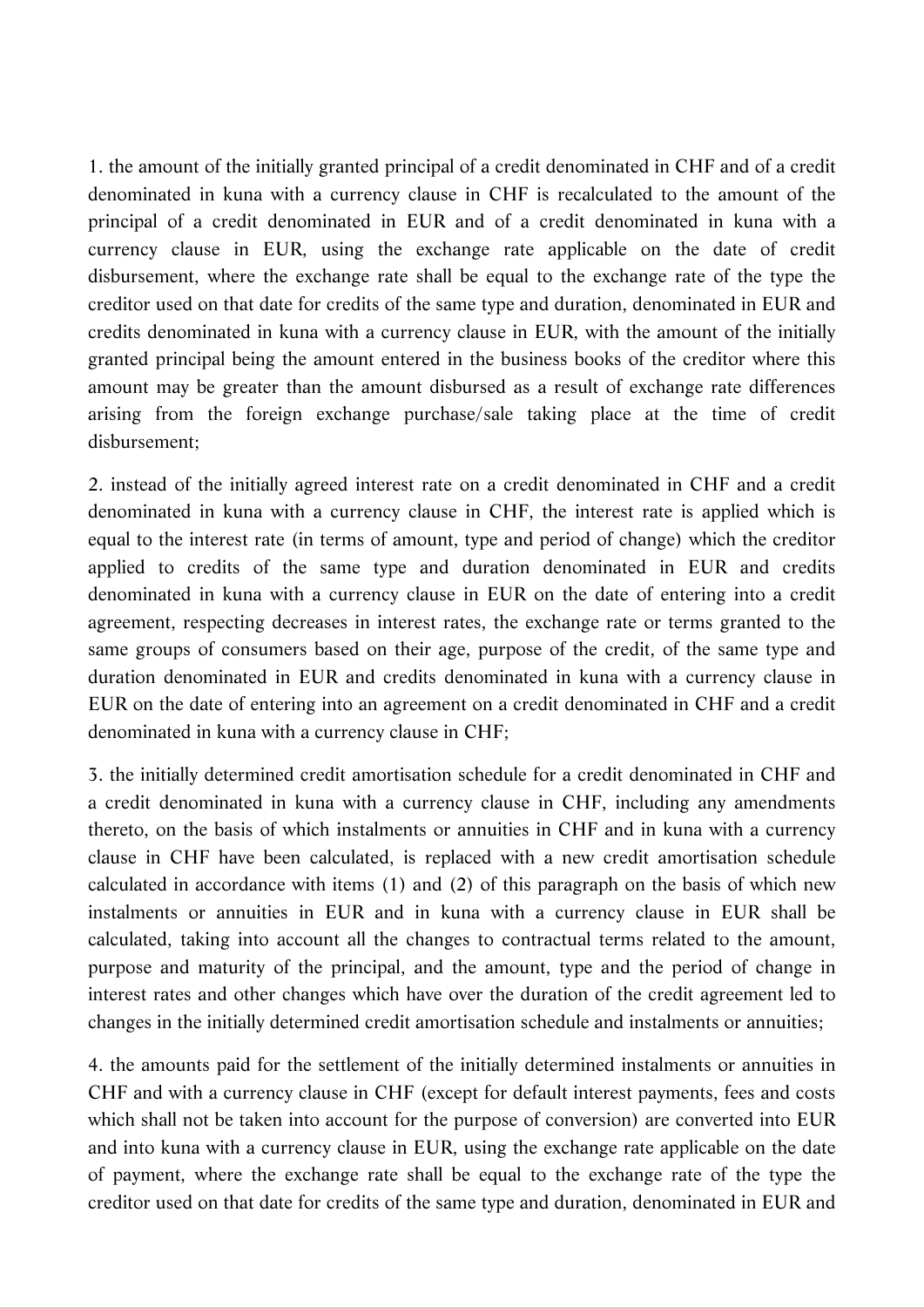1. the amount of the initially granted principal of a credit denominated in CHF and of a credit denominated in kuna with a currency clause in CHF is recalculated to the amount of the principal of a credit denominated in EUR and of a credit denominated in kuna with a currency clause in EUR, using the exchange rate applicable on the date of credit disbursement, where the exchange rate shall be equal to the exchange rate of the type the creditor used on that date for credits of the same type and duration, denominated in EUR and credits denominated in kuna with a currency clause in EUR, with the amount of the initially granted principal being the amount entered in the business books of the creditor where this amount may be greater than the amount disbursed as a result of exchange rate differences arising from the foreign exchange purchase/sale taking place at the time of credit disbursement;

2. instead of the initially agreed interest rate on a credit denominated in CHF and a credit denominated in kuna with a currency clause in CHF, the interest rate is applied which is equal to the interest rate (in terms of amount, type and period of change) which the creditor applied to credits of the same type and duration denominated in EUR and credits denominated in kuna with a currency clause in EUR on the date of entering into a credit agreement, respecting decreases in interest rates, the exchange rate or terms granted to the same groups of consumers based on their age, purpose of the credit, of the same type and duration denominated in EUR and credits denominated in kuna with a currency clause in EUR on the date of entering into an agreement on a credit denominated in CHF and a credit denominated in kuna with a currency clause in CHF;

3. the initially determined credit amortisation schedule for a credit denominated in CHF and a credit denominated in kuna with a currency clause in CHF, including any amendments thereto, on the basis of which instalments or annuities in CHF and in kuna with a currency clause in CHF have been calculated, is replaced with a new credit amortisation schedule calculated in accordance with items (1) and (2) of this paragraph on the basis of which new instalments or annuities in EUR and in kuna with a currency clause in EUR shall be calculated, taking into account all the changes to contractual terms related to the amount, purpose and maturity of the principal, and the amount, type and the period of change in interest rates and other changes which have over the duration of the credit agreement led to changes in the initially determined credit amortisation schedule and instalments or annuities;

4. the amounts paid for the settlement of the initially determined instalments or annuities in CHF and with a currency clause in CHF (except for default interest payments, fees and costs which shall not be taken into account for the purpose of conversion) are converted into EUR and into kuna with a currency clause in EUR, using the exchange rate applicable on the date of payment, where the exchange rate shall be equal to the exchange rate of the type the creditor used on that date for credits of the same type and duration, denominated in EUR and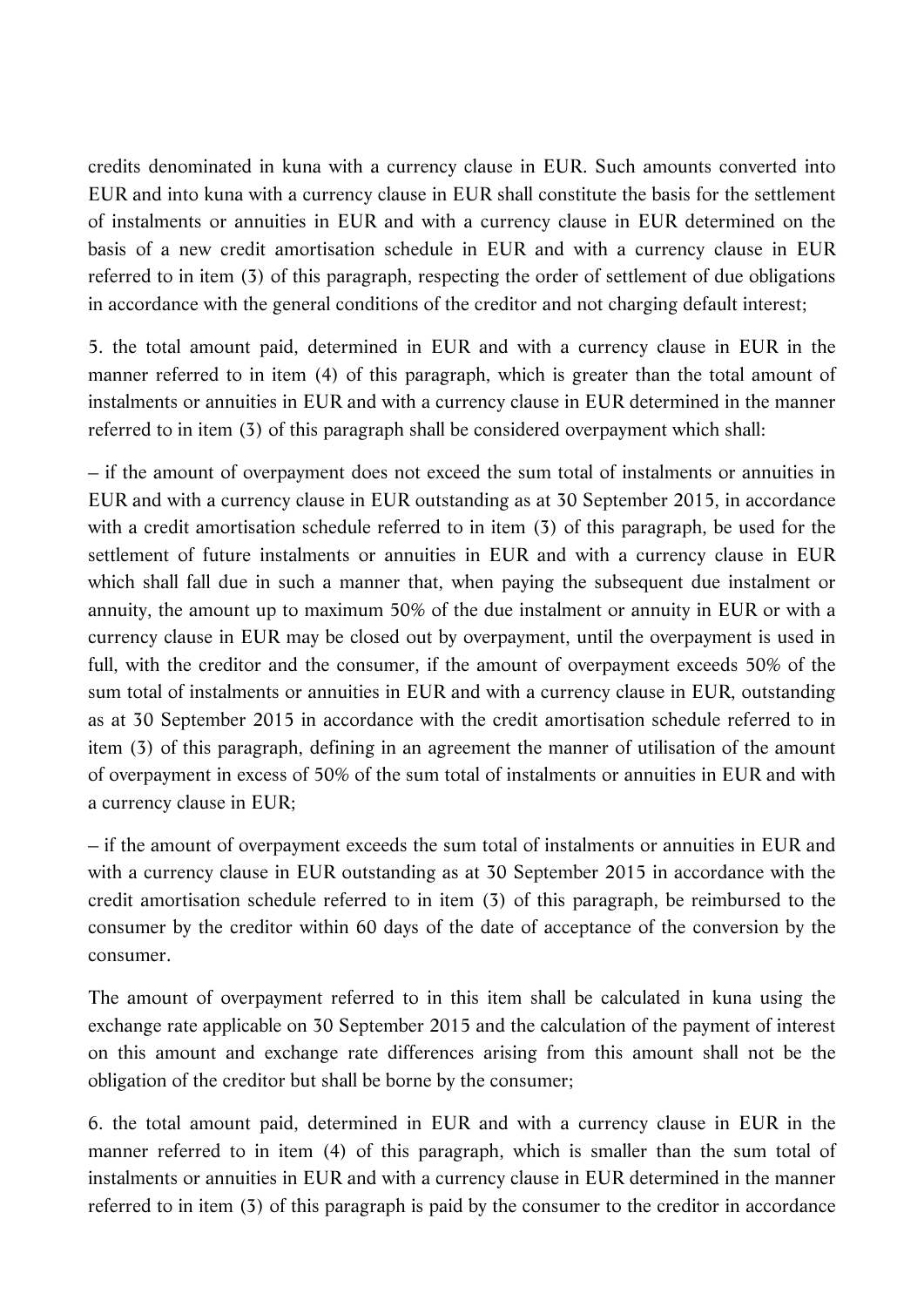credits denominated in kuna with a currency clause in EUR. Such amounts converted into EUR and into kuna with a currency clause in EUR shall constitute the basis for the settlement of instalments or annuities in EUR and with a currency clause in EUR determined on the basis of a new credit amortisation schedule in EUR and with a currency clause in EUR referred to in item (3) of this paragraph, respecting the order of settlement of due obligations in accordance with the general conditions of the creditor and not charging default interest;

5. the total amount paid, determined in EUR and with a currency clause in EUR in the manner referred to in item (4) of this paragraph, which is greater than the total amount of instalments or annuities in EUR and with a currency clause in EUR determined in the manner referred to in item (3) of this paragraph shall be considered overpayment which shall:

– if the amount of overpayment does not exceed the sum total of instalments or annuities in EUR and with a currency clause in EUR outstanding as at 30 September 2015, in accordance with a credit amortisation schedule referred to in item (3) of this paragraph, be used for the settlement of future instalments or annuities in EUR and with a currency clause in EUR which shall fall due in such a manner that, when paying the subsequent due instalment or annuity, the amount up to maximum 50% of the due instalment or annuity in EUR or with a currency clause in EUR may be closed out by overpayment, until the overpayment is used in full, with the creditor and the consumer, if the amount of overpayment exceeds 50% of the sum total of instalments or annuities in EUR and with a currency clause in EUR, outstanding as at 30 September 2015 in accordance with the credit amortisation schedule referred to in item (3) of this paragraph, defining in an agreement the manner of utilisation of the amount of overpayment in excess of 50% of the sum total of instalments or annuities in EUR and with a currency clause in EUR;

– if the amount of overpayment exceeds the sum total of instalments or annuities in EUR and with a currency clause in EUR outstanding as at 30 September 2015 in accordance with the credit amortisation schedule referred to in item (3) of this paragraph, be reimbursed to the consumer by the creditor within 60 days of the date of acceptance of the conversion by the consumer.

The amount of overpayment referred to in this item shall be calculated in kuna using the exchange rate applicable on 30 September 2015 and the calculation of the payment of interest on this amount and exchange rate differences arising from this amount shall not be the obligation of the creditor but shall be borne by the consumer;

6. the total amount paid, determined in EUR and with a currency clause in EUR in the manner referred to in item (4) of this paragraph, which is smaller than the sum total of instalments or annuities in EUR and with a currency clause in EUR determined in the manner referred to in item (3) of this paragraph is paid by the consumer to the creditor in accordance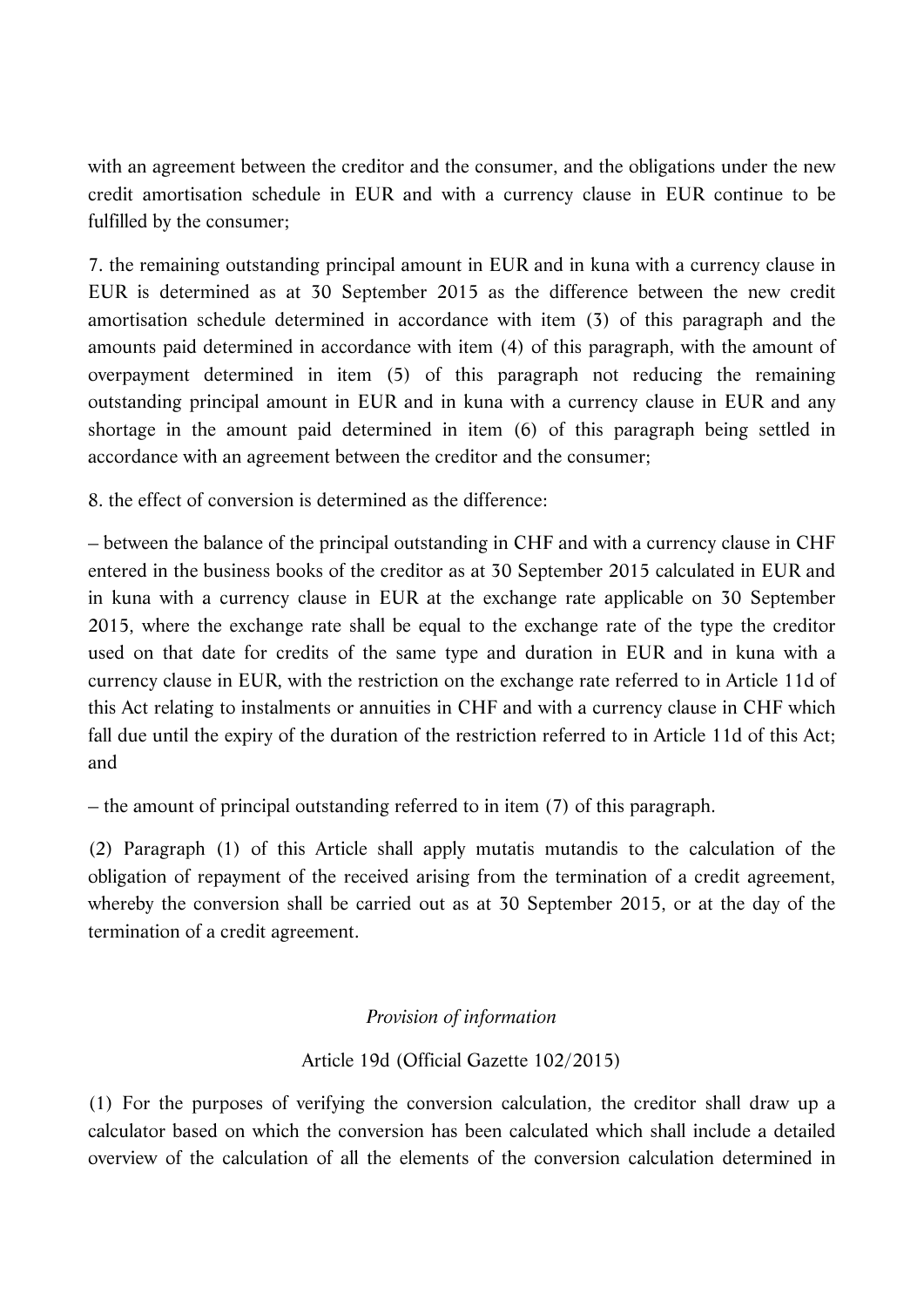with an agreement between the creditor and the consumer, and the obligations under the new credit amortisation schedule in EUR and with a currency clause in EUR continue to be fulfilled by the consumer;

7. the remaining outstanding principal amount in EUR and in kuna with a currency clause in EUR is determined as at 30 September 2015 as the difference between the new credit amortisation schedule determined in accordance with item (3) of this paragraph and the amounts paid determined in accordance with item (4) of this paragraph, with the amount of overpayment determined in item (5) of this paragraph not reducing the remaining outstanding principal amount in EUR and in kuna with a currency clause in EUR and any shortage in the amount paid determined in item (6) of this paragraph being settled in accordance with an agreement between the creditor and the consumer;

8. the effect of conversion is determined as the difference:

– between the balance of the principal outstanding in CHF and with a currency clause in CHF entered in the business books of the creditor as at 30 September 2015 calculated in EUR and in kuna with a currency clause in EUR at the exchange rate applicable on 30 September 2015, where the exchange rate shall be equal to the exchange rate of the type the creditor used on that date for credits of the same type and duration in EUR and in kuna with a currency clause in EUR, with the restriction on the exchange rate referred to in Article 11d of this Act relating to instalments or annuities in CHF and with a currency clause in CHF which fall due until the expiry of the duration of the restriction referred to in Article 11d of this Act; and

– the amount of principal outstanding referred to in item (7) of this paragraph.

(2) Paragraph (1) of this Article shall apply mutatis mutandis to the calculation of the obligation of repayment of the received arising from the termination of a credit agreement, whereby the conversion shall be carried out as at 30 September 2015, or at the day of the termination of a credit agreement.

*Provision of information*

Article 19d (Official Gazette 102/2015)

(1) For the purposes of verifying the conversion calculation, the creditor shall draw up a calculator based on which the conversion has been calculated which shall include a detailed overview of the calculation of all the elements of the conversion calculation determined in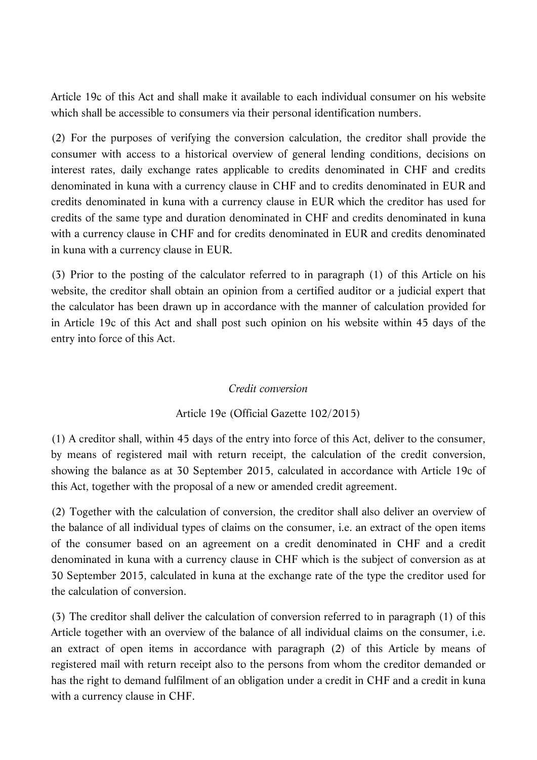Article 19c of this Act and shall make it available to each individual consumer on his website which shall be accessible to consumers via their personal identification numbers.

(2) For the purposes of verifying the conversion calculation, the creditor shall provide the consumer with access to a historical overview of general lending conditions, decisions on interest rates, daily exchange rates applicable to credits denominated in CHF and credits denominated in kuna with a currency clause in CHF and to credits denominated in EUR and credits denominated in kuna with a currency clause in EUR which the creditor has used for credits of the same type and duration denominated in CHF and credits denominated in kuna with a currency clause in CHF and for credits denominated in EUR and credits denominated in kuna with a currency clause in EUR.

(3) Prior to the posting of the calculator referred to in paragraph (1) of this Article on his website, the creditor shall obtain an opinion from a certified auditor or a judicial expert that the calculator has been drawn up in accordance with the manner of calculation provided for in Article 19c of this Act and shall post such opinion on his website within 45 days of the entry into force of this Act.

*Credit conversion*

Article 19e (Official Gazette 102/2015)

(1) A creditor shall, within 45 days of the entry into force of this Act, deliver to the consumer, by means of registered mail with return receipt, the calculation of the credit conversion, showing the balance as at 30 September 2015, calculated in accordance with Article 19c of this Act, together with the proposal of a new or amended credit agreement.

(2) Together with the calculation of conversion, the creditor shall also deliver an overview of the balance of all individual types of claims on the consumer, i.e. an extract of the open items of the consumer based on an agreement on a credit denominated in CHF and a credit denominated in kuna with a currency clause in CHF which is the subject of conversion as at 30 September 2015, calculated in kuna at the exchange rate of the type the creditor used for the calculation of conversion.

(3) The creditor shall deliver the calculation of conversion referred to in paragraph (1) of this Article together with an overview of the balance of all individual claims on the consumer, i.e. an extract of open items in accordance with paragraph (2) of this Article by means of registered mail with return receipt also to the persons from whom the creditor demanded or has the right to demand fulfilment of an obligation under a credit in CHF and a credit in kuna with a currency clause in CHF.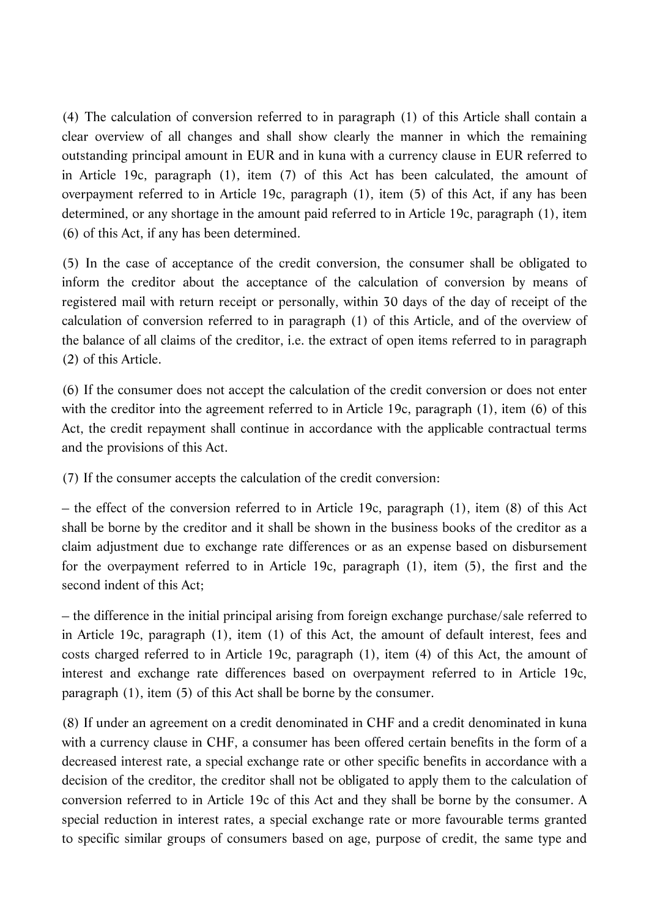(4) The calculation of conversion referred to in paragraph (1) of this Article shall contain a clear overview of all changes and shall show clearly the manner in which the remaining outstanding principal amount in EUR and in kuna with a currency clause in EUR referred to in Article 19c, paragraph (1), item (7) of this Act has been calculated, the amount of overpayment referred to in Article 19c, paragraph (1), item (5) of this Act, if any has been determined, or any shortage in the amount paid referred to in Article 19c, paragraph (1), item (6) of this Act, if any has been determined.

(5) In the case of acceptance of the credit conversion, the consumer shall be obligated to inform the creditor about the acceptance of the calculation of conversion by means of registered mail with return receipt or personally, within 30 days of the day of receipt of the calculation of conversion referred to in paragraph (1) of this Article, and of the overview of the balance of all claims of the creditor, i.e. the extract of open items referred to in paragraph (2) of this Article.

(6) If the consumer does not accept the calculation of the credit conversion or does not enter with the creditor into the agreement referred to in Article 19c, paragraph (1), item (6) of this Act, the credit repayment shall continue in accordance with the applicable contractual terms and the provisions of this Act.

(7) If the consumer accepts the calculation of the credit conversion:

– the effect of the conversion referred to in Article 19c, paragraph (1), item (8) of this Act shall be borne by the creditor and it shall be shown in the business books of the creditor as a claim adjustment due to exchange rate differences or as an expense based on disbursement for the overpayment referred to in Article 19c, paragraph (1), item (5), the first and the second indent of this Act;

– the difference in the initial principal arising from foreign exchange purchase/sale referred to in Article 19c, paragraph (1), item (1) of this Act, the amount of default interest, fees and costs charged referred to in Article 19c, paragraph (1), item (4) of this Act, the amount of interest and exchange rate differences based on overpayment referred to in Article 19c, paragraph (1), item (5) of this Act shall be borne by the consumer.

(8) If under an agreement on a credit denominated in CHF and a credit denominated in kuna with a currency clause in CHF, a consumer has been offered certain benefits in the form of a decreased interest rate, a special exchange rate or other specific benefits in accordance with a decision of the creditor, the creditor shall not be obligated to apply them to the calculation of conversion referred to in Article 19c of this Act and they shall be borne by the consumer. A special reduction in interest rates, a special exchange rate or more favourable terms granted to specific similar groups of consumers based on age, purpose of credit, the same type and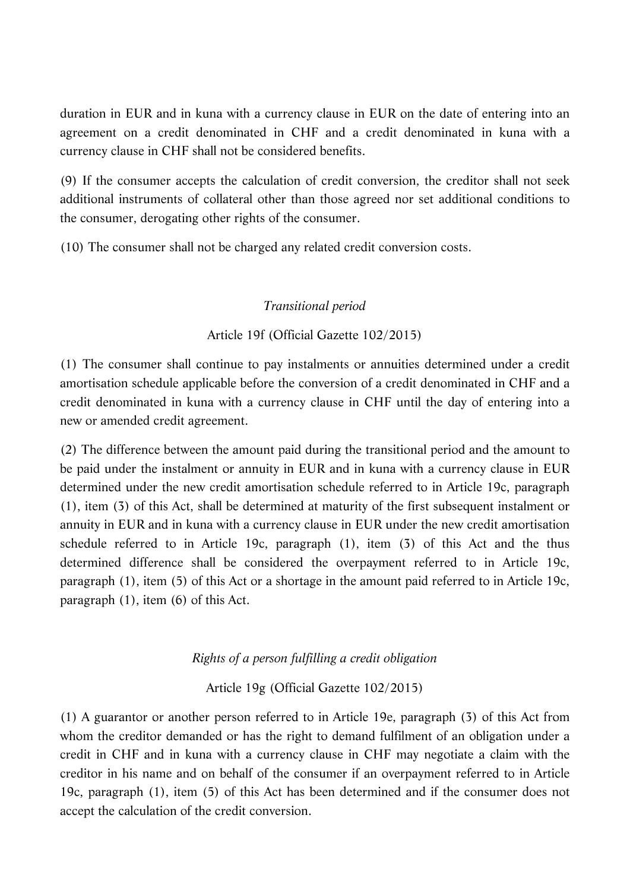duration in EUR and in kuna with a currency clause in EUR on the date of entering into an agreement on a credit denominated in CHF and a credit denominated in kuna with a currency clause in CHF shall not be considered benefits.

(9) If the consumer accepts the calculation of credit conversion, the creditor shall not seek additional instruments of collateral other than those agreed nor set additional conditions to the consumer, derogating other rights of the consumer.

(10) The consumer shall not be charged any related credit conversion costs.

*Transitional period*

Article 19f (Official Gazette 102/2015)

(1) The consumer shall continue to pay instalments or annuities determined under a credit amortisation schedule applicable before the conversion of a credit denominated in CHF and a credit denominated in kuna with a currency clause in CHF until the day of entering into a new or amended credit agreement.

(2) The difference between the amount paid during the transitional period and the amount to be paid under the instalment or annuity in EUR and in kuna with a currency clause in EUR determined under the new credit amortisation schedule referred to in Article 19c, paragraph (1), item (3) of this Act, shall be determined at maturity of the first subsequent instalment or annuity in EUR and in kuna with a currency clause in EUR under the new credit amortisation schedule referred to in Article 19c, paragraph (1), item (3) of this Act and the thus determined difference shall be considered the overpayment referred to in Article 19c, paragraph (1), item (5) of this Act or a shortage in the amount paid referred to in Article 19c, paragraph (1), item (6) of this Act.

*Rights of a person fulfilling a credit obligation*

Article 19g (Official Gazette 102/2015)

(1) A guarantor or another person referred to in Article 19e, paragraph (3) of this Act from whom the creditor demanded or has the right to demand fulfilment of an obligation under a credit in CHF and in kuna with a currency clause in CHF may negotiate a claim with the creditor in his name and on behalf of the consumer if an overpayment referred to in Article 19c, paragraph (1), item (5) of this Act has been determined and if the consumer does not accept the calculation of the credit conversion.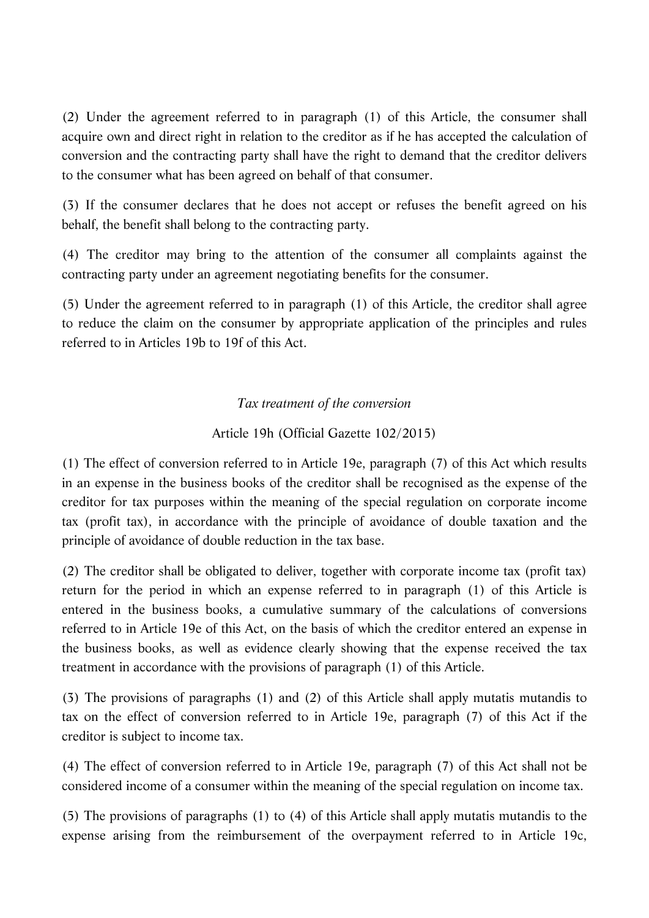(2) Under the agreement referred to in paragraph (1) of this Article, the consumer shall acquire own and direct right in relation to the creditor as if he has accepted the calculation of conversion and the contracting party shall have the right to demand that the creditor delivers to the consumer what has been agreed on behalf of that consumer.

(3) If the consumer declares that he does not accept or refuses the benefit agreed on his behalf, the benefit shall belong to the contracting party.

(4) The creditor may bring to the attention of the consumer all complaints against the contracting party under an agreement negotiating benefits for the consumer.

(5) Under the agreement referred to in paragraph (1) of this Article, the creditor shall agree to reduce the claim on the consumer by appropriate application of the principles and rules referred to in Articles 19b to 19f of this Act.

*Tax treatment of the conversion*

Article 19h (Official Gazette 102/2015)

(1) The effect of conversion referred to in Article 19e, paragraph (7) of this Act which results in an expense in the business books of the creditor shall be recognised as the expense of the creditor for tax purposes within the meaning of the special regulation on corporate income tax (profit tax), in accordance with the principle of avoidance of double taxation and the principle of avoidance of double reduction in the tax base.

(2) The creditor shall be obligated to deliver, together with corporate income tax (profit tax) return for the period in which an expense referred to in paragraph (1) of this Article is entered in the business books, a cumulative summary of the calculations of conversions referred to in Article 19e of this Act, on the basis of which the creditor entered an expense in the business books, as well as evidence clearly showing that the expense received the tax treatment in accordance with the provisions of paragraph (1) of this Article.

(3) The provisions of paragraphs (1) and (2) of this Article shall apply mutatis mutandis to tax on the effect of conversion referred to in Article 19e, paragraph (7) of this Act if the creditor is subject to income tax.

(4) The effect of conversion referred to in Article 19e, paragraph (7) of this Act shall not be considered income of a consumer within the meaning of the special regulation on income tax.

(5) The provisions of paragraphs (1) to (4) of this Article shall apply mutatis mutandis to the expense arising from the reimbursement of the overpayment referred to in Article 19c,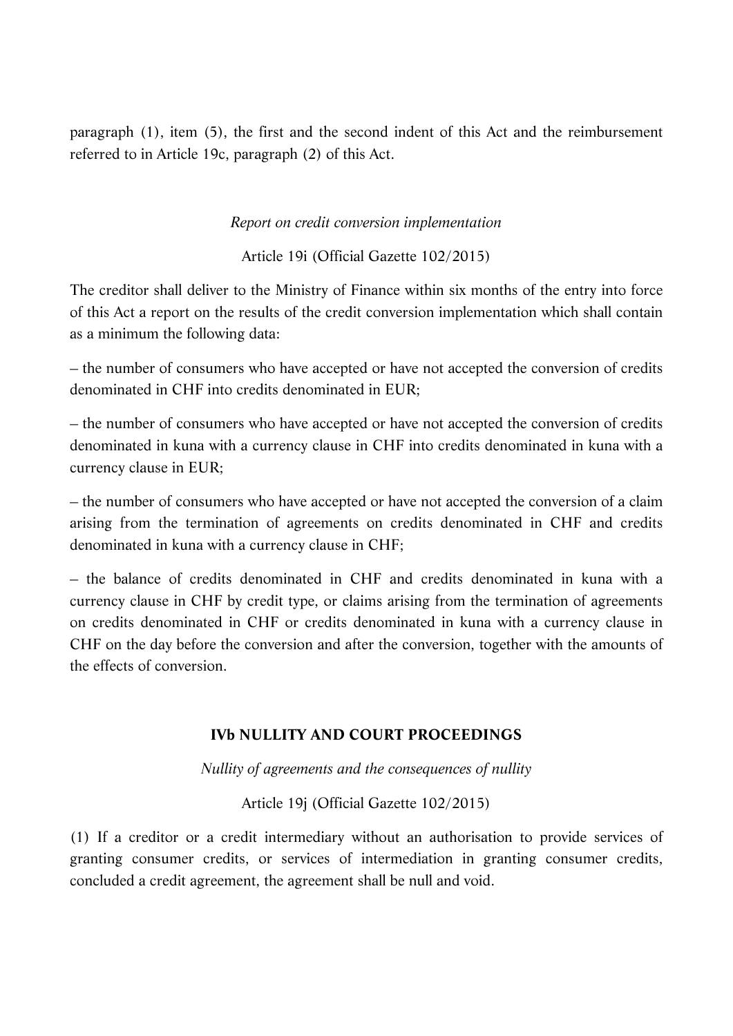paragraph (1), item (5), the first and the second indent of this Act and the reimbursement referred to in Article 19c, paragraph (2) of this Act.

*Report on credit conversion implementation*

Article 19i (Official Gazette 102/2015)

The creditor shall deliver to the Ministry of Finance within six months of the entry into force of this Act a report on the results of the credit conversion implementation which shall contain as a minimum the following data:

– the number of consumers who have accepted or have not accepted the conversion of credits denominated in CHF into credits denominated in EUR;

– the number of consumers who have accepted or have not accepted the conversion of credits denominated in kuna with a currency clause in CHF into credits denominated in kuna with a currency clause in EUR;

– the number of consumers who have accepted or have not accepted the conversion of a claim arising from the termination of agreements on credits denominated in CHF and credits denominated in kuna with a currency clause in CHF;

– the balance of credits denominated in CHF and credits denominated in kuna with a currency clause in CHF by credit type, or claims arising from the termination of agreements on credits denominated in CHF or credits denominated in kuna with a currency clause in CHF on the day before the conversion and after the conversion, together with the amounts of the effects of conversion.

## IVb NULLITY AND COURT PROCEEDINGS

*Nullity of agreements and the consequences of nullity*

Article 19j (Official Gazette 102/2015)

(1) If a creditor or a credit intermediary without an authorisation to provide services of granting consumer credits, or services of intermediation in granting consumer credits, concluded a credit agreement, the agreement shall be null and void.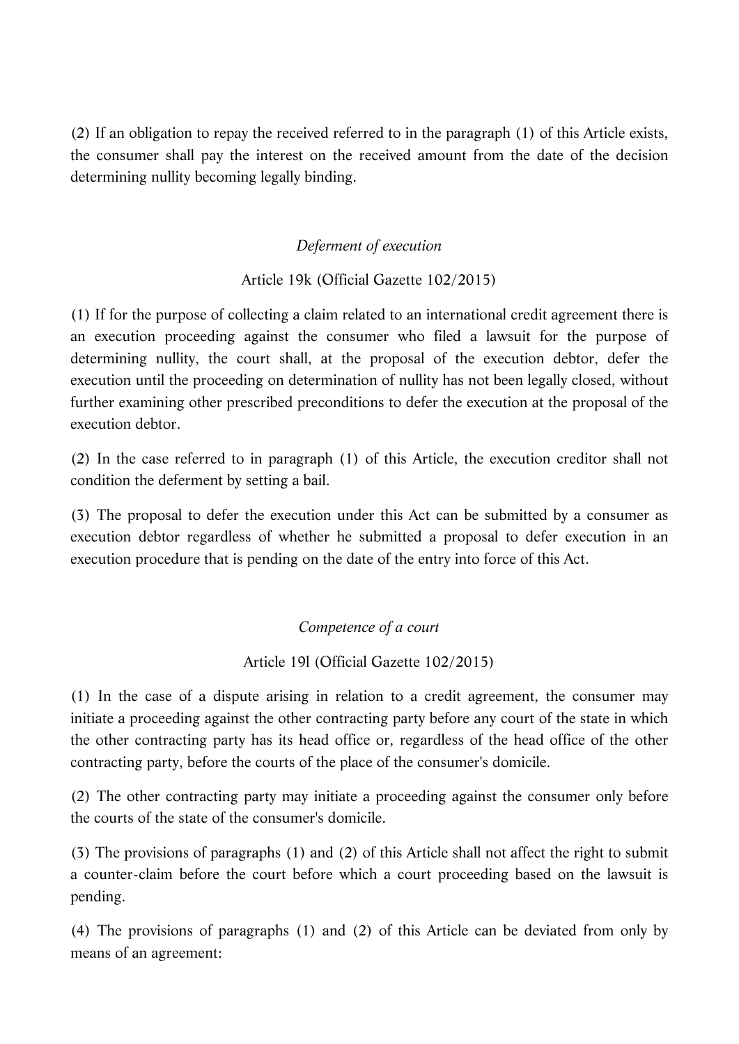(2) If an obligation to repay the received referred to in the paragraph (1) of this Article exists, the consumer shall pay the interest on the received amount from the date of the decision determining nullity becoming legally binding.

*Deferment of execution*

Article 19k (Official Gazette 102/2015)

(1) If for the purpose of collecting a claim related to an international credit agreement there is an execution proceeding against the consumer who filed a lawsuit for the purpose of determining nullity, the court shall, at the proposal of the execution debtor, defer the execution until the proceeding on determination of nullity has not been legally closed, without further examining other prescribed preconditions to defer the execution at the proposal of the execution debtor.

(2) In the case referred to in paragraph (1) of this Article, the execution creditor shall not condition the deferment by setting a bail.

(3) The proposal to defer the execution under this Act can be submitted by a consumer as execution debtor regardless of whether he submitted a proposal to defer execution in an execution procedure that is pending on the date of the entry into force of this Act.

*Competence of a court*

Article 19l (Official Gazette 102/2015)

(1) In the case of a dispute arising in relation to a credit agreement, the consumer may initiate a proceeding against the other contracting party before any court of the state in which the other contracting party has its head office or, regardless of the head office of the other contracting party, before the courts of the place of the consumer's domicile.

(2) The other contracting party may initiate a proceeding against the consumer only before the courts of the state of the consumer's domicile.

(3) The provisions of paragraphs (1) and (2) of this Article shall not affect the right to submit a counter-claim before the court before which a court proceeding based on the lawsuit is pending.

(4) The provisions of paragraphs (1) and (2) of this Article can be deviated from only by means of an agreement: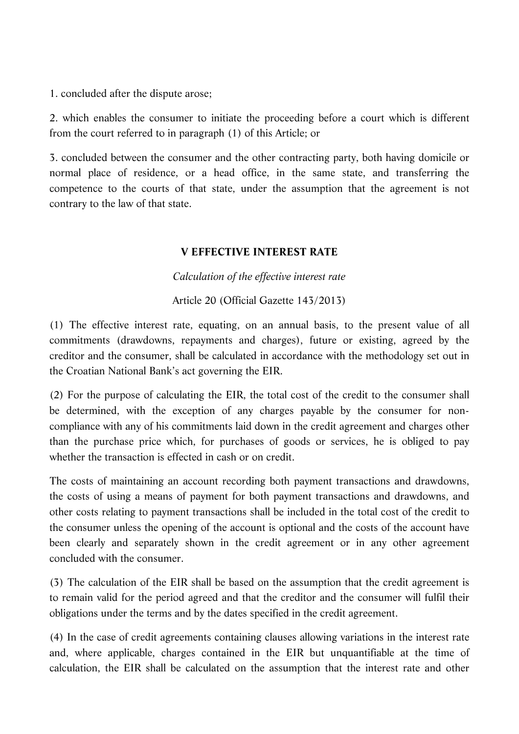1. concluded after the dispute arose;

2. which enables the consumer to initiate the proceeding before a court which is different from the court referred to in paragraph (1) of this Article; or

3. concluded between the consumer and the other contracting party, both having domicile or normal place of residence, or a head office, in the same state, and transferring the competence to the courts of that state, under the assumption that the agreement is not contrary to the law of that state.

## V EFFECTIVE INTEREST RATE

*Calculation of the effective interest rate*

Article 20 (Official Gazette 143/2013)

(1) The effective interest rate, equating, on an annual basis, to the present value of all commitments (drawdowns, repayments and charges), future or existing, agreed by the creditor and the consumer, shall be calculated in accordance with the methodology set out in the Croatian National Bank's act governing the EIR.

(2) For the purpose of calculating the EIR, the total cost of the credit to the consumer shall be determined, with the exception of any charges payable by the consumer for non-compliance with any of his commitments laid down in the credit agreement and charges other than the purchase price which, for purchases of goods or services, he is obliged to pay whether the transaction is effected in cash or on credit.

The costs of maintaining an account recording both payment transactions and drawdowns, the costs of using a means of payment for both payment transactions and drawdowns, and other costs relating to payment transactions shall be included in the total cost of the credit to the consumer unless the opening of the account is optional and the costs of the account have been clearly and separately shown in the credit agreement or in any other agreement concluded with the consumer.

(3) The calculation of the EIR shall be based on the assumption that the credit agreement is to remain valid for the period agreed and that the creditor and the consumer will fulfil their obligations under the terms and by the dates specified in the credit agreement.

(4) In the case of credit agreements containing clauses allowing variations in the interest rate and, where applicable, charges contained in the EIR but unquantifiable at the time of calculation, the EIR shall be calculated on the assumption that the interest rate and other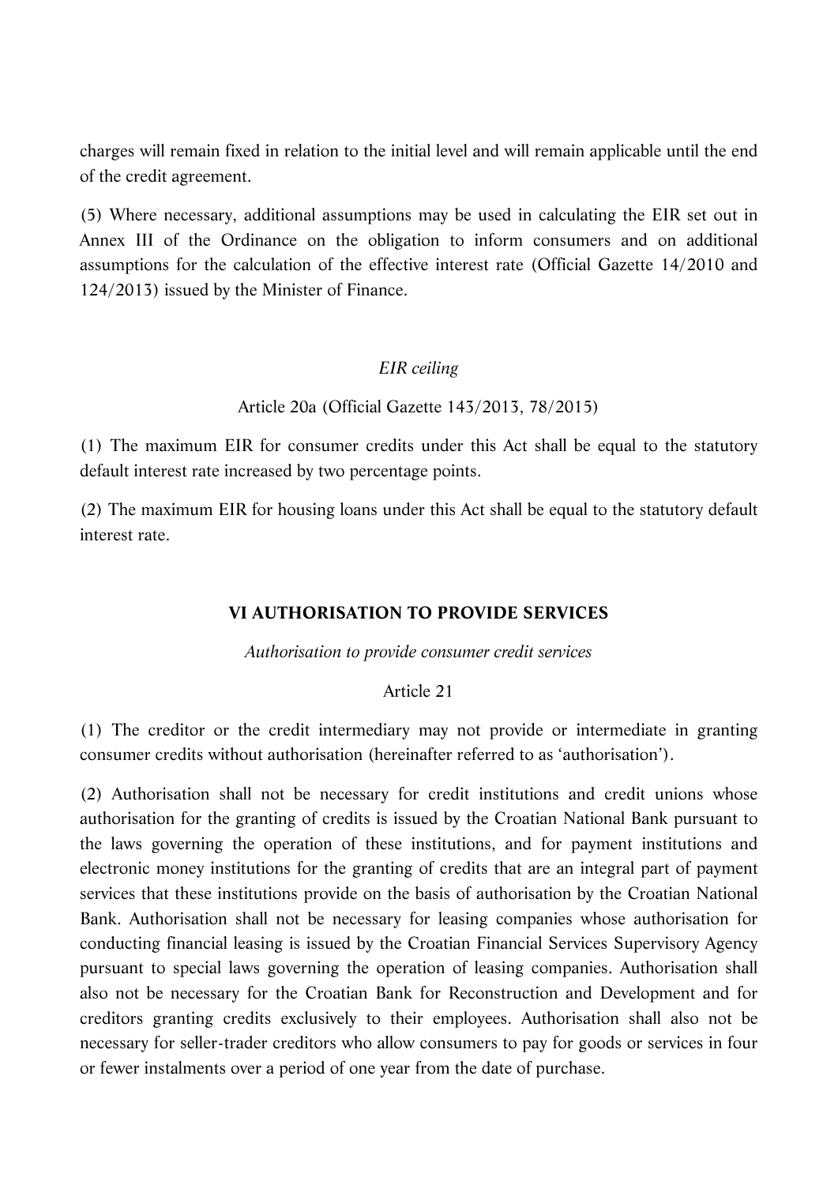charges will remain fixed in relation to the initial level and will remain applicable until the end of the credit agreement.

(5) Where necessary, additional assumptions may be used in calculating the EIR set out in Annex III of the Ordinance on the obligation to inform consumers and on additional assumptions for the calculation of the effective interest rate (Official Gazette 14/2010 and 124/2013) issued by the Minister of Finance.

*EIR ceiling*

Article 20a (Official Gazette 143/2013, 78/2015)

(1) The maximum EIR for consumer credits under this Act shall be equal to the statutory default interest rate increased by two percentage points.

(2) The maximum EIR for housing loans under this Act shall be equal to the statutory default interest rate.

## VI AUTHORISATION TO PROVIDE SERVICES

*Authorisation to provide consumer credit services*

Article 21

(1) The creditor or the credit intermediary may not provide or intermediate in granting consumer credits without authorisation (hereinafter referred to as 'authorisation').

(2) Authorisation shall not be necessary for credit institutions and credit unions whose authorisation for the granting of credits is issued by the Croatian National Bank pursuant to the laws governing the operation of these institutions, and for payment institutions and electronic money institutions for the granting of credits that are an integral part of payment services that these institutions provide on the basis of authorisation by the Croatian National Bank. Authorisation shall not be necessary for leasing companies whose authorisation for conducting financial leasing is issued by the Croatian Financial Services Supervisory Agency pursuant to special laws governing the operation of leasing companies. Authorisation shall also not be necessary for the Croatian Bank for Reconstruction and Development and for creditors granting credits exclusively to their employees. Authorisation shall also not be necessary for seller-trader creditors who allow consumers to pay for goods or services in four or fewer instalments over a period of one year from the date of purchase.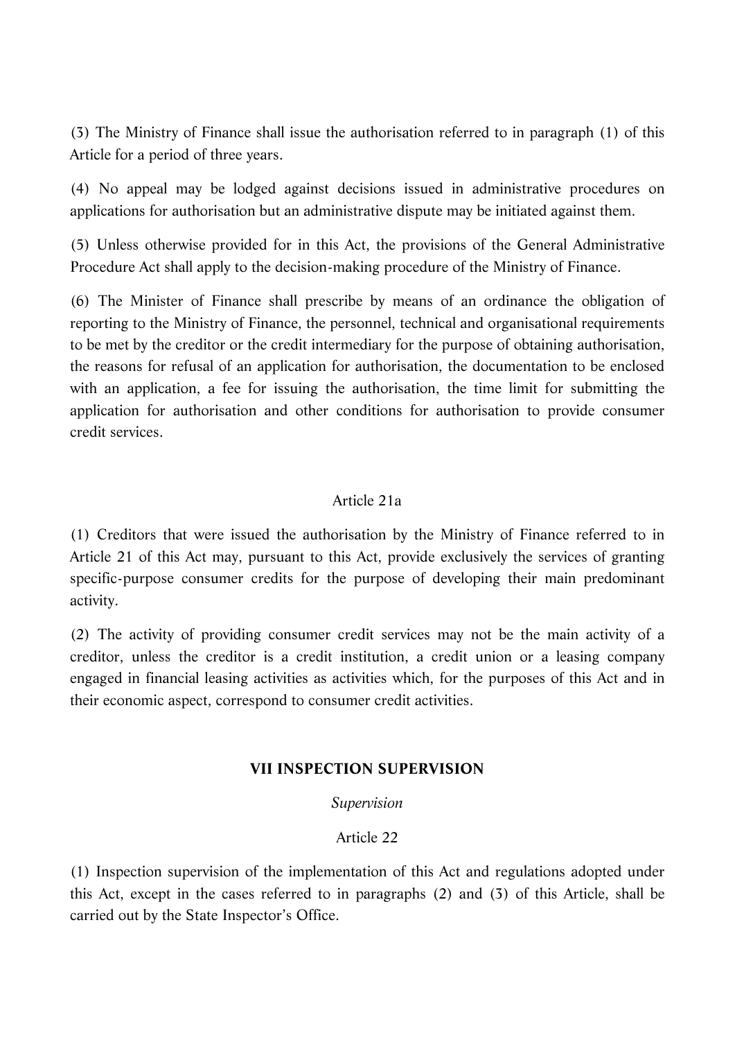(3) The Ministry of Finance shall issue the authorisation referred to in paragraph (1) of this Article for a period of three years.

(4) No appeal may be lodged against decisions issued in administrative procedures on applications for authorisation but an administrative dispute may be initiated against them.

(5) Unless otherwise provided for in this Act, the provisions of the General Administrative Procedure Act shall apply to the decision-making procedure of the Ministry of Finance.

(6) The Minister of Finance shall prescribe by means of an ordinance the obligation of reporting to the Ministry of Finance, the personnel, technical and organisational requirements to be met by the creditor or the credit intermediary for the purpose of obtaining authorisation, the reasons for refusal of an application for authorisation, the documentation to be enclosed with an application, a fee for issuing the authorisation, the time limit for submitting the application for authorisation and other conditions for authorisation to provide consumer credit services.

Article 21a

(1) Creditors that were issued the authorisation by the Ministry of Finance referred to in Article 21 of this Act may, pursuant to this Act, provide exclusively the services of granting specific-purpose consumer credits for the purpose of developing their main predominant activity.

(2) The activity of providing consumer credit services may not be the main activity of a creditor, unless the creditor is a credit institution, a credit union or a leasing company engaged in financial leasing activities as activities which, for the purposes of this Act and in their economic aspect, correspond to consumer credit activities.

## VII INSPECTION SUPERVISION

*Supervision*

Article 22

(1) Inspection supervision of the implementation of this Act and regulations adopted under this Act, except in the cases referred to in paragraphs (2) and (3) of this Article, shall be carried out by the State Inspector's Office.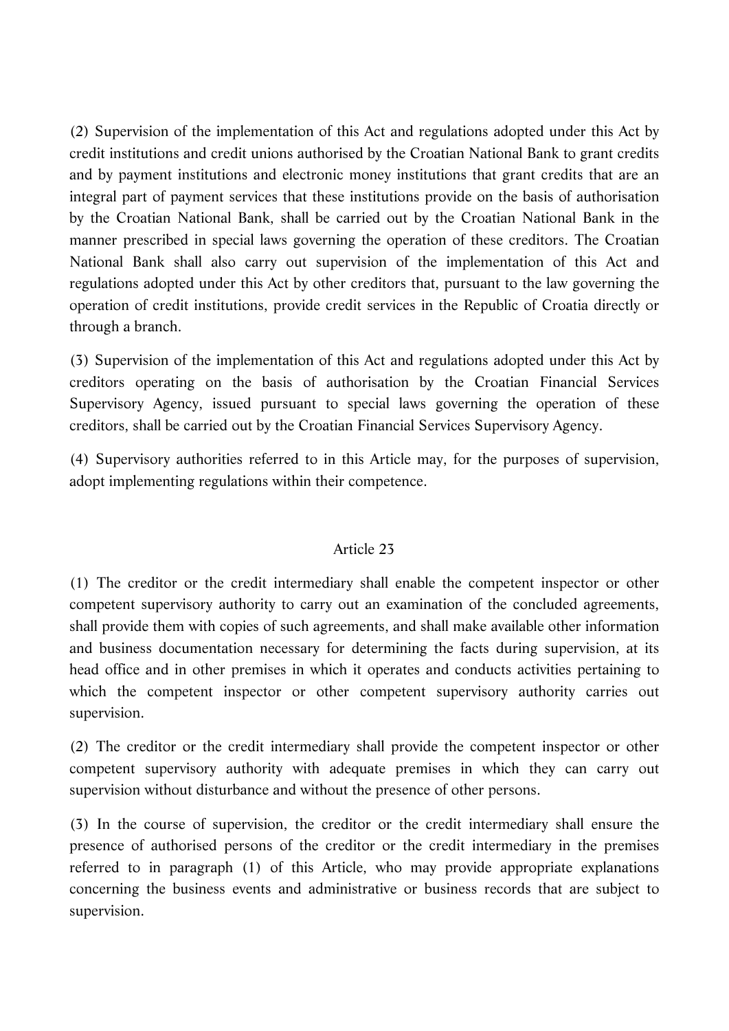(2) Supervision of the implementation of this Act and regulations adopted under this Act by credit institutions and credit unions authorised by the Croatian National Bank to grant credits and by payment institutions and electronic money institutions that grant credits that are an integral part of payment services that these institutions provide on the basis of authorisation by the Croatian National Bank, shall be carried out by the Croatian National Bank in the manner prescribed in special laws governing the operation of these creditors. The Croatian National Bank shall also carry out supervision of the implementation of this Act and regulations adopted under this Act by other creditors that, pursuant to the law governing the operation of credit institutions, provide credit services in the Republic of Croatia directly or through a branch.

(3) Supervision of the implementation of this Act and regulations adopted under this Act by creditors operating on the basis of authorisation by the Croatian Financial Services Supervisory Agency, issued pursuant to special laws governing the operation of these creditors, shall be carried out by the Croatian Financial Services Supervisory Agency.

(4) Supervisory authorities referred to in this Article may, for the purposes of supervision, adopt implementing regulations within their competence.

Article 23

(1) The creditor or the credit intermediary shall enable the competent inspector or other competent supervisory authority to carry out an examination of the concluded agreements, shall provide them with copies of such agreements, and shall make available other information and business documentation necessary for determining the facts during supervision, at its head office and in other premises in which it operates and conducts activities pertaining to which the competent inspector or other competent supervisory authority carries out supervision.

(2) The creditor or the credit intermediary shall provide the competent inspector or other competent supervisory authority with adequate premises in which they can carry out supervision without disturbance and without the presence of other persons.

(3) In the course of supervision, the creditor or the credit intermediary shall ensure the presence of authorised persons of the creditor or the credit intermediary in the premises referred to in paragraph (1) of this Article, who may provide appropriate explanations concerning the business events and administrative or business records that are subject to supervision.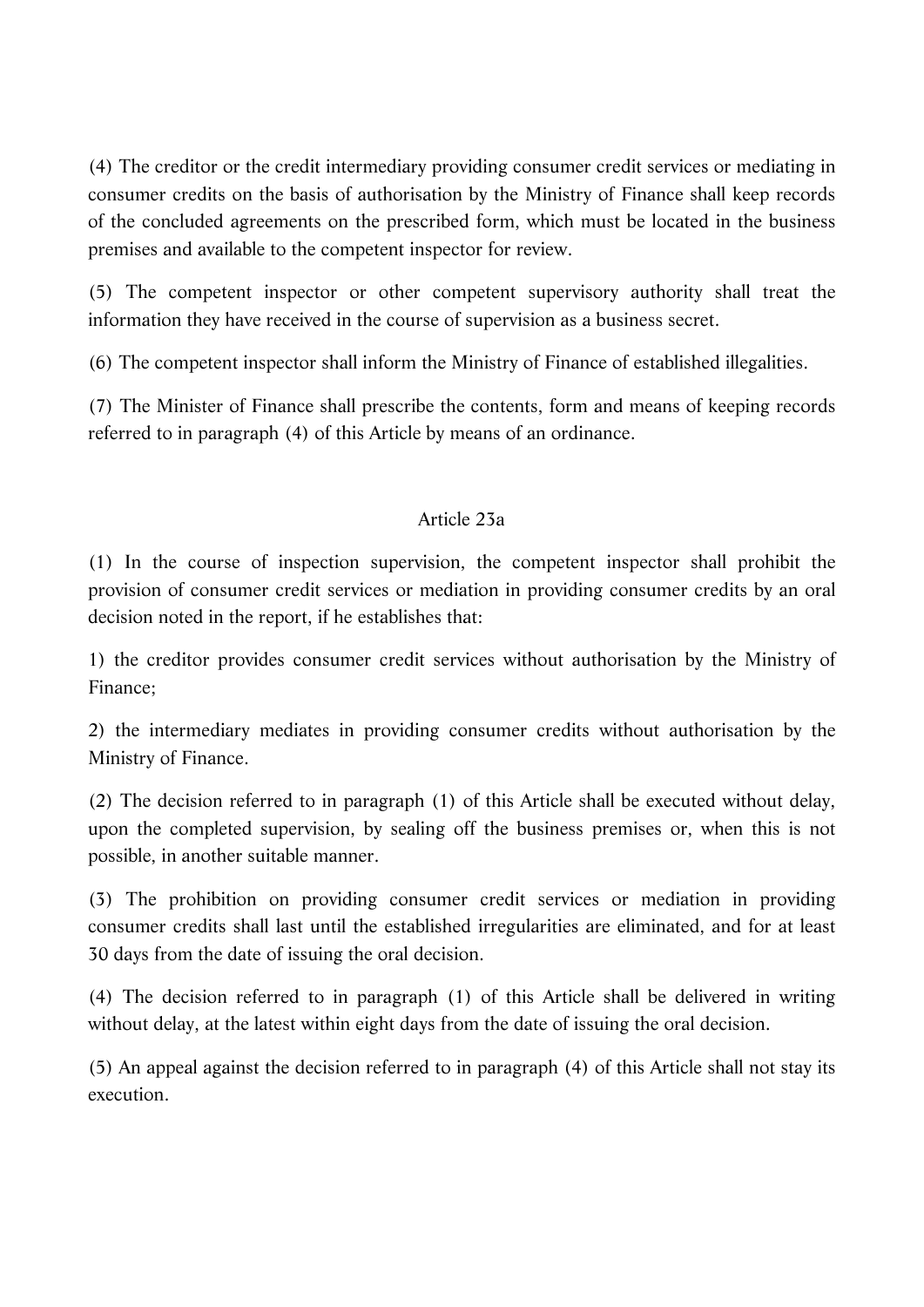(4) The creditor or the credit intermediary providing consumer credit services or mediating in consumer credits on the basis of authorisation by the Ministry of Finance shall keep records of the concluded agreements on the prescribed form, which must be located in the business premises and available to the competent inspector for review.

(5) The competent inspector or other competent supervisory authority shall treat the information they have received in the course of supervision as a business secret.

(6) The competent inspector shall inform the Ministry of Finance of established illegalities.

(7) The Minister of Finance shall prescribe the contents, form and means of keeping records referred to in paragraph (4) of this Article by means of an ordinance.

## Article 23a

(1) In the course of inspection supervision, the competent inspector shall prohibit the provision of consumer credit services or mediation in providing consumer credits by an oral decision noted in the report, if he establishes that:

1) the creditor provides consumer credit services without authorisation by the Ministry of Finance;

2) the intermediary mediates in providing consumer credits without authorisation by the Ministry of Finance.

(2) The decision referred to in paragraph (1) of this Article shall be executed without delay, upon the completed supervision, by sealing off the business premises or, when this is not possible, in another suitable manner.

(3) The prohibition on providing consumer credit services or mediation in providing consumer credits shall last until the established irregularities are eliminated, and for at least 30 days from the date of issuing the oral decision.

(4) The decision referred to in paragraph (1) of this Article shall be delivered in writing without delay, at the latest within eight days from the date of issuing the oral decision.

(5) An appeal against the decision referred to in paragraph (4) of this Article shall not stay its execution.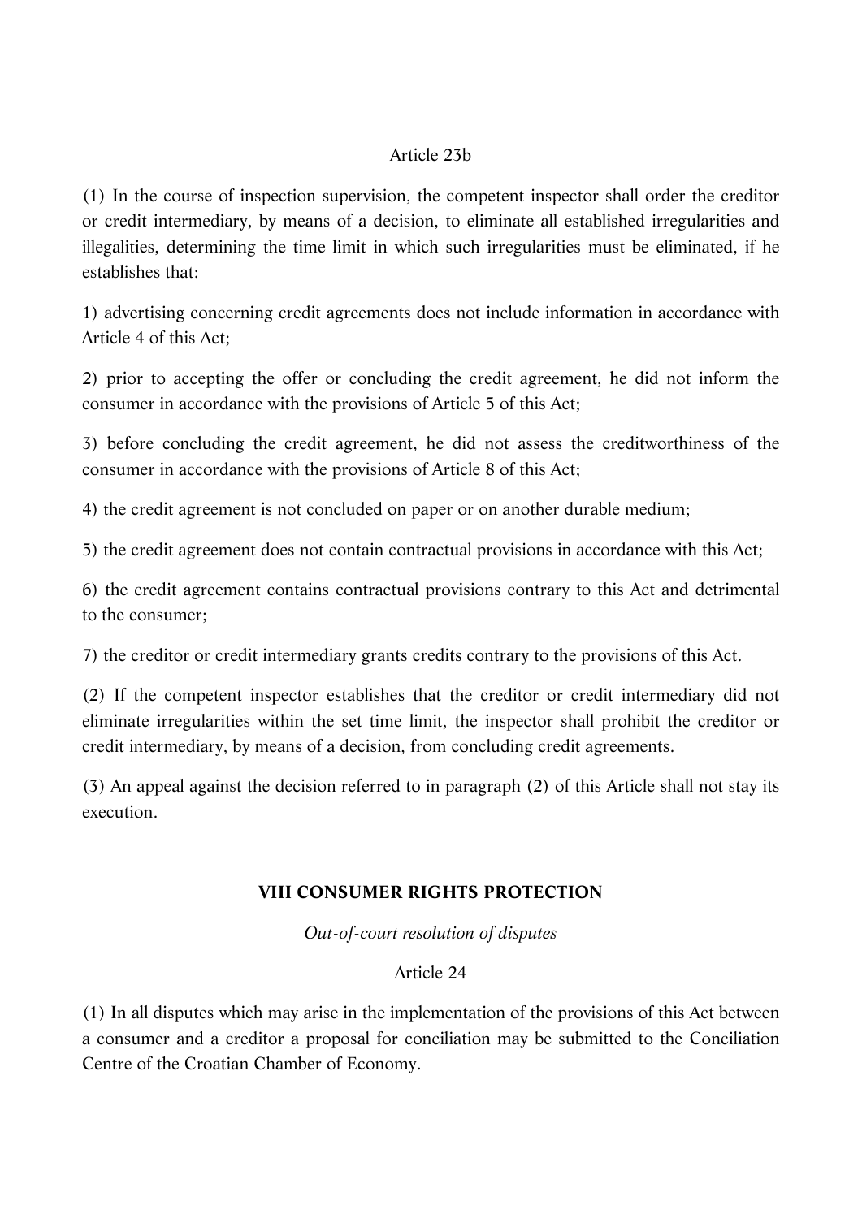Article 23b

(1) In the course of inspection supervision, the competent inspector shall order the creditor or credit intermediary, by means of a decision, to eliminate all established irregularities and illegalities, determining the time limit in which such irregularities must be eliminated, if he establishes that:

1) advertising concerning credit agreements does not include information in accordance with Article 4 of this Act;

2) prior to accepting the offer or concluding the credit agreement, he did not inform the consumer in accordance with the provisions of Article 5 of this Act;

3) before concluding the credit agreement, he did not assess the creditworthiness of the consumer in accordance with the provisions of Article 8 of this Act;

4) the credit agreement is not concluded on paper or on another durable medium;

5) the credit agreement does not contain contractual provisions in accordance with this Act;

6) the credit agreement contains contractual provisions contrary to this Act and detrimental to the consumer;

7) the creditor or credit intermediary grants credits contrary to the provisions of this Act.

(2) If the competent inspector establishes that the creditor or credit intermediary did not eliminate irregularities within the set time limit, the inspector shall prohibit the creditor or credit intermediary, by means of a decision, from concluding credit agreements.

(3) An appeal against the decision referred to in paragraph (2) of this Article shall not stay its execution.

## VIII CONSUMER RIGHTS PROTECTION

*Out-of-court resolution of disputes*

Article 24

(1) In all disputes which may arise in the implementation of the provisions of this Act between a consumer and a creditor a proposal for conciliation may be submitted to the Conciliation Centre of the Croatian Chamber of Economy.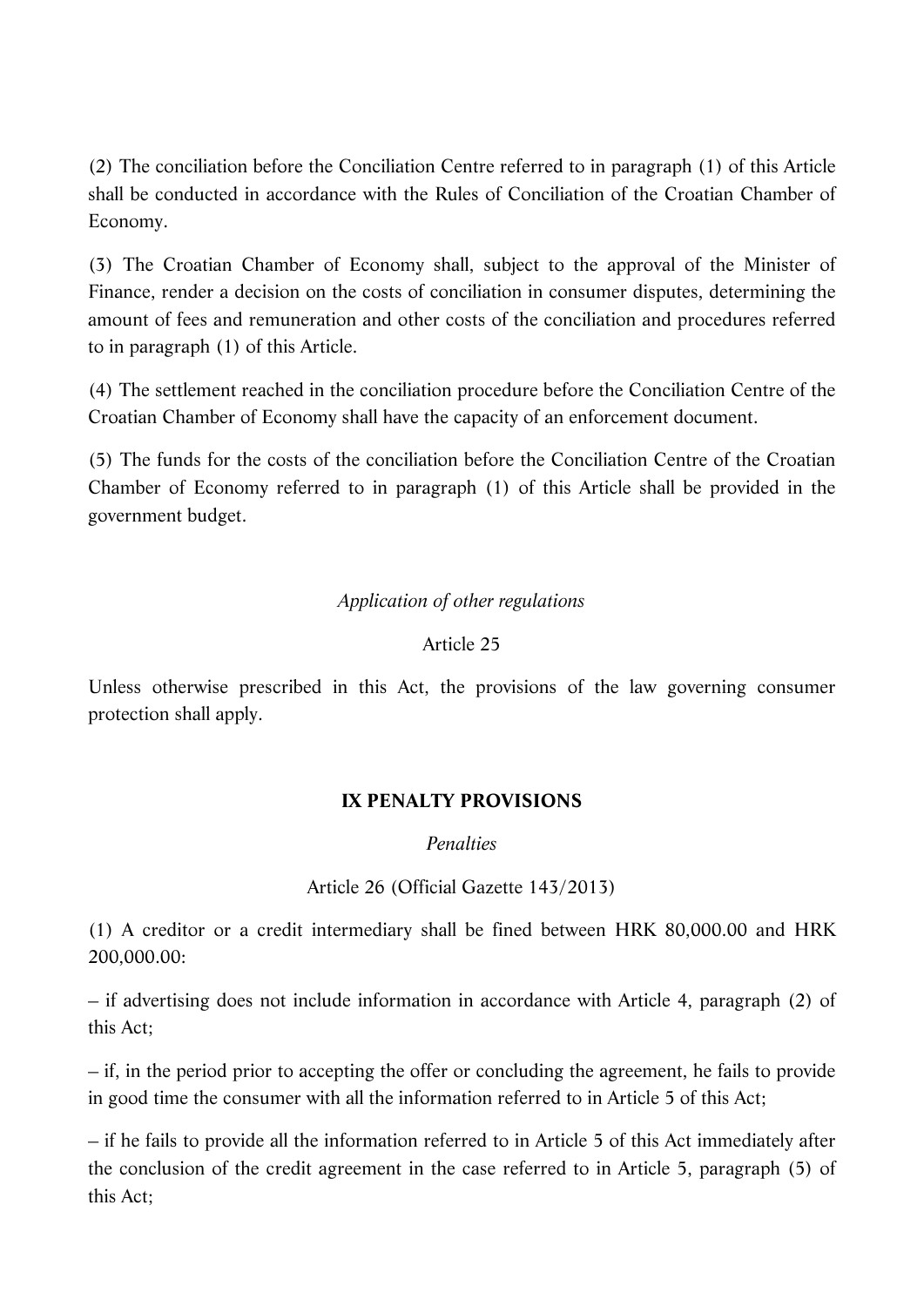(2) The conciliation before the Conciliation Centre referred to in paragraph (1) of this Article shall be conducted in accordance with the Rules of Conciliation of the Croatian Chamber of Economy.

(3) The Croatian Chamber of Economy shall, subject to the approval of the Minister of Finance, render a decision on the costs of conciliation in consumer disputes, determining the amount of fees and remuneration and other costs of the conciliation and procedures referred to in paragraph (1) of this Article.

(4) The settlement reached in the conciliation procedure before the Conciliation Centre of the Croatian Chamber of Economy shall have the capacity of an enforcement document.

(5) The funds for the costs of the conciliation before the Conciliation Centre of the Croatian Chamber of Economy referred to in paragraph (1) of this Article shall be provided in the government budget.

*Application of other regulations*

Article 25

Unless otherwise prescribed in this Act, the provisions of the law governing consumer protection shall apply.

## IX PENALTY PROVISIONS

*Penalties*

Article 26 (Official Gazette 143/2013)

(1) A creditor or a credit intermediary shall be fined between HRK 80,000.00 and HRK 200,000.00:

– if advertising does not include information in accordance with Article 4, paragraph (2) of this Act;

– if, in the period prior to accepting the offer or concluding the agreement, he fails to provide in good time the consumer with all the information referred to in Article 5 of this Act;

– if he fails to provide all the information referred to in Article 5 of this Act immediately after the conclusion of the credit agreement in the case referred to in Article 5, paragraph (5) of this Act;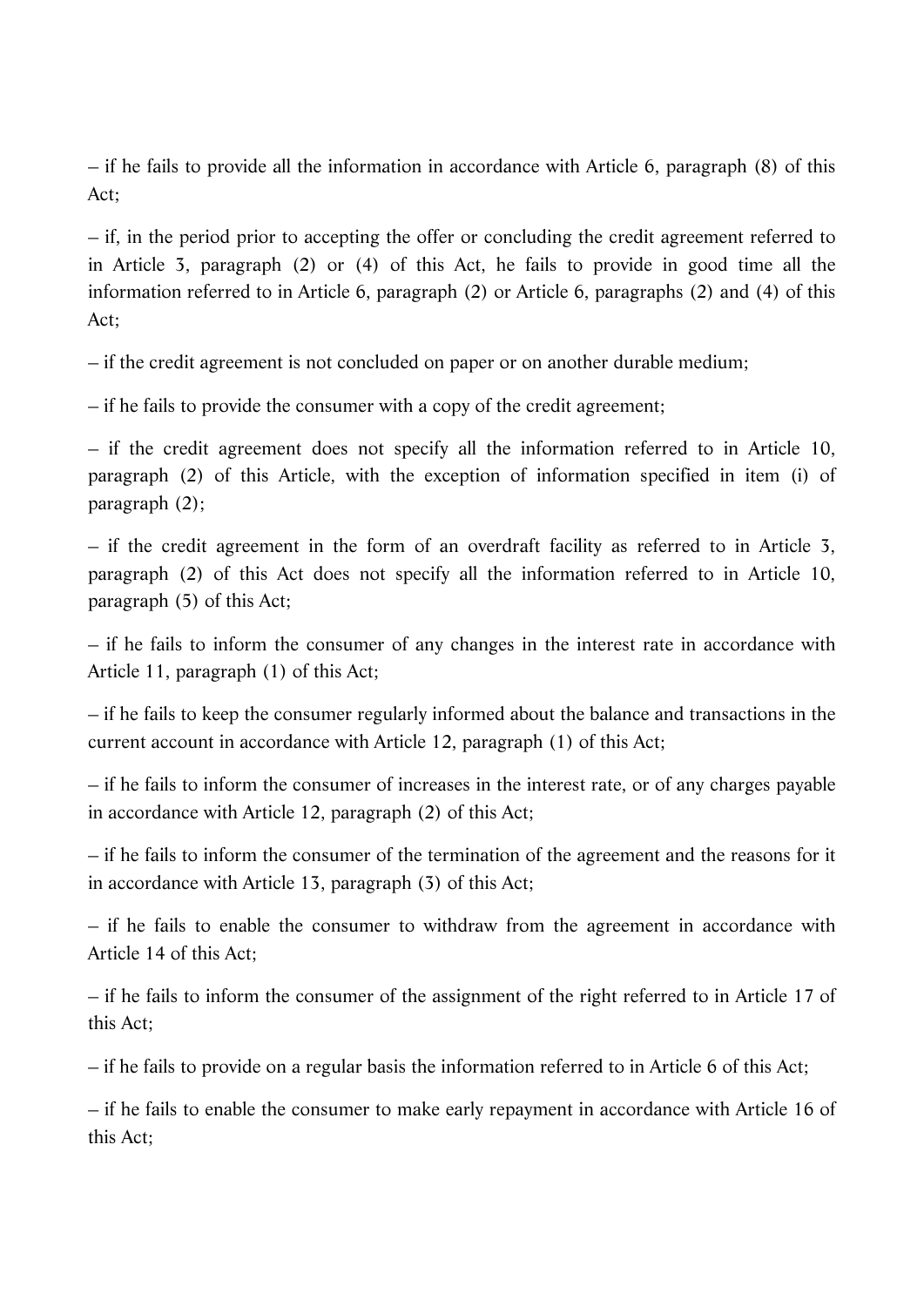– if he fails to provide all the information in accordance with Article 6, paragraph (8) of this Act;

– if, in the period prior to accepting the offer or concluding the credit agreement referred to in Article 3, paragraph (2) or (4) of this Act, he fails to provide in good time all the information referred to in Article 6, paragraph (2) or Article 6, paragraphs (2) and (4) of this Act;

– if the credit agreement is not concluded on paper or on another durable medium;

– if he fails to provide the consumer with a copy of the credit agreement;

– if the credit agreement does not specify all the information referred to in Article 10, paragraph (2) of this Article, with the exception of information specified in item (i) of paragraph (2);

– if the credit agreement in the form of an overdraft facility as referred to in Article 3, paragraph (2) of this Act does not specify all the information referred to in Article 10, paragraph (5) of this Act;

– if he fails to inform the consumer of any changes in the interest rate in accordance with Article 11, paragraph (1) of this Act;

– if he fails to keep the consumer regularly informed about the balance and transactions in the current account in accordance with Article 12, paragraph (1) of this Act;

– if he fails to inform the consumer of increases in the interest rate, or of any charges payable in accordance with Article 12, paragraph (2) of this Act;

– if he fails to inform the consumer of the termination of the agreement and the reasons for it in accordance with Article 13, paragraph (3) of this Act;

– if he fails to enable the consumer to withdraw from the agreement in accordance with Article 14 of this Act;

– if he fails to inform the consumer of the assignment of the right referred to in Article 17 of this Act;

– if he fails to provide on a regular basis the information referred to in Article 6 of this Act;

– if he fails to enable the consumer to make early repayment in accordance with Article 16 of this Act;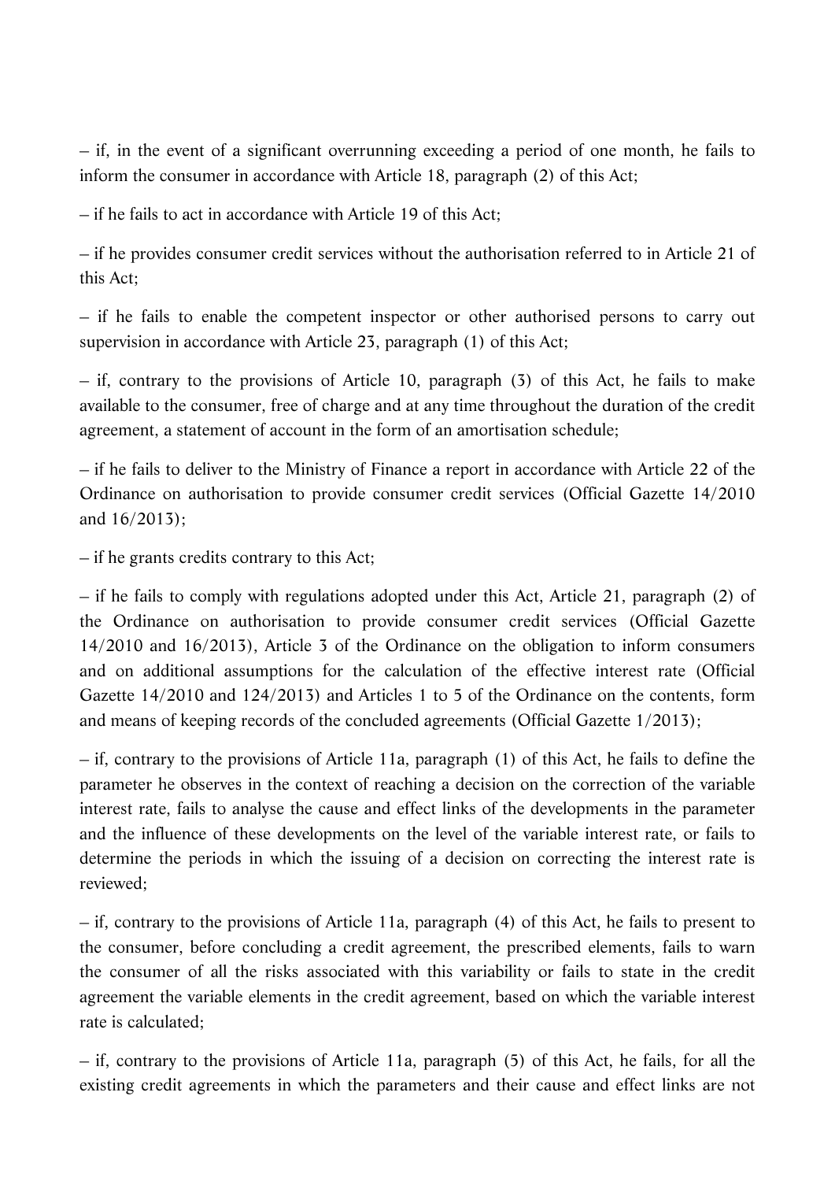– if, in the event of a significant overrunning exceeding a period of one month, he fails to inform the consumer in accordance with Article 18, paragraph (2) of this Act;

– if he fails to act in accordance with Article 19 of this Act;

– if he provides consumer credit services without the authorisation referred to in Article 21 of this Act;

– if he fails to enable the competent inspector or other authorised persons to carry out supervision in accordance with Article 23, paragraph (1) of this Act;

– if, contrary to the provisions of Article 10, paragraph (3) of this Act, he fails to make available to the consumer, free of charge and at any time throughout the duration of the credit agreement, a statement of account in the form of an amortisation schedule;

– if he fails to deliver to the Ministry of Finance a report in accordance with Article 22 of the Ordinance on authorisation to provide consumer credit services (Official Gazette 14/2010 and 16/2013);

– if he grants credits contrary to this Act;

– if he fails to comply with regulations adopted under this Act, Article 21, paragraph (2) of the Ordinance on authorisation to provide consumer credit services (Official Gazette 14/2010 and 16/2013), Article 3 of the Ordinance on the obligation to inform consumers and on additional assumptions for the calculation of the effective interest rate (Official Gazette 14/2010 and 124/2013) and Articles 1 to 5 of the Ordinance on the contents, form and means of keeping records of the concluded agreements (Official Gazette 1/2013);

– if, contrary to the provisions of Article 11a, paragraph (1) of this Act, he fails to define the parameter he observes in the context of reaching a decision on the correction of the variable interest rate, fails to analyse the cause and effect links of the developments in the parameter and the influence of these developments on the level of the variable interest rate, or fails to determine the periods in which the issuing of a decision on correcting the interest rate is reviewed;

– if, contrary to the provisions of Article 11a, paragraph (4) of this Act, he fails to present to the consumer, before concluding a credit agreement, the prescribed elements, fails to warn the consumer of all the risks associated with this variability or fails to state in the credit agreement the variable elements in the credit agreement, based on which the variable interest rate is calculated;

– if, contrary to the provisions of Article 11a, paragraph (5) of this Act, he fails, for all the existing credit agreements in which the parameters and their cause and effect links are not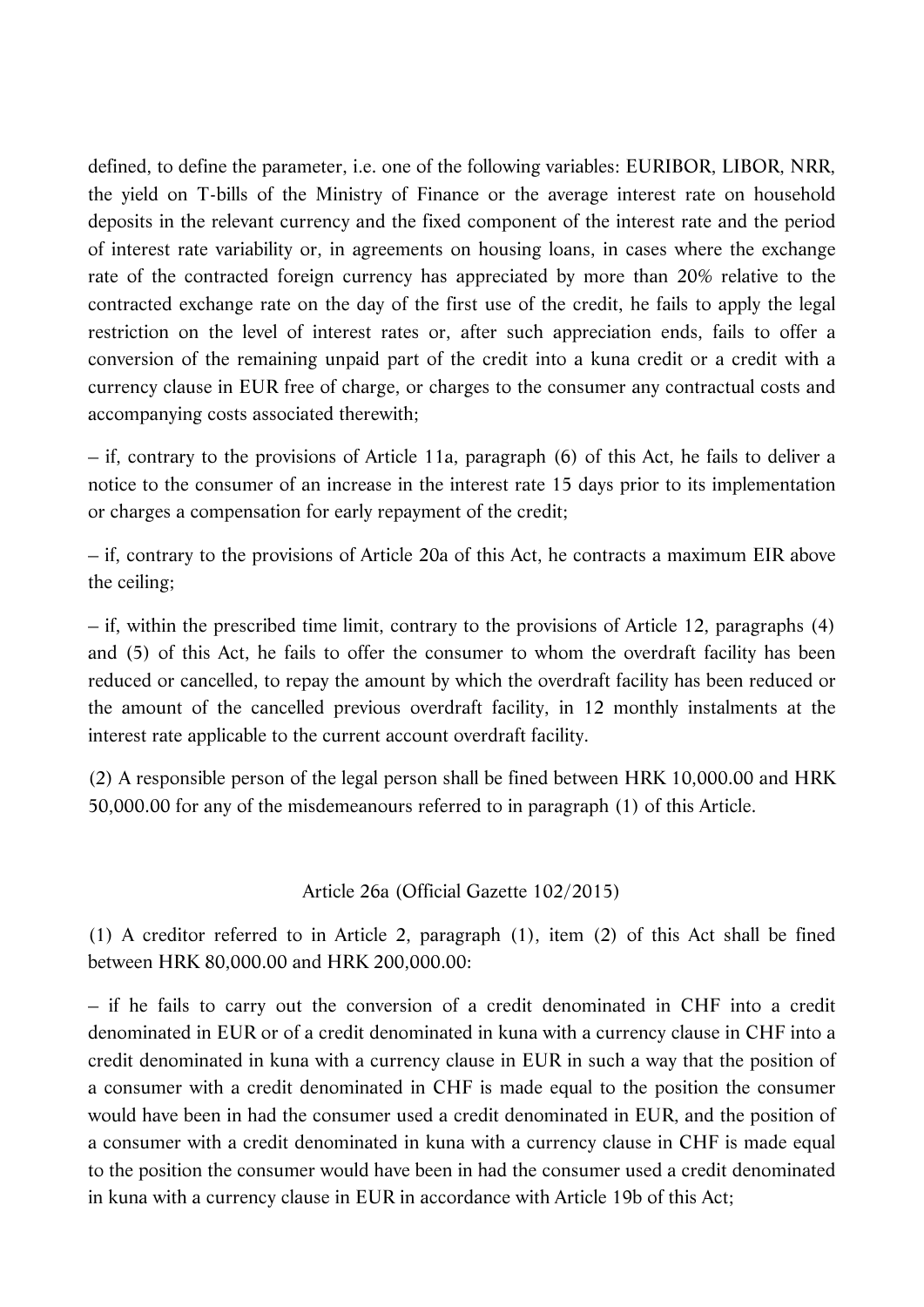defined, to define the parameter, i.e. one of the following variables: EURIBOR, LIBOR, NRR, the yield on T-bills of the Ministry of Finance or the average interest rate on household deposits in the relevant currency and the fixed component of the interest rate and the period of interest rate variability or, in agreements on housing loans, in cases where the exchange rate of the contracted foreign currency has appreciated by more than 20% relative to the contracted exchange rate on the day of the first use of the credit, he fails to apply the legal restriction on the level of interest rates or, after such appreciation ends, fails to offer a conversion of the remaining unpaid part of the credit into a kuna credit or a credit with a currency clause in EUR free of charge, or charges to the consumer any contractual costs and accompanying costs associated therewith;

– if, contrary to the provisions of Article 11a, paragraph (6) of this Act, he fails to deliver a notice to the consumer of an increase in the interest rate 15 days prior to its implementation or charges a compensation for early repayment of the credit;

– if, contrary to the provisions of Article 20a of this Act, he contracts a maximum EIR above the ceiling;

– if, within the prescribed time limit, contrary to the provisions of Article 12, paragraphs (4) and (5) of this Act, he fails to offer the consumer to whom the overdraft facility has been reduced or cancelled, to repay the amount by which the overdraft facility has been reduced or the amount of the cancelled previous overdraft facility, in 12 monthly instalments at the interest rate applicable to the current account overdraft facility.

(2) A responsible person of the legal person shall be fined between HRK 10,000.00 and HRK 50,000.00 for any of the misdemeanours referred to in paragraph (1) of this Article.

Article 26a (Official Gazette 102/2015)

(1) A creditor referred to in Article 2, paragraph (1), item (2) of this Act shall be fined between HRK 80,000.00 and HRK 200,000.00:

– if he fails to carry out the conversion of a credit denominated in CHF into a credit denominated in EUR or of a credit denominated in kuna with a currency clause in CHF into a credit denominated in kuna with a currency clause in EUR in such a way that the position of a consumer with a credit denominated in CHF is made equal to the position the consumer would have been in had the consumer used a credit denominated in EUR, and the position of a consumer with a credit denominated in kuna with a currency clause in CHF is made equal to the position the consumer would have been in had the consumer used a credit denominated in kuna with a currency clause in EUR in accordance with Article 19b of this Act;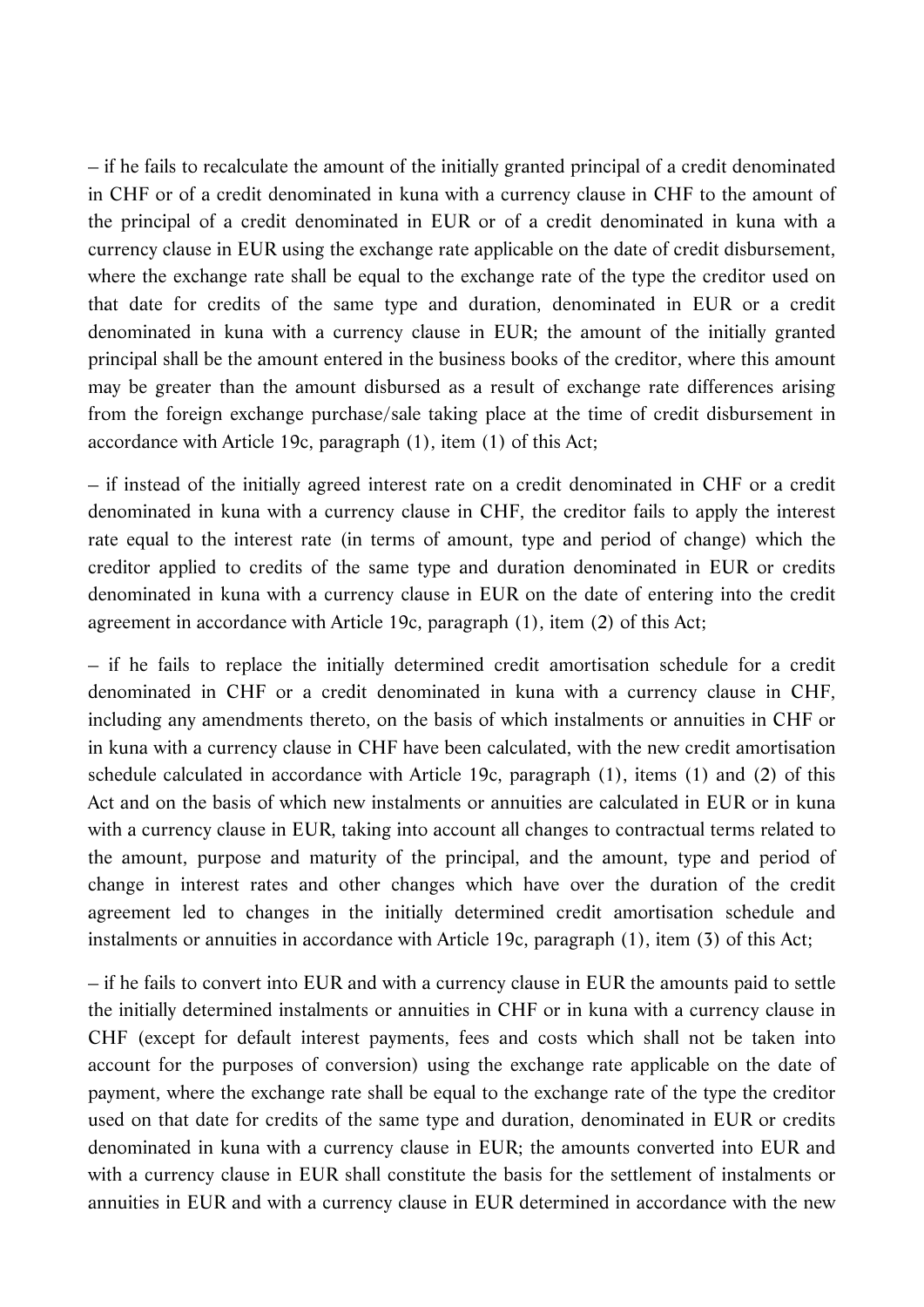– if he fails to recalculate the amount of the initially granted principal of a credit denominated in CHF or of a credit denominated in kuna with a currency clause in CHF to the amount of the principal of a credit denominated in EUR or of a credit denominated in kuna with a currency clause in EUR using the exchange rate applicable on the date of credit disbursement, where the exchange rate shall be equal to the exchange rate of the type the creditor used on that date for credits of the same type and duration, denominated in EUR or a credit denominated in kuna with a currency clause in EUR; the amount of the initially granted principal shall be the amount entered in the business books of the creditor, where this amount may be greater than the amount disbursed as a result of exchange rate differences arising from the foreign exchange purchase/sale taking place at the time of credit disbursement in accordance with Article 19c, paragraph (1), item (1) of this Act;

– if instead of the initially agreed interest rate on a credit denominated in CHF or a credit denominated in kuna with a currency clause in CHF, the creditor fails to apply the interest rate equal to the interest rate (in terms of amount, type and period of change) which the creditor applied to credits of the same type and duration denominated in EUR or credits denominated in kuna with a currency clause in EUR on the date of entering into the credit agreement in accordance with Article 19c, paragraph (1), item (2) of this Act;

– if he fails to replace the initially determined credit amortisation schedule for a credit denominated in CHF or a credit denominated in kuna with a currency clause in CHF, including any amendments thereto, on the basis of which instalments or annuities in CHF or in kuna with a currency clause in CHF have been calculated, with the new credit amortisation schedule calculated in accordance with Article 19c, paragraph (1), items (1) and (2) of this Act and on the basis of which new instalments or annuities are calculated in EUR or in kuna with a currency clause in EUR, taking into account all changes to contractual terms related to the amount, purpose and maturity of the principal, and the amount, type and period of change in interest rates and other changes which have over the duration of the credit agreement led to changes in the initially determined credit amortisation schedule and instalments or annuities in accordance with Article 19c, paragraph (1), item (3) of this Act;

– if he fails to convert into EUR and with a currency clause in EUR the amounts paid to settle the initially determined instalments or annuities in CHF or in kuna with a currency clause in CHF (except for default interest payments, fees and costs which shall not be taken into account for the purposes of conversion) using the exchange rate applicable on the date of payment, where the exchange rate shall be equal to the exchange rate of the type the creditor used on that date for credits of the same type and duration, denominated in EUR or credits denominated in kuna with a currency clause in EUR; the amounts converted into EUR and with a currency clause in EUR shall constitute the basis for the settlement of instalments or annuities in EUR and with a currency clause in EUR determined in accordance with the new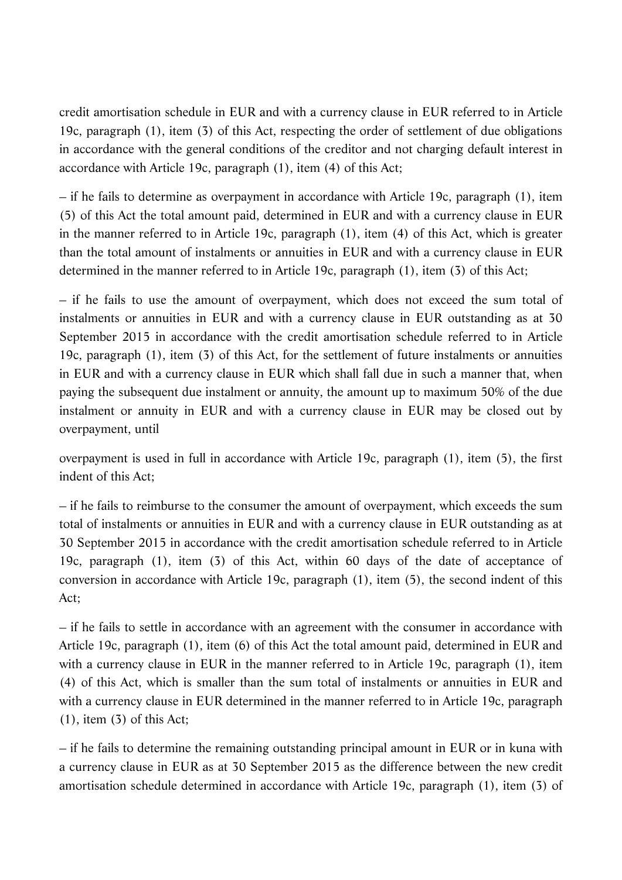credit amortisation schedule in EUR and with a currency clause in EUR referred to in Article 19c, paragraph (1), item (3) of this Act, respecting the order of settlement of due obligations in accordance with the general conditions of the creditor and not charging default interest in accordance with Article 19c, paragraph (1), item (4) of this Act;

– if he fails to determine as overpayment in accordance with Article 19c, paragraph (1), item (5) of this Act the total amount paid, determined in EUR and with a currency clause in EUR in the manner referred to in Article 19c, paragraph (1), item (4) of this Act, which is greater than the total amount of instalments or annuities in EUR and with a currency clause in EUR determined in the manner referred to in Article 19c, paragraph (1), item (3) of this Act;

– if he fails to use the amount of overpayment, which does not exceed the sum total of instalments or annuities in EUR and with a currency clause in EUR outstanding as at 30 September 2015 in accordance with the credit amortisation schedule referred to in Article 19c, paragraph (1), item (3) of this Act, for the settlement of future instalments or annuities in EUR and with a currency clause in EUR which shall fall due in such a manner that, when paying the subsequent due instalment or annuity, the amount up to maximum 50% of the due instalment or annuity in EUR and with a currency clause in EUR may be closed out by overpayment, until

overpayment is used in full in accordance with Article 19c, paragraph (1), item (5), the first indent of this Act;

– if he fails to reimburse to the consumer the amount of overpayment, which exceeds the sum total of instalments or annuities in EUR and with a currency clause in EUR outstanding as at 30 September 2015 in accordance with the credit amortisation schedule referred to in Article 19c, paragraph (1), item (3) of this Act, within 60 days of the date of acceptance of conversion in accordance with Article 19c, paragraph (1), item (5), the second indent of this Act;

– if he fails to settle in accordance with an agreement with the consumer in accordance with Article 19c, paragraph (1), item (6) of this Act the total amount paid, determined in EUR and with a currency clause in EUR in the manner referred to in Article 19c, paragraph (1), item (4) of this Act, which is smaller than the sum total of instalments or annuities in EUR and with a currency clause in EUR determined in the manner referred to in Article 19c, paragraph (1), item (3) of this Act;

– if he fails to determine the remaining outstanding principal amount in EUR or in kuna with a currency clause in EUR as at 30 September 2015 as the difference between the new credit amortisation schedule determined in accordance with Article 19c, paragraph (1), item (3) of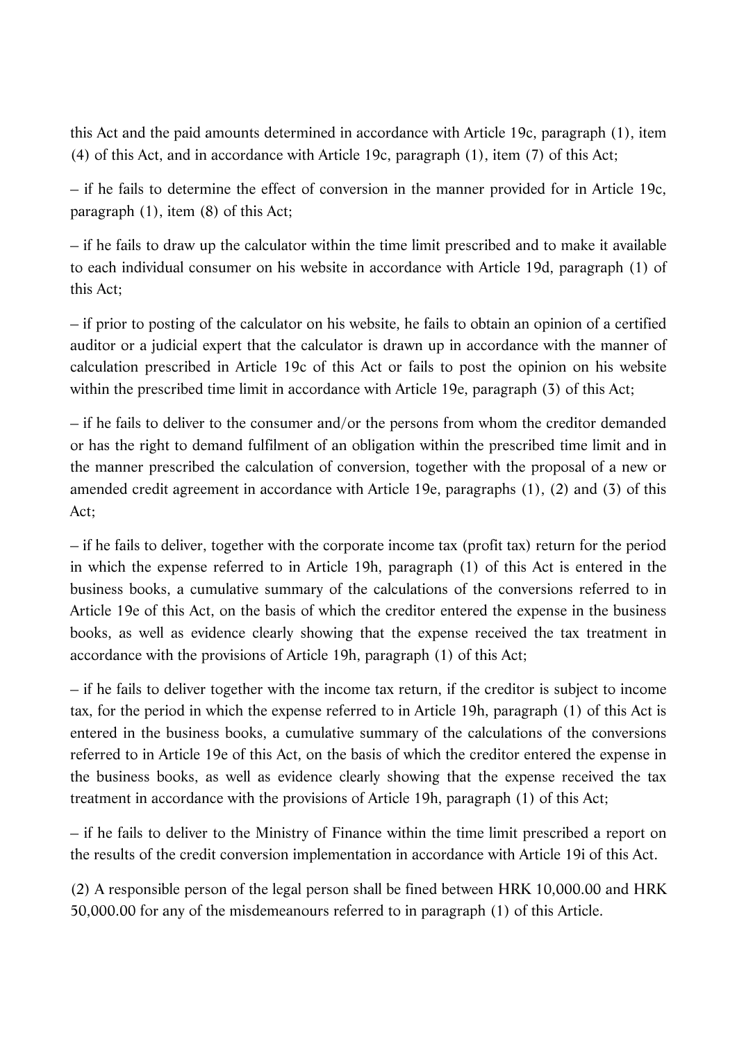this Act and the paid amounts determined in accordance with Article 19c, paragraph (1), item (4) of this Act, and in accordance with Article 19c, paragraph (1), item (7) of this Act;

– if he fails to determine the effect of conversion in the manner provided for in Article 19c, paragraph (1), item (8) of this Act;

– if he fails to draw up the calculator within the time limit prescribed and to make it available to each individual consumer on his website in accordance with Article 19d, paragraph (1) of this Act;

– if prior to posting of the calculator on his website, he fails to obtain an opinion of a certified auditor or a judicial expert that the calculator is drawn up in accordance with the manner of calculation prescribed in Article 19c of this Act or fails to post the opinion on his website within the prescribed time limit in accordance with Article 19e, paragraph (3) of this Act;

– if he fails to deliver to the consumer and/or the persons from whom the creditor demanded or has the right to demand fulfilment of an obligation within the prescribed time limit and in the manner prescribed the calculation of conversion, together with the proposal of a new or amended credit agreement in accordance with Article 19e, paragraphs (1), (2) and (3) of this Act;

– if he fails to deliver, together with the corporate income tax (profit tax) return for the period in which the expense referred to in Article 19h, paragraph (1) of this Act is entered in the business books, a cumulative summary of the calculations of the conversions referred to in Article 19e of this Act, on the basis of which the creditor entered the expense in the business books, as well as evidence clearly showing that the expense received the tax treatment in accordance with the provisions of Article 19h, paragraph (1) of this Act;

– if he fails to deliver together with the income tax return, if the creditor is subject to income tax, for the period in which the expense referred to in Article 19h, paragraph (1) of this Act is entered in the business books, a cumulative summary of the calculations of the conversions referred to in Article 19e of this Act, on the basis of which the creditor entered the expense in the business books, as well as evidence clearly showing that the expense received the tax treatment in accordance with the provisions of Article 19h, paragraph (1) of this Act;

– if he fails to deliver to the Ministry of Finance within the time limit prescribed a report on the results of the credit conversion implementation in accordance with Article 19i of this Act.

(2) A responsible person of the legal person shall be fined between HRK 10,000.00 and HRK 50,000.00 for any of the misdemeanours referred to in paragraph (1) of this Article.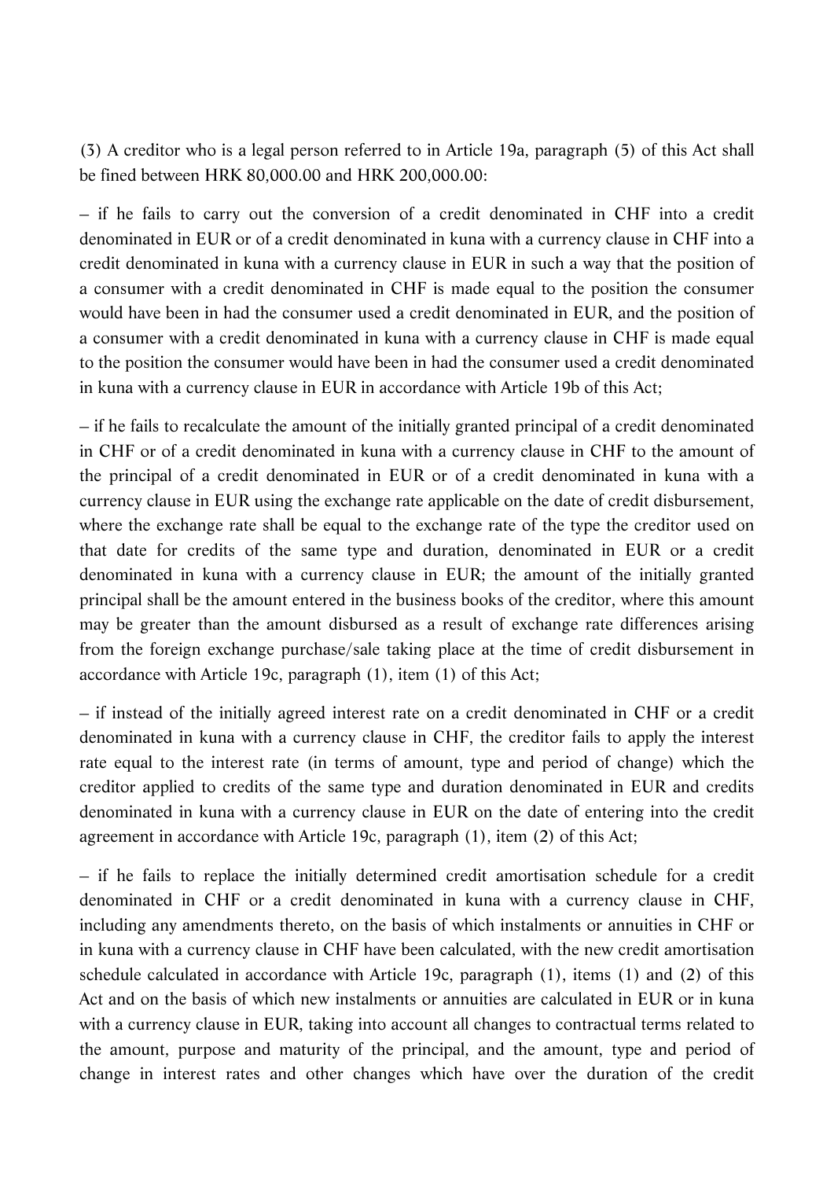(3) A creditor who is a legal person referred to in Article 19a, paragraph (5) of this Act shall be fined between HRK 80,000.00 and HRK 200,000.00:

– if he fails to carry out the conversion of a credit denominated in CHF into a credit denominated in EUR or of a credit denominated in kuna with a currency clause in CHF into a credit denominated in kuna with a currency clause in EUR in such a way that the position of a consumer with a credit denominated in CHF is made equal to the position the consumer would have been in had the consumer used a credit denominated in EUR, and the position of a consumer with a credit denominated in kuna with a currency clause in CHF is made equal to the position the consumer would have been in had the consumer used a credit denominated in kuna with a currency clause in EUR in accordance with Article 19b of this Act;

– if he fails to recalculate the amount of the initially granted principal of a credit denominated in CHF or of a credit denominated in kuna with a currency clause in CHF to the amount of the principal of a credit denominated in EUR or of a credit denominated in kuna with a currency clause in EUR using the exchange rate applicable on the date of credit disbursement, where the exchange rate shall be equal to the exchange rate of the type the creditor used on that date for credits of the same type and duration, denominated in EUR or a credit denominated in kuna with a currency clause in EUR; the amount of the initially granted principal shall be the amount entered in the business books of the creditor, where this amount may be greater than the amount disbursed as a result of exchange rate differences arising from the foreign exchange purchase/sale taking place at the time of credit disbursement in accordance with Article 19c, paragraph (1), item (1) of this Act;

– if instead of the initially agreed interest rate on a credit denominated in CHF or a credit denominated in kuna with a currency clause in CHF, the creditor fails to apply the interest rate equal to the interest rate (in terms of amount, type and period of change) which the creditor applied to credits of the same type and duration denominated in EUR and credits denominated in kuna with a currency clause in EUR on the date of entering into the credit agreement in accordance with Article 19c, paragraph (1), item (2) of this Act;

– if he fails to replace the initially determined credit amortisation schedule for a credit denominated in CHF or a credit denominated in kuna with a currency clause in CHF, including any amendments thereto, on the basis of which instalments or annuities in CHF or in kuna with a currency clause in CHF have been calculated, with the new credit amortisation schedule calculated in accordance with Article 19c, paragraph (1), items (1) and (2) of this Act and on the basis of which new instalments or annuities are calculated in EUR or in kuna with a currency clause in EUR, taking into account all changes to contractual terms related to the amount, purpose and maturity of the principal, and the amount, type and period of change in interest rates and other changes which have over the duration of the credit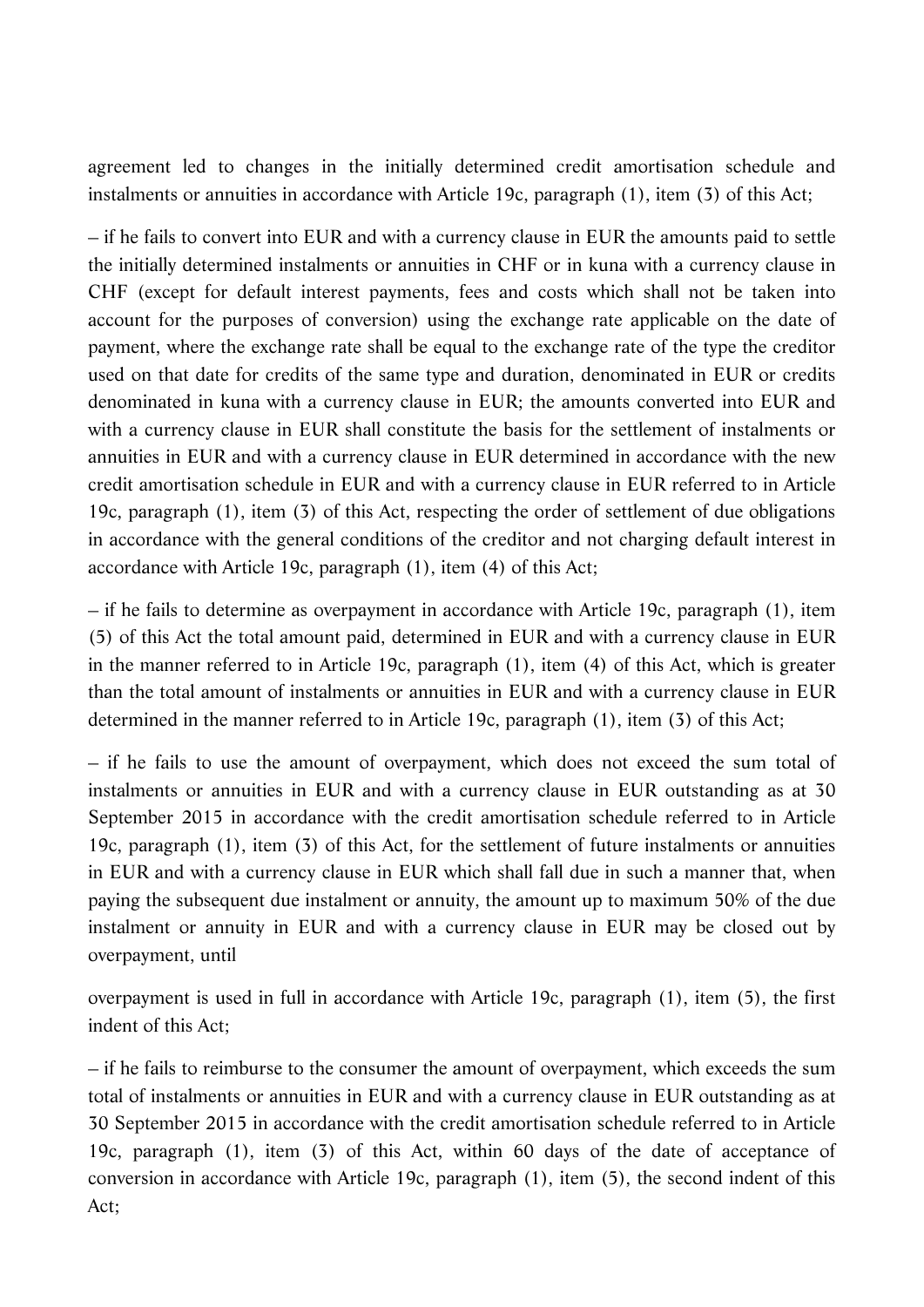agreement led to changes in the initially determined credit amortisation schedule and instalments or annuities in accordance with Article 19c, paragraph (1), item (3) of this Act;

– if he fails to convert into EUR and with a currency clause in EUR the amounts paid to settle the initially determined instalments or annuities in CHF or in kuna with a currency clause in CHF (except for default interest payments, fees and costs which shall not be taken into account for the purposes of conversion) using the exchange rate applicable on the date of payment, where the exchange rate shall be equal to the exchange rate of the type the creditor used on that date for credits of the same type and duration, denominated in EUR or credits denominated in kuna with a currency clause in EUR; the amounts converted into EUR and with a currency clause in EUR shall constitute the basis for the settlement of instalments or annuities in EUR and with a currency clause in EUR determined in accordance with the new credit amortisation schedule in EUR and with a currency clause in EUR referred to in Article 19c, paragraph (1), item (3) of this Act, respecting the order of settlement of due obligations in accordance with the general conditions of the creditor and not charging default interest in accordance with Article 19c, paragraph (1), item (4) of this Act;

– if he fails to determine as overpayment in accordance with Article 19c, paragraph (1), item (5) of this Act the total amount paid, determined in EUR and with a currency clause in EUR in the manner referred to in Article 19c, paragraph (1), item (4) of this Act, which is greater than the total amount of instalments or annuities in EUR and with a currency clause in EUR determined in the manner referred to in Article 19c, paragraph (1), item (3) of this Act;

– if he fails to use the amount of overpayment, which does not exceed the sum total of instalments or annuities in EUR and with a currency clause in EUR outstanding as at 30 September 2015 in accordance with the credit amortisation schedule referred to in Article 19c, paragraph (1), item (3) of this Act, for the settlement of future instalments or annuities in EUR and with a currency clause in EUR which shall fall due in such a manner that, when paying the subsequent due instalment or annuity, the amount up to maximum 50% of the due instalment or annuity in EUR and with a currency clause in EUR may be closed out by overpayment, until

overpayment is used in full in accordance with Article 19c, paragraph (1), item (5), the first indent of this Act;

– if he fails to reimburse to the consumer the amount of overpayment, which exceeds the sum total of instalments or annuities in EUR and with a currency clause in EUR outstanding as at 30 September 2015 in accordance with the credit amortisation schedule referred to in Article 19c, paragraph (1), item (3) of this Act, within 60 days of the date of acceptance of conversion in accordance with Article 19c, paragraph (1), item (5), the second indent of this Act;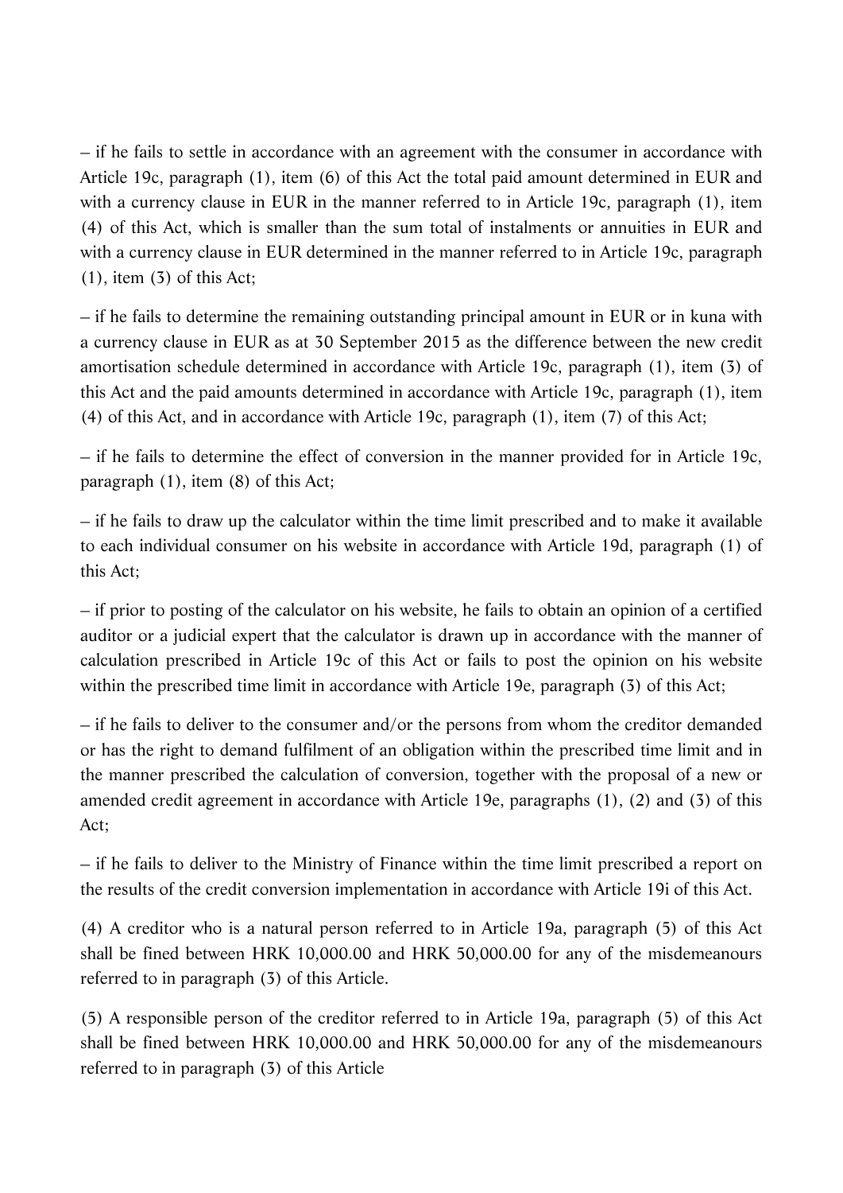– if he fails to settle in accordance with an agreement with the consumer in accordance with Article 19c, paragraph (1), item (6) of this Act the total paid amount determined in EUR and with a currency clause in EUR in the manner referred to in Article 19c, paragraph (1), item (4) of this Act, which is smaller than the sum total of instalments or annuities in EUR and with a currency clause in EUR determined in the manner referred to in Article 19c, paragraph (1), item (3) of this Act;

– if he fails to determine the remaining outstanding principal amount in EUR or in kuna with a currency clause in EUR as at 30 September 2015 as the difference between the new credit amortisation schedule determined in accordance with Article 19c, paragraph (1), item (3) of this Act and the paid amounts determined in accordance with Article 19c, paragraph (1), item (4) of this Act, and in accordance with Article 19c, paragraph (1), item (7) of this Act;

– if he fails to determine the effect of conversion in the manner provided for in Article 19c, paragraph (1), item (8) of this Act;

– if he fails to draw up the calculator within the time limit prescribed and to make it available to each individual consumer on his website in accordance with Article 19d, paragraph (1) of this Act;

– if prior to posting of the calculator on his website, he fails to obtain an opinion of a certified auditor or a judicial expert that the calculator is drawn up in accordance with the manner of calculation prescribed in Article 19c of this Act or fails to post the opinion on his website within the prescribed time limit in accordance with Article 19e, paragraph (3) of this Act;

– if he fails to deliver to the consumer and/or the persons from whom the creditor demanded or has the right to demand fulfilment of an obligation within the prescribed time limit and in the manner prescribed the calculation of conversion, together with the proposal of a new or amended credit agreement in accordance with Article 19e, paragraphs (1), (2) and (3) of this Act;

– if he fails to deliver to the Ministry of Finance within the time limit prescribed a report on the results of the credit conversion implementation in accordance with Article 19i of this Act.

(4) A creditor who is a natural person referred to in Article 19a, paragraph (5) of this Act shall be fined between HRK 10,000.00 and HRK 50,000.00 for any of the misdemeanours referred to in paragraph (3) of this Article.

(5) A responsible person of the creditor referred to in Article 19a, paragraph (5) of this Act shall be fined between HRK 10,000.00 and HRK 50,000.00 for any of the misdemeanours referred to in paragraph (3) of this Article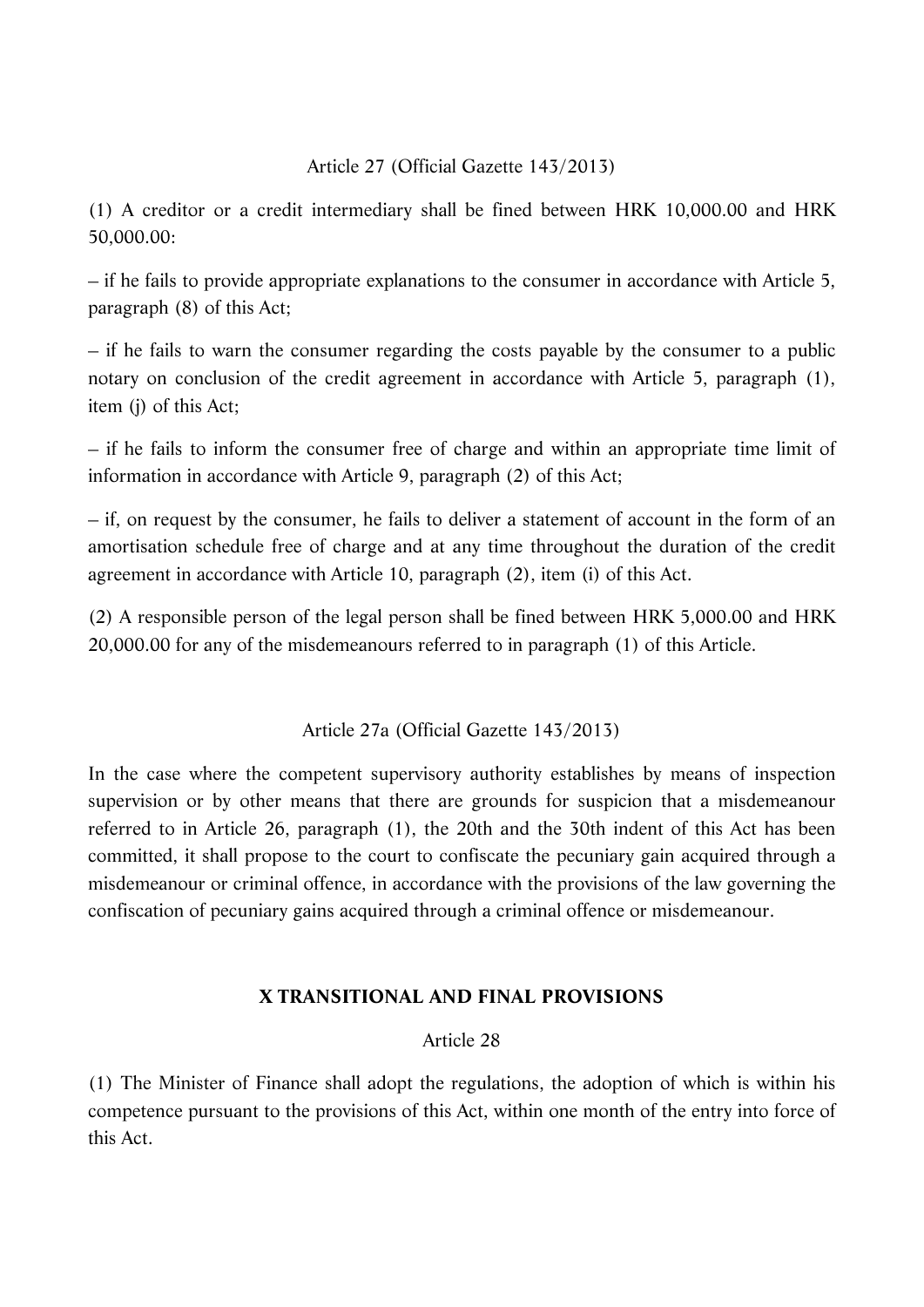Article 27 (Official Gazette 143/2013)

(1) A creditor or a credit intermediary shall be fined between HRK 10,000.00 and HRK 50,000.00:

– if he fails to provide appropriate explanations to the consumer in accordance with Article 5, paragraph (8) of this Act;

– if he fails to warn the consumer regarding the costs payable by the consumer to a public notary on conclusion of the credit agreement in accordance with Article 5, paragraph (1), item (j) of this Act;

– if he fails to inform the consumer free of charge and within an appropriate time limit of information in accordance with Article 9, paragraph (2) of this Act;

– if, on request by the consumer, he fails to deliver a statement of account in the form of an amortisation schedule free of charge and at any time throughout the duration of the credit agreement in accordance with Article 10, paragraph (2), item (i) of this Act.

(2) A responsible person of the legal person shall be fined between HRK 5,000.00 and HRK 20,000.00 for any of the misdemeanours referred to in paragraph (1) of this Article.

Article 27a (Official Gazette 143/2013)

In the case where the competent supervisory authority establishes by means of inspection supervision or by other means that there are grounds for suspicion that a misdemeanour referred to in Article 26, paragraph (1), the 20th and the 30th indent of this Act has been committed, it shall propose to the court to confiscate the pecuniary gain acquired through a misdemeanour or criminal offence, in accordance with the provisions of the law governing the confiscation of pecuniary gains acquired through a criminal offence or misdemeanour.

## X TRANSITIONAL AND FINAL PROVISIONS

Article 28

(1) The Minister of Finance shall adopt the regulations, the adoption of which is within his competence pursuant to the provisions of this Act, within one month of the entry into force of this Act.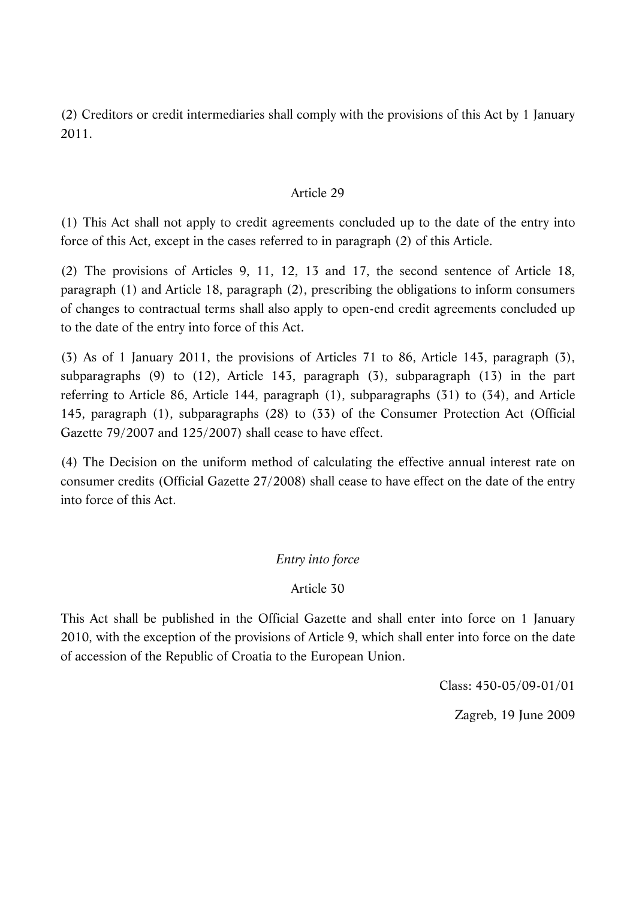(2) Creditors or credit intermediaries shall comply with the provisions of this Act by 1 January 2011.

Article 29

(1) This Act shall not apply to credit agreements concluded up to the date of the entry into force of this Act, except in the cases referred to in paragraph (2) of this Article.

(2) The provisions of Articles 9, 11, 12, 13 and 17, the second sentence of Article 18, paragraph (1) and Article 18, paragraph (2), prescribing the obligations to inform consumers of changes to contractual terms shall also apply to open-end credit agreements concluded up to the date of the entry into force of this Act.

(3) As of 1 January 2011, the provisions of Articles 71 to 86, Article 143, paragraph (3), subparagraphs (9) to (12), Article 143, paragraph (3), subparagraph (13) in the part referring to Article 86, Article 144, paragraph (1), subparagraphs (31) to (34), and Article 145, paragraph (1), subparagraphs (28) to (33) of the Consumer Protection Act (Official Gazette 79/2007 and 125/2007) shall cease to have effect.

(4) The Decision on the uniform method of calculating the effective annual interest rate on consumer credits (Official Gazette 27/2008) shall cease to have effect on the date of the entry into force of this Act.

*Entry into force*

Article 30

This Act shall be published in the Official Gazette and shall enter into force on 1 January 2010, with the exception of the provisions of Article 9, which shall enter into force on the date of accession of the Republic of Croatia to the European Union.

Class: 450-05/09-01/01

Zagreb, 19 June 2009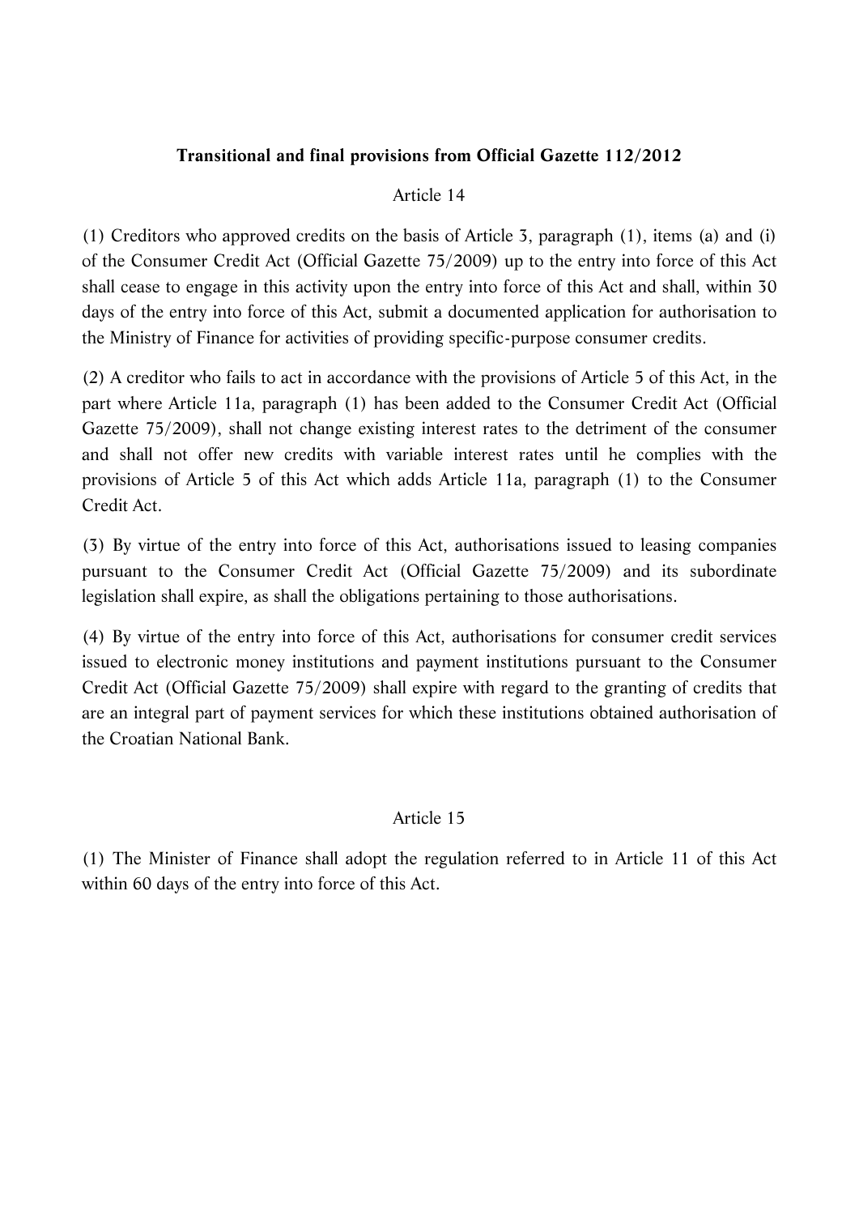**Transitional and final provisions from Official Gazette 112/2012**

Article 14

(1) Creditors who approved credits on the basis of Article 3, paragraph (1), items (a) and (i) of the Consumer Credit Act (Official Gazette 75/2009) up to the entry into force of this Act shall cease to engage in this activity upon the entry into force of this Act and shall, within 30 days of the entry into force of this Act, submit a documented application for authorisation to the Ministry of Finance for activities of providing specific-purpose consumer credits.

(2) A creditor who fails to act in accordance with the provisions of Article 5 of this Act, in the part where Article 11a, paragraph (1) has been added to the Consumer Credit Act (Official Gazette 75/2009), shall not change existing interest rates to the detriment of the consumer and shall not offer new credits with variable interest rates until he complies with the provisions of Article 5 of this Act which adds Article 11a, paragraph (1) to the Consumer Credit Act.

(3) By virtue of the entry into force of this Act, authorisations issued to leasing companies pursuant to the Consumer Credit Act (Official Gazette 75/2009) and its subordinate legislation shall expire, as shall the obligations pertaining to those authorisations.

(4) By virtue of the entry into force of this Act, authorisations for consumer credit services issued to electronic money institutions and payment institutions pursuant to the Consumer Credit Act (Official Gazette 75/2009) shall expire with regard to the granting of credits that are an integral part of payment services for which these institutions obtained authorisation of the Croatian National Bank.

Article 15

(1) The Minister of Finance shall adopt the regulation referred to in Article 11 of this Act within 60 days of the entry into force of this Act.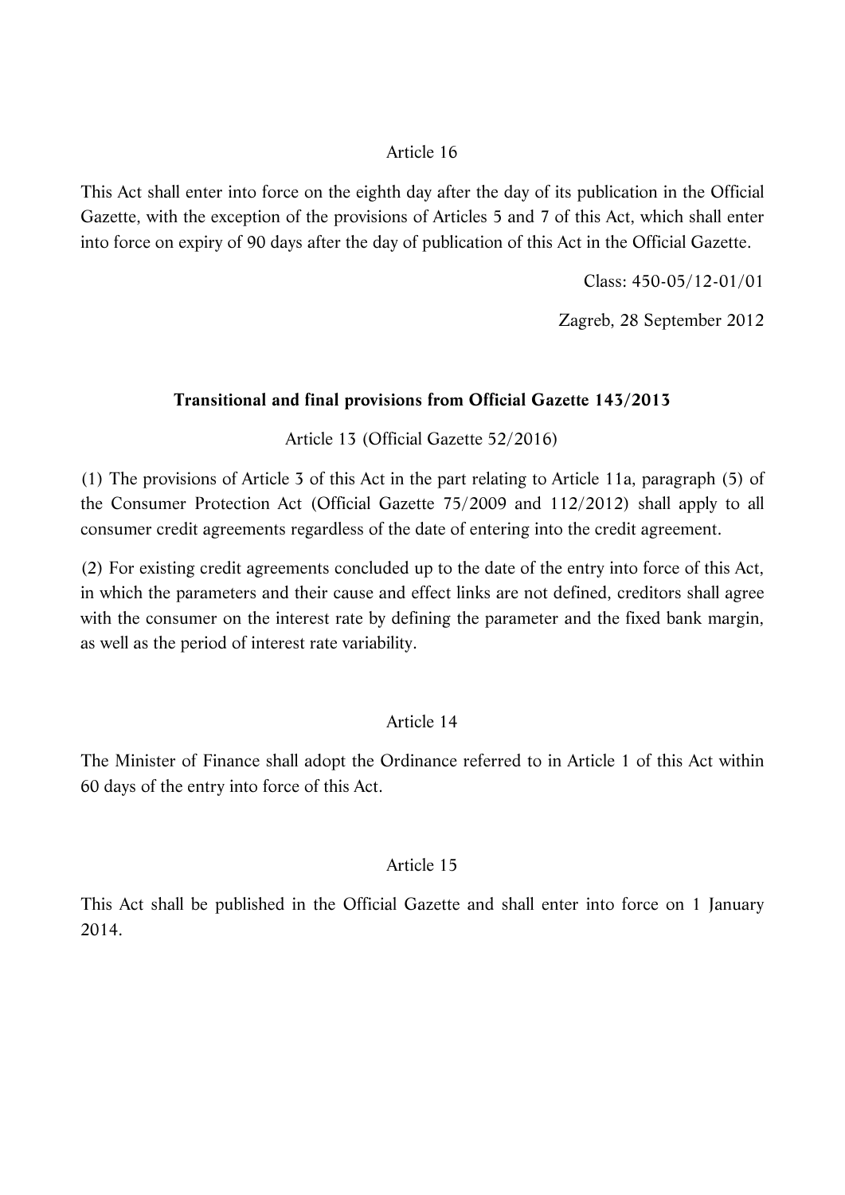Article 16

This Act shall enter into force on the eighth day after the day of its publication in the Official Gazette, with the exception of the provisions of Articles 5 and 7 of this Act, which shall enter into force on expiry of 90 days after the day of publication of this Act in the Official Gazette.

Class: 450-05/12-01/01

Zagreb, 28 September 2012

**Transitional and final provisions from Official Gazette 143/2013**

Article 13 (Official Gazette 52/2016)

(1) The provisions of Article 3 of this Act in the part relating to Article 11a, paragraph (5) of the Consumer Protection Act (Official Gazette 75/2009 and 112/2012) shall apply to all consumer credit agreements regardless of the date of entering into the credit agreement.

(2) For existing credit agreements concluded up to the date of the entry into force of this Act, in which the parameters and their cause and effect links are not defined, creditors shall agree with the consumer on the interest rate by defining the parameter and the fixed bank margin, as well as the period of interest rate variability.

Article 14

The Minister of Finance shall adopt the Ordinance referred to in Article 1 of this Act within 60 days of the entry into force of this Act.

Article 15

This Act shall be published in the Official Gazette and shall enter into force on 1 January 2014.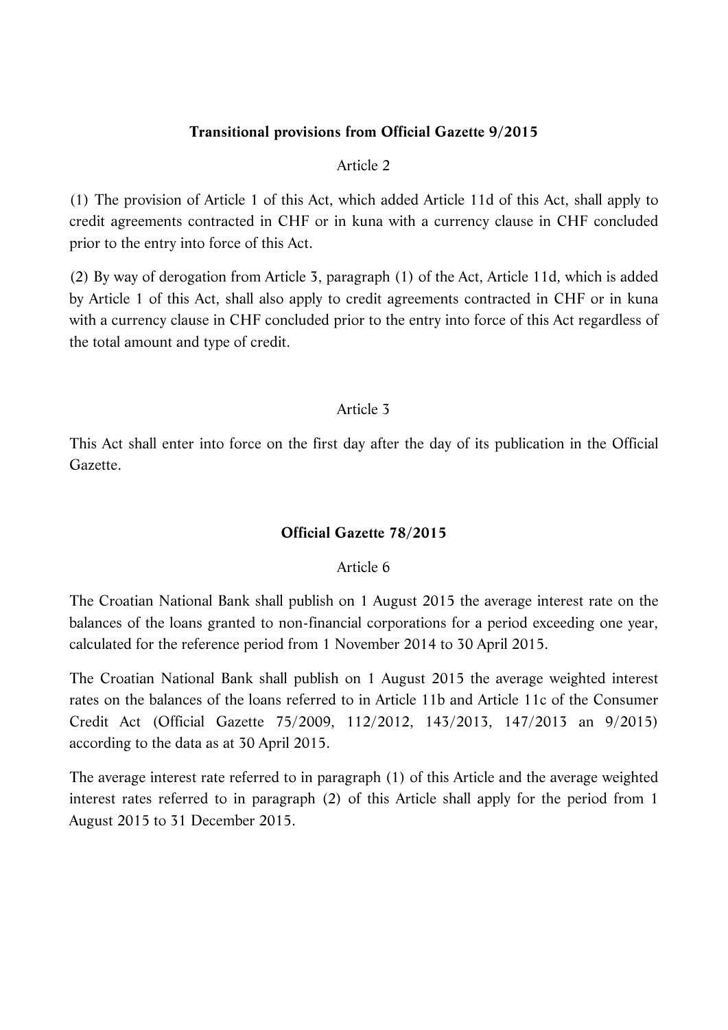**Transitional provisions from Official Gazette 9/2015**

Article 2

(1) The provision of Article 1 of this Act, which added Article 11d of this Act, shall apply to credit agreements contracted in CHF or in kuna with a currency clause in CHF concluded prior to the entry into force of this Act.

(2) By way of derogation from Article 3, paragraph (1) of the Act, Article 11d, which is added by Article 1 of this Act, shall also apply to credit agreements contracted in CHF or in kuna with a currency clause in CHF concluded prior to the entry into force of this Act regardless of the total amount and type of credit.

Article 3

This Act shall enter into force on the first day after the day of its publication in the Official Gazette.

**Official Gazette 78/2015**

Article 6

The Croatian National Bank shall publish on 1 August 2015 the average interest rate on the balances of the loans granted to non-financial corporations for a period exceeding one year, calculated for the reference period from 1 November 2014 to 30 April 2015.

The Croatian National Bank shall publish on 1 August 2015 the average weighted interest rates on the balances of the loans referred to in Article 11b and Article 11c of the Consumer Credit Act (Official Gazette 75/2009, 112/2012, 143/2013, 147/2013 an 9/2015) according to the data as at 30 April 2015.

The average interest rate referred to in paragraph (1) of this Article and the average weighted interest rates referred to in paragraph (2) of this Article shall apply for the period from 1 August 2015 to 31 December 2015.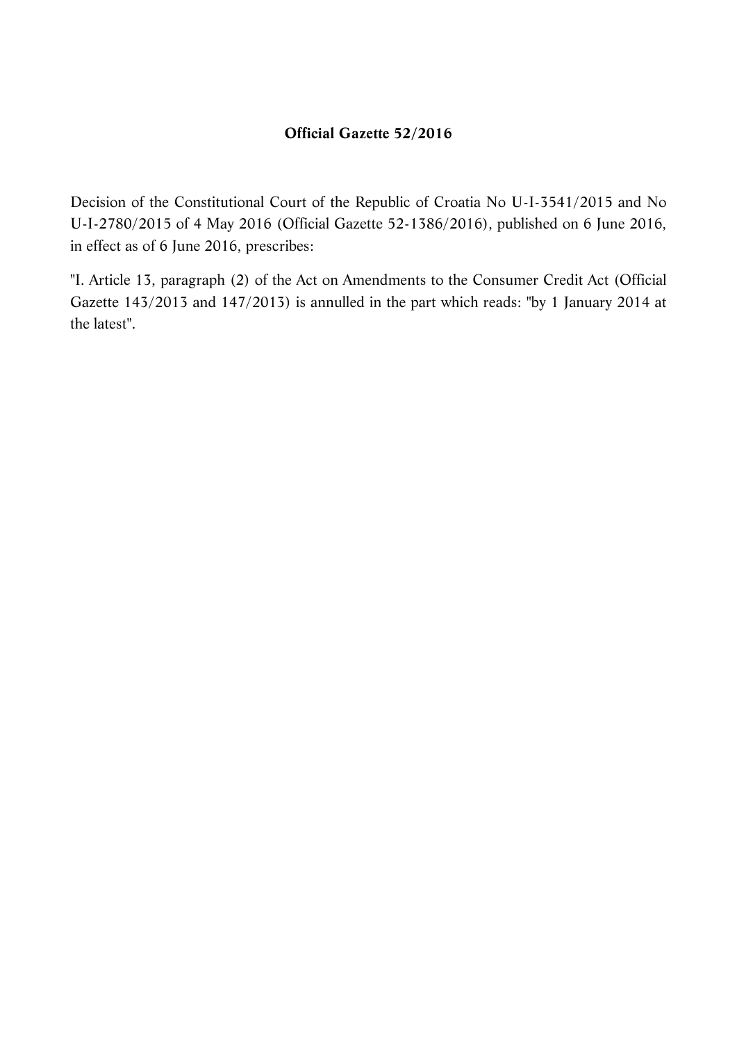**Official Gazette 52/2016**

Decision of the Constitutional Court of the Republic of Croatia No U-I-3541/2015 and No U-I-2780/2015 of 4 May 2016 (Official Gazette 52-1386/2016), published on 6 June 2016, in effect as of 6 June 2016, prescribes:

"I. Article 13, paragraph (2) of the Act on Amendments to the Consumer Credit Act (Official Gazette 143/2013 and 147/2013) is annulled in the part which reads: "by 1 January 2014 at the latest".